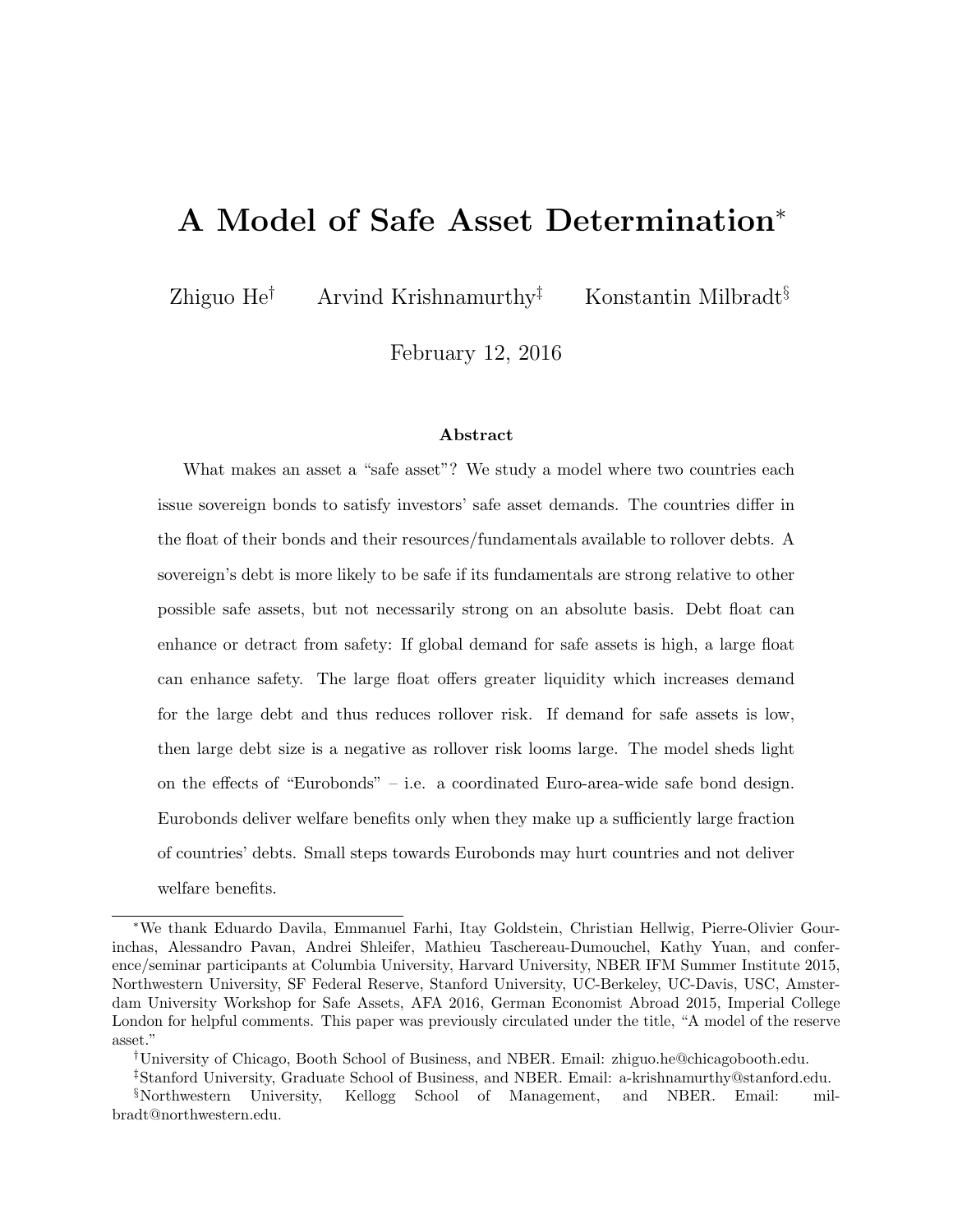# A Model of Safe Asset Determination*

Zhiguo He† Arvind Krishnamurthy‡ Konstantin Milbradt§

February 12, 2016

### Abstract

What makes an asset a "safe asset"? We study a model where two countries each issue sovereign bonds to satisfy investors' safe asset demands. The countries differ in the float of their bonds and their resources/fundamentals available to rollover debts. A sovereign's debt is more likely to be safe if its fundamentals are strong relative to other possible safe assets, but not necessarily strong on an absolute basis. Debt float can enhance or detract from safety: If global demand for safe assets is high, a large float can enhance safety. The large float offers greater liquidity which increases demand for the large debt and thus reduces rollover risk. If demand for safe assets is low, then large debt size is a negative as rollover risk looms large. The model sheds light on the effects of "Eurobonds" – i.e. a coordinated Euro-area-wide safe bond design. Eurobonds deliver welfare benefits only when they make up a sufficiently large fraction of countries' debts. Small steps towards Eurobonds may hurt countries and not deliver welfare benefits.

---

*We thank Eduardo Davila, Emmanuel Farhi, Itay Goldstein, Christian Hellwig, Pierre-Olivier Gourinchas, Alessandro Pavan, Andrei Shleifer, Mathieu Taschereau-Dumouchel, Kathy Yuan, and conference/seminar participants at Columbia University, Harvard University, NBER IFM Summer Institute 2015, Northwestern University, SF Federal Reserve, Stanford University, UC-Berkeley, UC-Davis, USC, Amsterdam University Workshop for Safe Assets, AFA 2016, German Economist Abroad 2015, Imperial College London for helpful comments. This paper was previously circulated under the title, "A model of the reserve asset."

†University of Chicago, Booth School of Business, and NBER. Email: zhiguo.he@chicagobooth.edu.

‡Stanford University, Graduate School of Business, and NBER. Email: a-krishnamurthy@stanford.edu.

§Northwestern University, Kellogg School of Management, and NBER. Email: milbradt@northwestern.edu.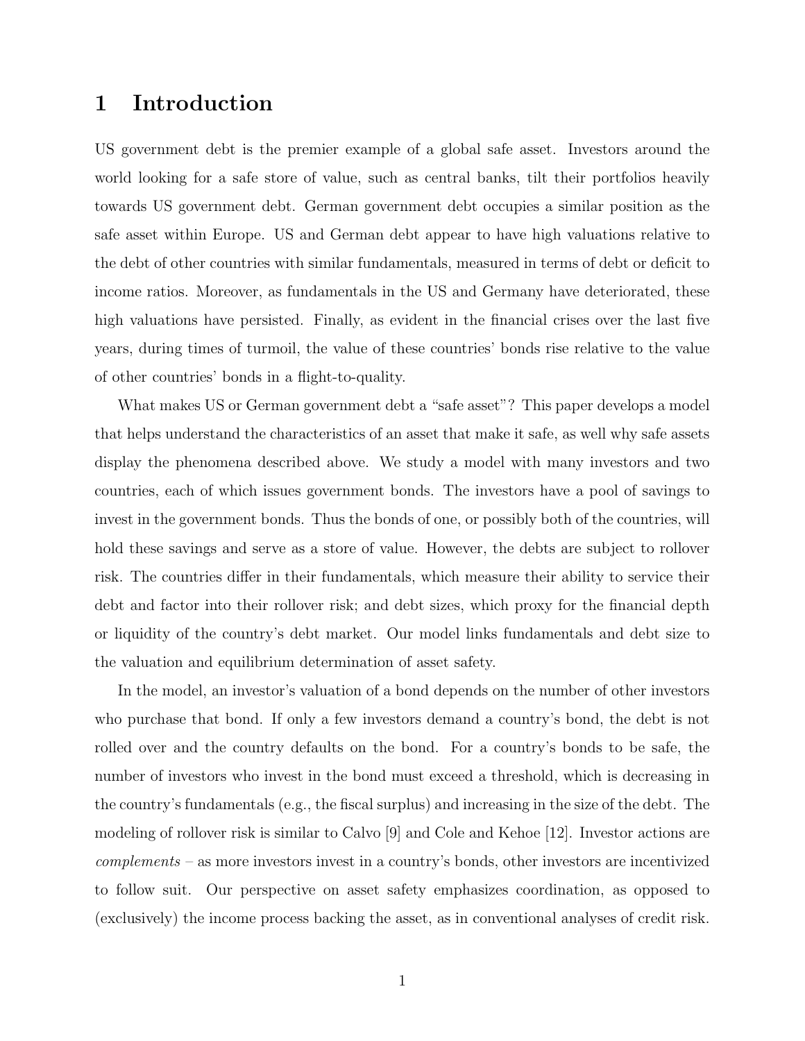# 1 Introduction

US government debt is the premier example of a global safe asset. Investors around the world looking for a safe store of value, such as central banks, tilt their portfolios heavily towards US government debt. German government debt occupies a similar position as the safe asset within Europe. US and German debt appear to have high valuations relative to the debt of other countries with similar fundamentals, measured in terms of debt or deficit to income ratios. Moreover, as fundamentals in the US and Germany have deteriorated, these high valuations have persisted. Finally, as evident in the financial crises over the last five years, during times of turmoil, the value of these countries' bonds rise relative to the value of other countries' bonds in a flight-to-quality.

What makes US or German government debt a "safe asset"? This paper develops a model that helps understand the characteristics of an asset that make it safe, as well why safe assets display the phenomena described above. We study a model with many investors and two countries, each of which issues government bonds. The investors have a pool of savings to invest in the government bonds. Thus the bonds of one, or possibly both of the countries, will hold these savings and serve as a store of value. However, the debts are subject to rollover risk. The countries differ in their fundamentals, which measure their ability to service their debt and factor into their rollover risk; and debt sizes, which proxy for the financial depth or liquidity of the country's debt market. Our model links fundamentals and debt size to the valuation and equilibrium determination of asset safety.

In the model, an investor's valuation of a bond depends on the number of other investors who purchase that bond. If only a few investors demand a country's bond, the debt is not rolled over and the country defaults on the bond. For a country's bonds to be safe, the number of investors who invest in the bond must exceed a threshold, which is decreasing in the country's fundamentals (e.g., the fiscal surplus) and increasing in the size of the debt. The modeling of rollover risk is similar to Calvo [9] and Cole and Kehoe [12]. Investor actions are *complements* – as more investors invest in a country's bonds, other investors are incentivized to follow suit. Our perspective on asset safety emphasizes coordination, as opposed to (exclusively) the income process backing the asset, as in conventional analyses of credit risk.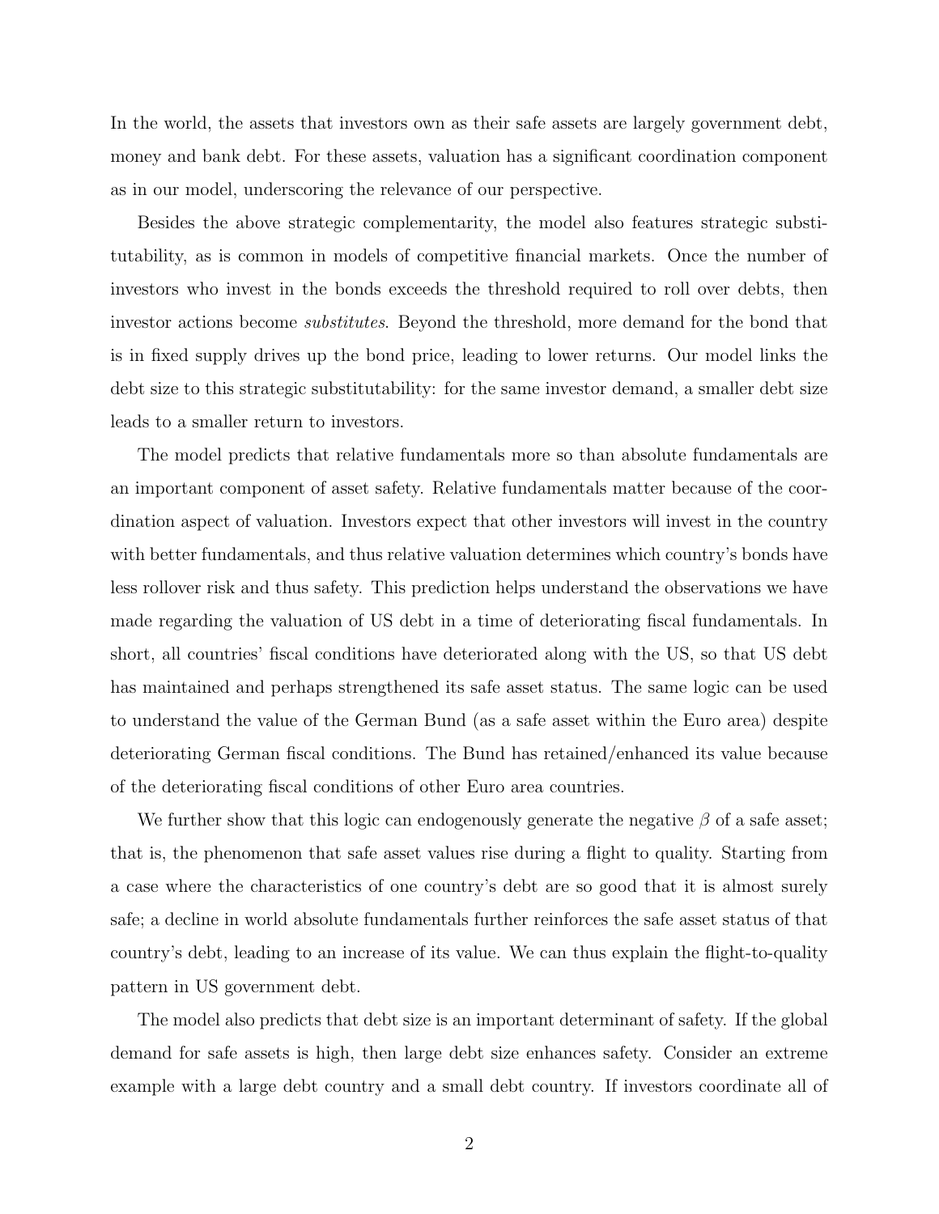In the world, the assets that investors own as their safe assets are largely government debt, money and bank debt. For these assets, valuation has a significant coordination component as in our model, underscoring the relevance of our perspective.

Besides the above strategic complementarity, the model also features strategic substitutability, as is common in models of competitive financial markets. Once the number of investors who invest in the bonds exceeds the threshold required to roll over debts, then investor actions become *substitutes*. Beyond the threshold, more demand for the bond that is in fixed supply drives up the bond price, leading to lower returns. Our model links the debt size to this strategic substitutability: for the same investor demand, a smaller debt size leads to a smaller return to investors.

The model predicts that relative fundamentals more so than absolute fundamentals are an important component of asset safety. Relative fundamentals matter because of the coordination aspect of valuation. Investors expect that other investors will invest in the country with better fundamentals, and thus relative valuation determines which country's bonds have less rollover risk and thus safety. This prediction helps understand the observations we have made regarding the valuation of US debt in a time of deteriorating fiscal fundamentals. In short, all countries' fiscal conditions have deteriorated along with the US, so that US debt has maintained and perhaps strengthened its safe asset status. The same logic can be used to understand the value of the German Bund (as a safe asset within the Euro area) despite deteriorating German fiscal conditions. The Bund has retained/enhanced its value because of the deteriorating fiscal conditions of other Euro area countries.

We further show that this logic can endogenously generate the negative $\beta$ of a safe asset; that is, the phenomenon that safe asset values rise during a flight to quality. Starting from a case where the characteristics of one country's debt are so good that it is almost surely safe; a decline in world absolute fundamentals further reinforces the safe asset status of that country's debt, leading to an increase of its value. We can thus explain the flight-to-quality pattern in US government debt.

The model also predicts that debt size is an important determinant of safety. If the global demand for safe assets is high, then large debt size enhances safety. Consider an extreme example with a large debt country and a small debt country. If investors coordinate all of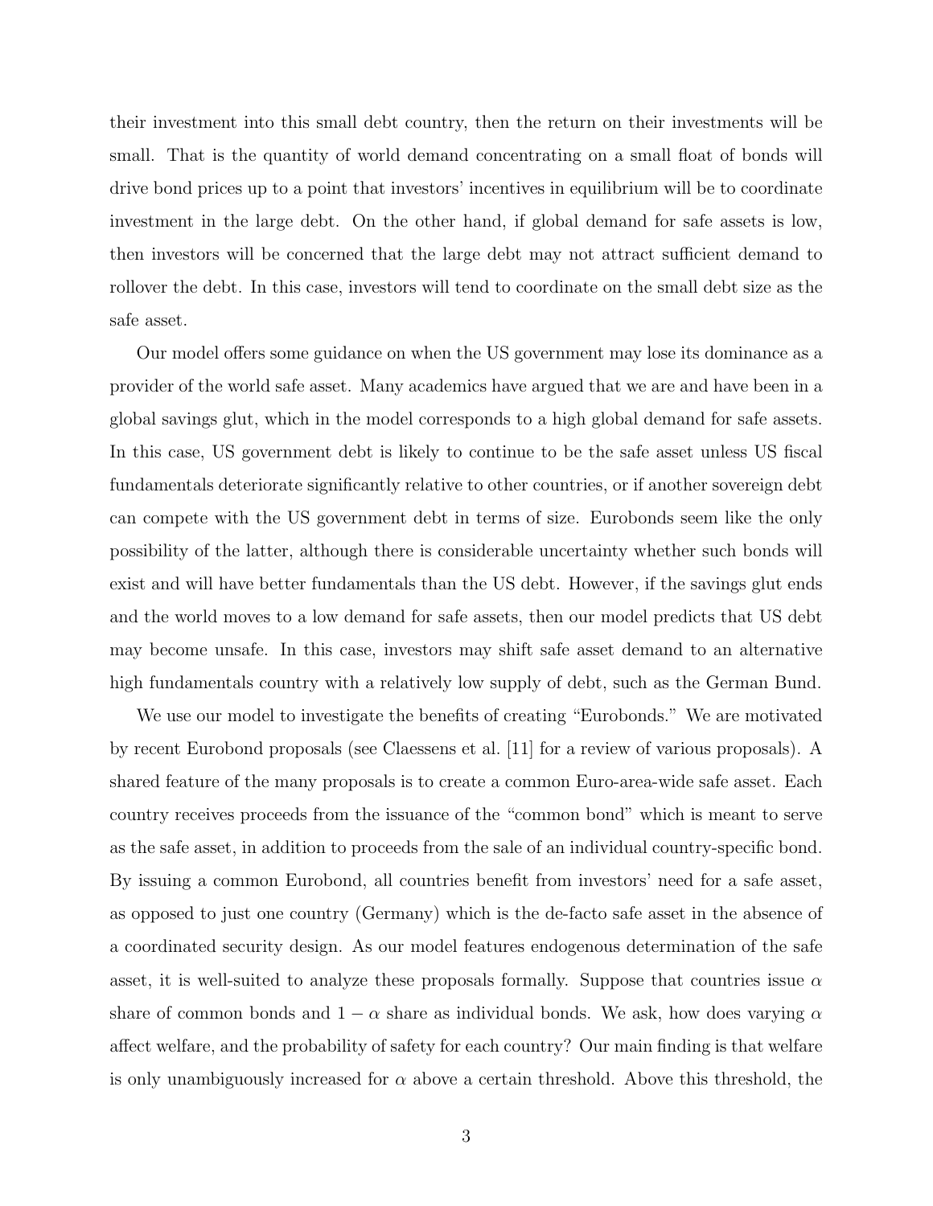their investment into this small debt country, then the return on their investments will be small. That is the quantity of world demand concentrating on a small float of bonds will drive bond prices up to a point that investors' incentives in equilibrium will be to coordinate investment in the large debt. On the other hand, if global demand for safe assets is low, then investors will be concerned that the large debt may not attract sufficient demand to rollover the debt. In this case, investors will tend to coordinate on the small debt size as the safe asset.

Our model offers some guidance on when the US government may lose its dominance as a provider of the world safe asset. Many academics have argued that we are and have been in a global savings glut, which in the model corresponds to a high global demand for safe assets. In this case, US government debt is likely to continue to be the safe asset unless US fiscal fundamentals deteriorate significantly relative to other countries, or if another sovereign debt can compete with the US government debt in terms of size. Eurobonds seem like the only possibility of the latter, although there is considerable uncertainty whether such bonds will exist and will have better fundamentals than the US debt. However, if the savings glut ends and the world moves to a low demand for safe assets, then our model predicts that US debt may become unsafe. In this case, investors may shift safe asset demand to an alternative high fundamentals country with a relatively low supply of debt, such as the German Bund.

We use our model to investigate the benefits of creating "Eurobonds." We are motivated by recent Eurobond proposals (see Claessens et al. [11] for a review of various proposals). A shared feature of the many proposals is to create a common Euro-area-wide safe asset. Each country receives proceeds from the issuance of the "common bond" which is meant to serve as the safe asset, in addition to proceeds from the sale of an individual country-specific bond. By issuing a common Eurobond, all countries benefit from investors' need for a safe asset, as opposed to just one country (Germany) which is the de-facto safe asset in the absence of a coordinated security design. As our model features endogenous determination of the safe asset, it is well-suited to analyze these proposals formally. Suppose that countries issue $\alpha$ share of common bonds and $1 - \alpha$ share as individual bonds. We ask, how does varying $\alpha$ affect welfare, and the probability of safety for each country? Our main finding is that welfare is only unambiguously increased for $\alpha$ above a certain threshold. Above this threshold, the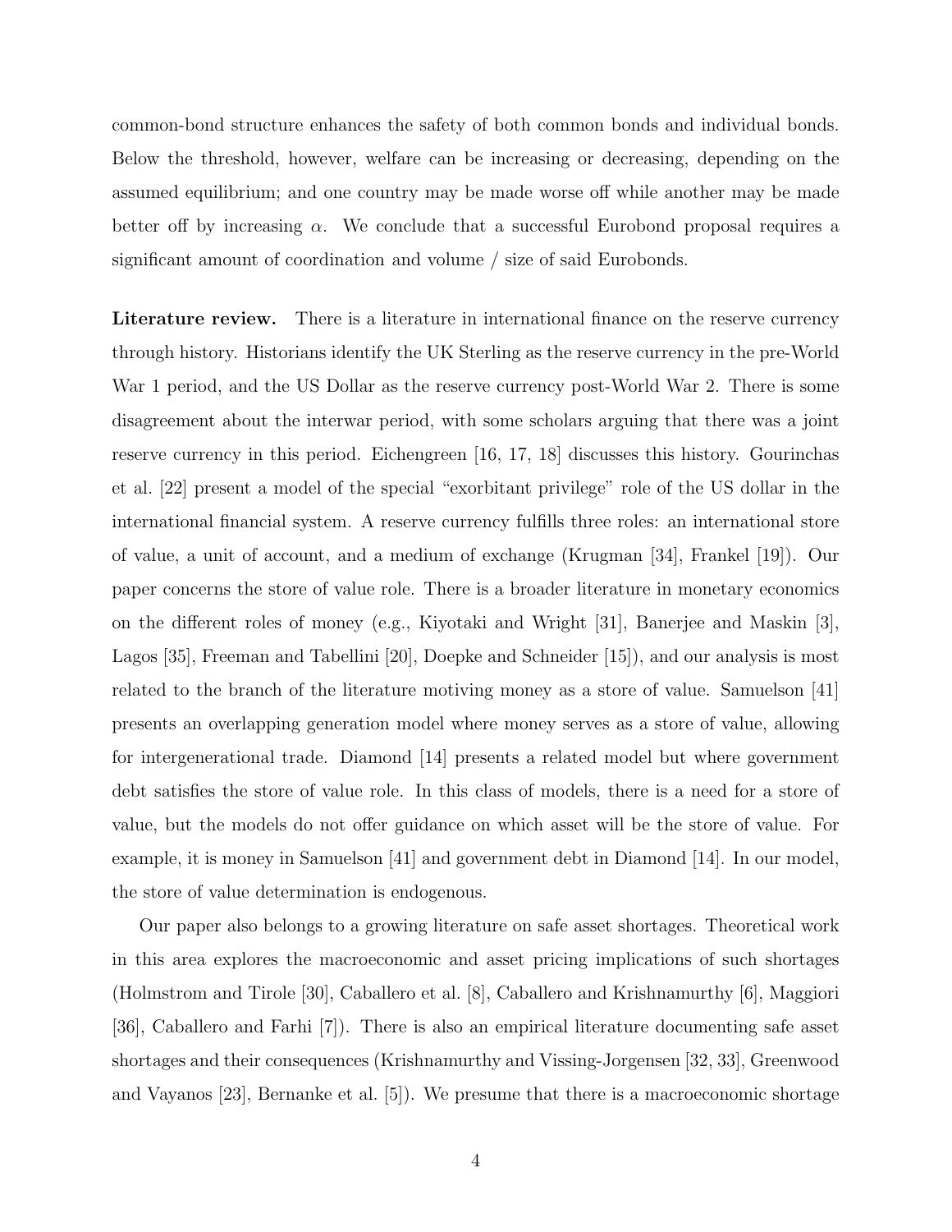common-bond structure enhances the safety of both common bonds and individual bonds. Below the threshold, however, welfare can be increasing or decreasing, depending on the assumed equilibrium; and one country may be made worse off while another may be made better off by increasing $\alpha$. We conclude that a successful Eurobond proposal requires a significant amount of coordination and volume / size of said Eurobonds.

**Literature review.** There is a literature in international finance on the reserve currency through history. Historians identify the UK Sterling as the reserve currency in the pre-World War 1 period, and the US Dollar as the reserve currency post-World War 2. There is some disagreement about the interwar period, with some scholars arguing that there was a joint reserve currency in this period. Eichengreen [16, 17, 18] discusses this history. Gourinchas et al. [22] present a model of the special "exorbitant privilege" role of the US dollar in the international financial system. A reserve currency fulfills three roles: an international store of value, a unit of account, and a medium of exchange (Krugman [34], Frankel [19]). Our paper concerns the store of value role. There is a broader literature in monetary economics on the different roles of money (e.g., Kiyotaki and Wright [31], Banerjee and Maskin [3], Lagos [35], Freeman and Tabellini [20], Doepke and Schneider [15]), and our analysis is most related to the branch of the literature motiving money as a store of value. Samuelson [41] presents an overlapping generation model where money serves as a store of value, allowing for intergenerational trade. Diamond [14] presents a related model but where government debt satisfies the store of value role. In this class of models, there is a need for a store of value, but the models do not offer guidance on which asset will be the store of value. For example, it is money in Samuelson [41] and government debt in Diamond [14]. In our model, the store of value determination is endogenous.

Our paper also belongs to a growing literature on safe asset shortages. Theoretical work in this area explores the macroeconomic and asset pricing implications of such shortages (Holmstrom and Tirole [30], Caballero et al. [8], Caballero and Krishnamurthy [6], Maggiori [36], Caballero and Farhi [7]). There is also an empirical literature documenting safe asset shortages and their consequences (Krishnamurthy and Vissing-Jorgensen [32, 33], Greenwood and Vayanos [23], Bernanke et al. [5]). We presume that there is a macroeconomic shortage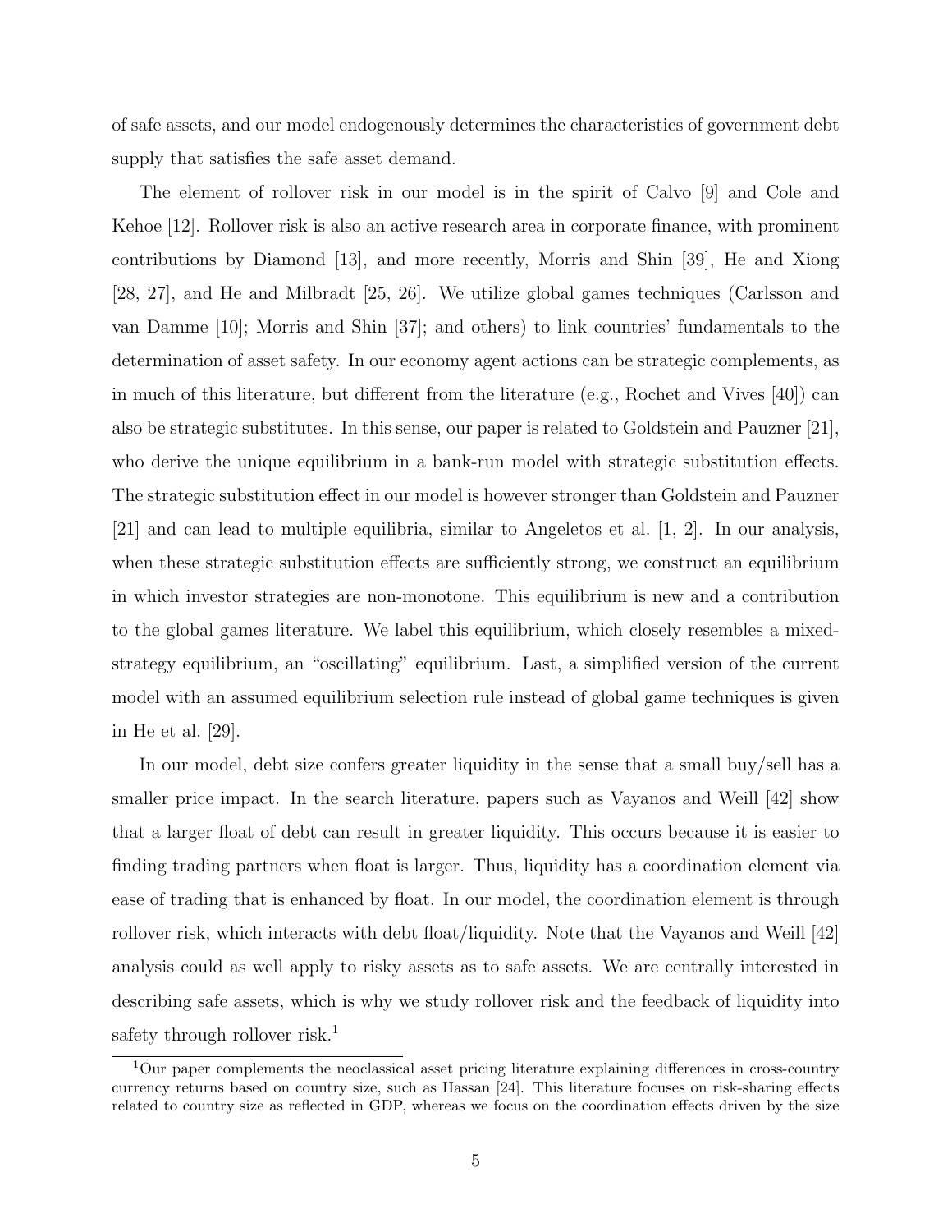of safe assets, and our model endogenously determines the characteristics of government debt supply that satisfies the safe asset demand.

The element of rollover risk in our model is in the spirit of Calvo [9] and Cole and Kehoe [12]. Rollover risk is also an active research area in corporate finance, with prominent contributions by Diamond [13], and more recently, Morris and Shin [39], He and Xiong [28, 27], and He and Milbradt [25, 26]. We utilize global games techniques (Carlsson and van Damme [10]; Morris and Shin [37]; and others) to link countries' fundamentals to the determination of asset safety. In our economy agent actions can be strategic complements, as in much of this literature, but different from the literature (e.g., Rochet and Vives [40]) can also be strategic substitutes. In this sense, our paper is related to Goldstein and Pauzner [21], who derive the unique equilibrium in a bank-run model with strategic substitution effects. The strategic substitution effect in our model is however stronger than Goldstein and Pauzner [21] and can lead to multiple equilibria, similar to Angeletos et al. [1, 2]. In our analysis, when these strategic substitution effects are sufficiently strong, we construct an equilibrium in which investor strategies are non-monotone. This equilibrium is new and a contribution to the global games literature. We label this equilibrium, which closely resembles a mixed-strategy equilibrium, an "oscillating" equilibrium. Last, a simplified version of the current model with an assumed equilibrium selection rule instead of global game techniques is given in He et al. [29].

In our model, debt size confers greater liquidity in the sense that a small buy/sell has a smaller price impact. In the search literature, papers such as Vayanos and Weill [42] show that a larger float of debt can result in greater liquidity. This occurs because it is easier to finding trading partners when float is larger. Thus, liquidity has a coordination element via ease of trading that is enhanced by float. In our model, the coordination element is through rollover risk, which interacts with debt float/liquidity. Note that the Vayanos and Weill [42] analysis could as well apply to risky assets as to safe assets. We are centrally interested in describing safe assets, which is why we study rollover risk and the feedback of liquidity into safety through rollover risk.[1]

[1]Our paper complements the neoclassical asset pricing literature explaining differences in cross-country currency returns based on country size, such as Hassan [24]. This literature focuses on risk-sharing effects related to country size as reflected in GDP, whereas we focus on the coordination effects driven by the size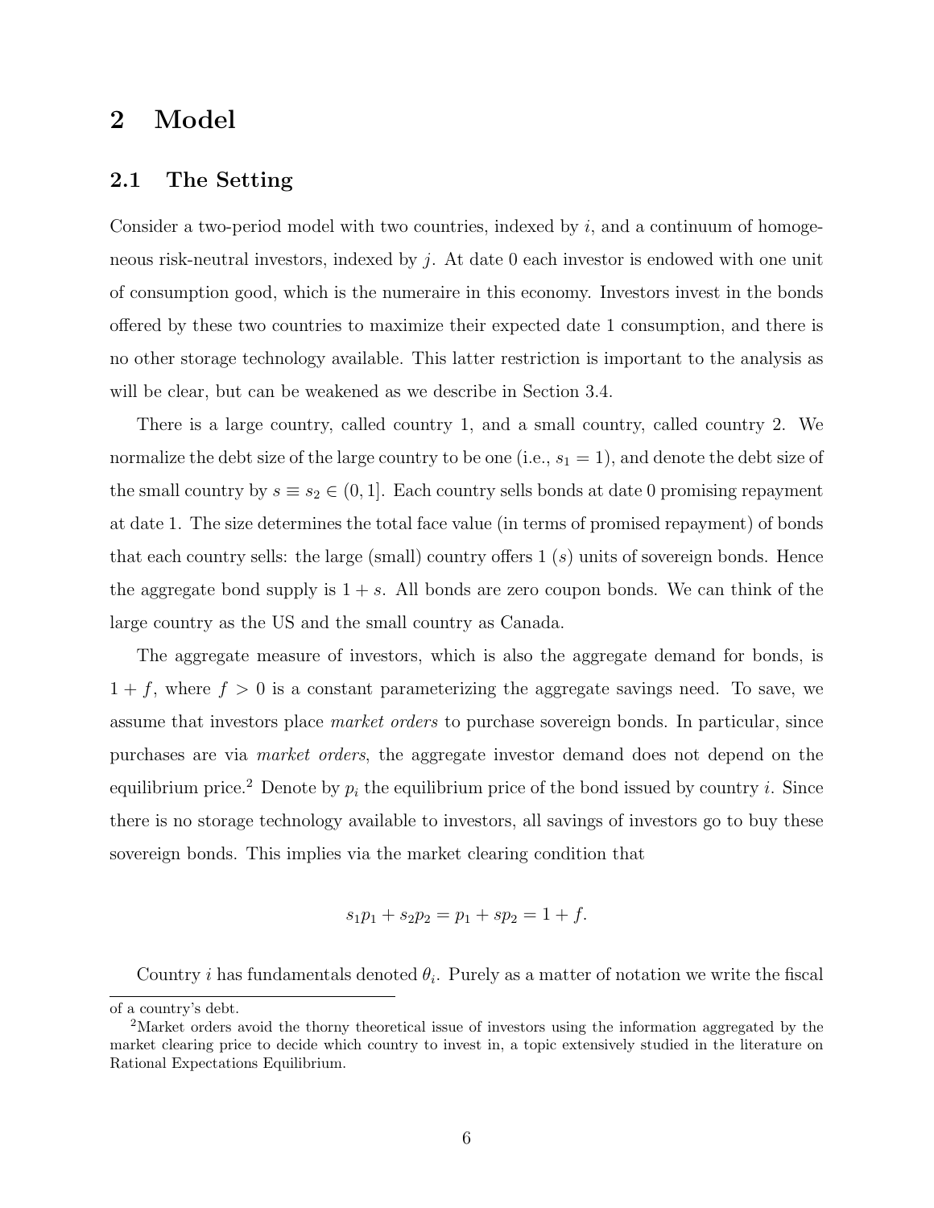# 2 Model

## 2.1 The Setting

Consider a two-period model with two countries, indexed by $i$, and a continuum of homogeneous risk-neutral investors, indexed by $j$. At date 0 each investor is endowed with one unit of consumption good, which is the numeraire in this economy. Investors invest in the bonds offered by these two countries to maximize their expected date 1 consumption, and there is no other storage technology available. This latter restriction is important to the analysis as will be clear, but can be weakened as we describe in Section 3.4.

There is a large country, called country 1, and a small country, called country 2. We normalize the debt size of the large country to be one (i.e., $s_1 = 1$), and denote the debt size of the small country by $s \equiv s_2 \in (0, 1]$. Each country sells bonds at date 0 promising repayment at date 1. The size determines the total face value (in terms of promised repayment) of bonds that each country sells: the large (small) country offers 1 ($s$) units of sovereign bonds. Hence the aggregate bond supply is $1 + s$. All bonds are zero coupon bonds. We can think of the large country as the US and the small country as Canada.

The aggregate measure of investors, which is also the aggregate demand for bonds, is $1 + f$, where $f > 0$ is a constant parameterizing the aggregate savings need. To save, we assume that investors place *market orders* to purchase sovereign bonds. In particular, since purchases are via *market orders*, the aggregate investor demand does not depend on the equilibrium price.[2] Denote by $p_i$ the equilibrium price of the bond issued by country $i$. Since there is no storage technology available to investors, all savings of investors go to buy these sovereign bonds. This implies via the market clearing condition that

$$s_1 p_1 + s_2 p_2 = p_1 + s p_2 = 1 + f.$$

Country $i$ has fundamentals denoted $\theta_i$. Purely as a matter of notation we write the fiscal

of a country's debt.

[2] Market orders avoid the thorny theoretical issue of investors using the information aggregated by the market clearing price to decide which country to invest in, a topic extensively studied in the literature on Rational Expectations Equilibrium.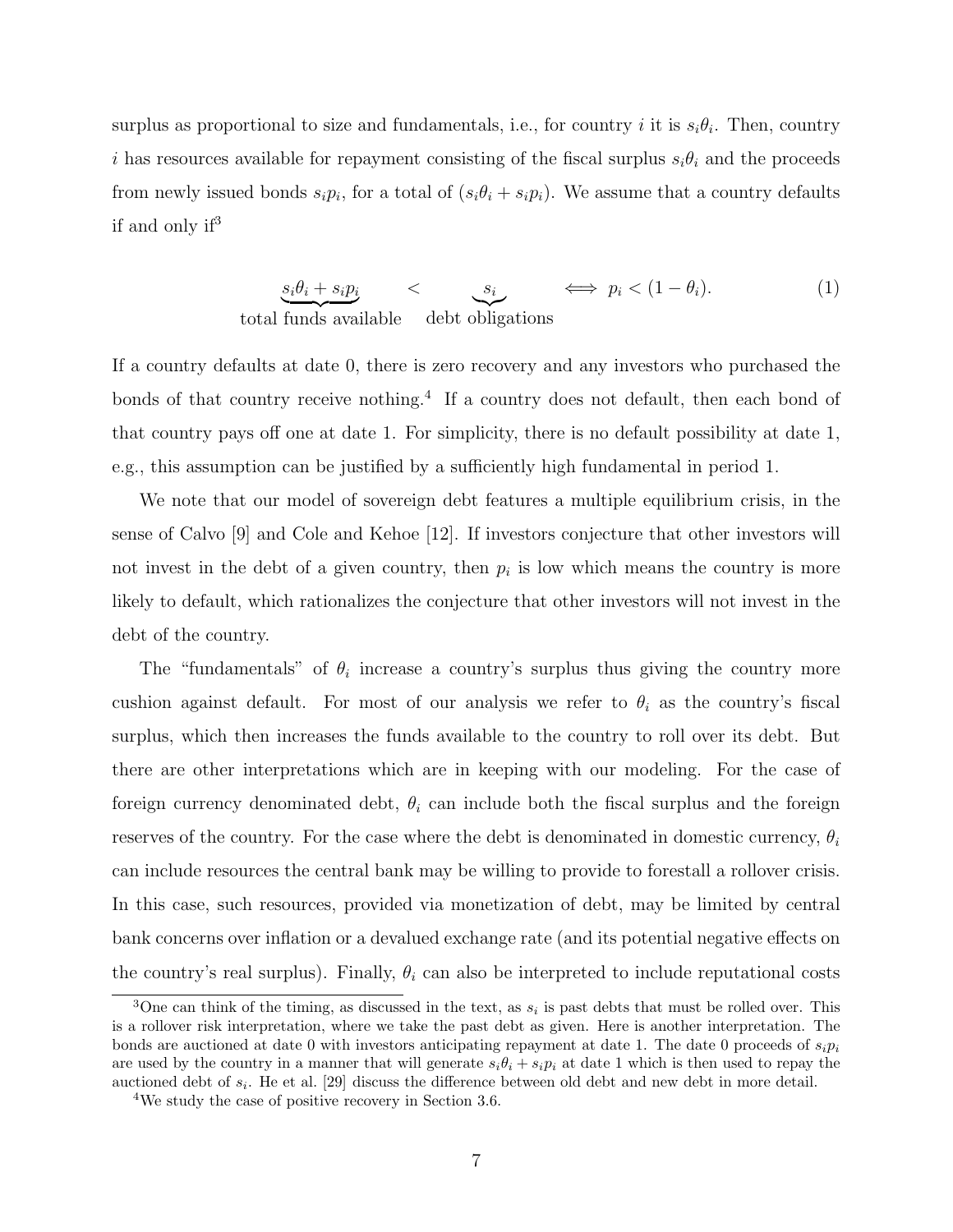surplus as proportional to size and fundamentals, i.e., for country $i$ it is $s_i\theta_i$. Then, country $i$ has resources available for repayment consisting of the fiscal surplus $s_i\theta_i$ and the proceeds from newly issued bonds $s_ip_i$, for a total of $(s_i\theta_i + s_ip_i)$. We assume that a country defaults if and only if[3]

$$\underbrace{s_i\theta_i + s_ip_i}_{\text{total funds available}} \quad < \quad \underbrace{s_i}_{\text{debt obligations}} \quad \iff \; p_i < (1 - \theta_i). \tag{1}$$

If a country defaults at date 0, there is zero recovery and any investors who purchased the bonds of that country receive nothing.[4] If a country does not default, then each bond of that country pays off one at date 1. For simplicity, there is no default possibility at date 1, e.g., this assumption can be justified by a sufficiently high fundamental in period 1.

We note that our model of sovereign debt features a multiple equilibrium crisis, in the sense of Calvo [9] and Cole and Kehoe [12]. If investors conjecture that other investors will not invest in the debt of a given country, then $p_i$ is low which means the country is more likely to default, which rationalizes the conjecture that other investors will not invest in the debt of the country.

The "fundamentals" of $\theta_i$ increase a country's surplus thus giving the country more cushion against default. For most of our analysis we refer to $\theta_i$ as the country's fiscal surplus, which then increases the funds available to the country to roll over its debt. But there are other interpretations which are in keeping with our modeling. For the case of foreign currency denominated debt, $\theta_i$ can include both the fiscal surplus and the foreign reserves of the country. For the case where the debt is denominated in domestic currency, $\theta_i$ can include resources the central bank may be willing to provide to forestall a rollover crisis. In this case, such resources, provided via monetization of debt, may be limited by central bank concerns over inflation or a devalued exchange rate (and its potential negative effects on the country's real surplus). Finally, $\theta_i$ can also be interpreted to include reputational costs

[3] One can think of the timing, as discussed in the text, as $s_i$ is past debts that must be rolled over. This is a rollover risk interpretation, where we take the past debt as given. Here is another interpretation. The bonds are auctioned at date 0 with investors anticipating repayment at date 1. The date 0 proceeds of $s_ip_i$ are used by the country in a manner that will generate $s_i\theta_i + s_ip_i$ at date 1 which is then used to repay the auctioned debt of $s_i$. He et al. [29] discuss the difference between old debt and new debt in more detail.

[4] We study the case of positive recovery in Section 3.6.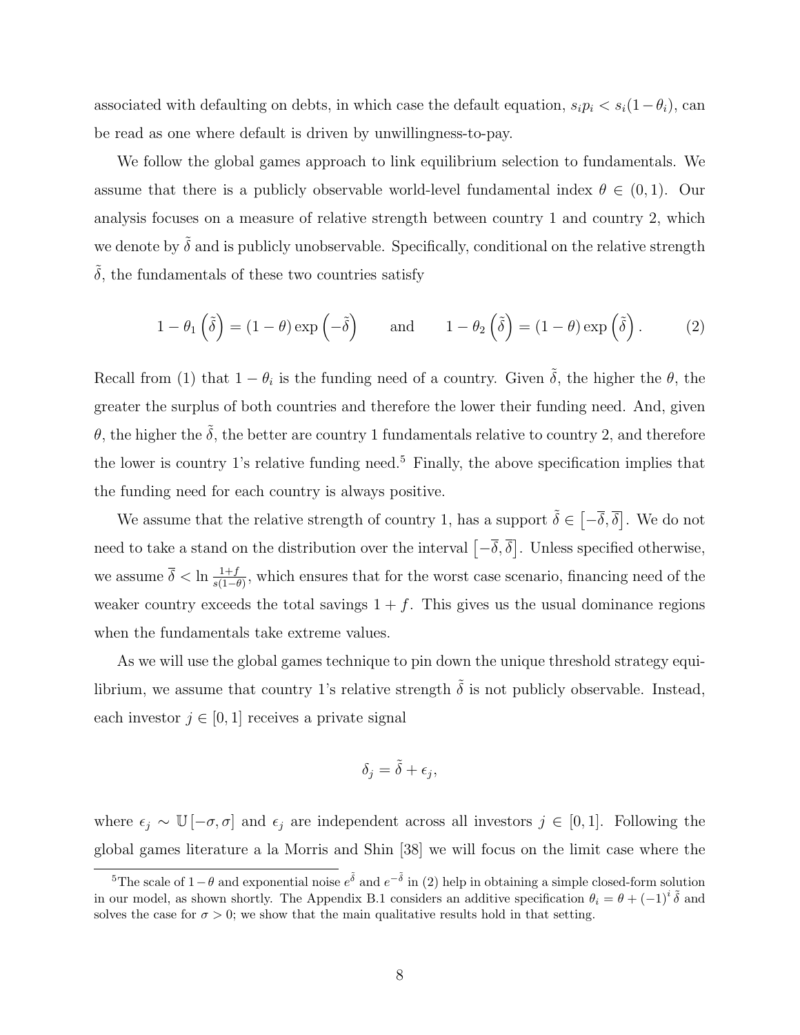associated with defaulting on debts, in which case the default equation, $s_i p_i < s_i(1-\theta_i)$, can be read as one where default is driven by unwillingness-to-pay.

We follow the global games approach to link equilibrium selection to fundamentals. We assume that there is a publicly observable world-level fundamental index $\theta \in (0,1)$. Our analysis focuses on a measure of relative strength between country 1 and country 2, which we denote by $\tilde{\delta}$ and is publicly unobservable. Specifically, conditional on the relative strength $\tilde{\delta}$, the fundamentals of these two countries satisfy

$$1-\theta_1\left(\tilde{\delta}\right) = (1-\theta)\exp\left(-\tilde{\delta}\right) \qquad \text{and} \qquad 1-\theta_2\left(\tilde{\delta}\right) = (1-\theta)\exp\left(\tilde{\delta}\right). \tag{2}$$

Recall from (1) that $1-\theta_i$ is the funding need of a country. Given $\tilde{\delta}$, the higher the $\theta$, the greater the surplus of both countries and therefore the lower their funding need. And, given $\theta$, the higher the $\tilde{\delta}$, the better are country 1 fundamentals relative to country 2, and therefore the lower is country 1's relative funding need.[5] Finally, the above specification implies that the funding need for each country is always positive.

We assume that the relative strength of country 1, has a support $\tilde{\delta} \in \left[-\overline{\delta}, \overline{\delta}\right]$. We do not need to take a stand on the distribution over the interval $\left[-\overline{\delta}, \overline{\delta}\right]$. Unless specified otherwise, we assume $\overline{\delta} < \ln \frac{1+f}{s(1-\theta)}$, which ensures that for the worst case scenario, financing need of the weaker country exceeds the total savings $1+f$. This gives us the usual dominance regions when the fundamentals take extreme values.

As we will use the global games technique to pin down the unique threshold strategy equilibrium, we assume that country 1's relative strength $\tilde{\delta}$ is not publicly observable. Instead, each investor $j \in [0,1]$ receives a private signal

$$\delta_j = \tilde{\delta} + \epsilon_j,$$

where $\epsilon_j \sim \mathbb{U}[-\sigma, \sigma]$ and $\epsilon_j$ are independent across all investors $j \in [0,1]$. Following the global games literature a la Morris and Shin [38] we will focus on the limit case where the

[5] The scale of $1-\theta$ and exponential noise $e^{\tilde{\delta}}$ and $e^{-\tilde{\delta}}$ in (2) help in obtaining a simple closed-form solution in our model, as shown shortly. The Appendix B.1 considers an additive specification $\theta_i = \theta + (-1)^i \tilde{\delta}$ and solves the case for $\sigma > 0$; we show that the main qualitative results hold in that setting.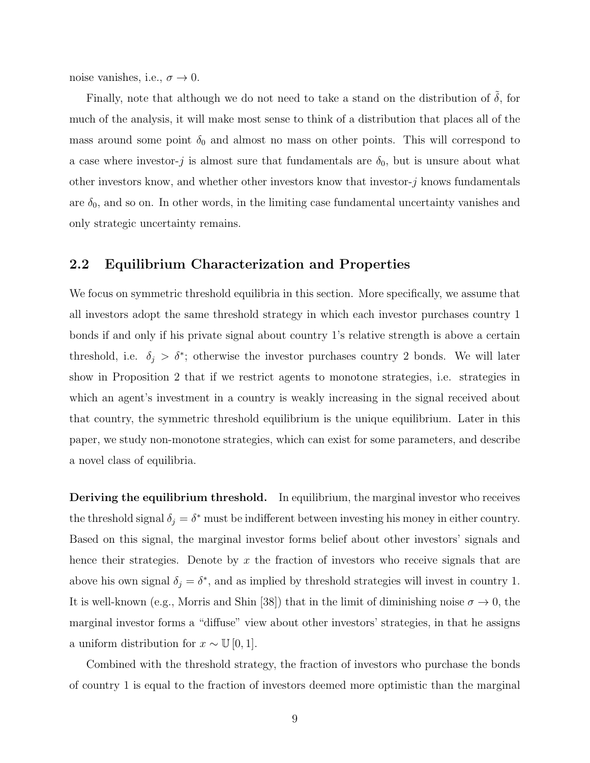noise vanishes, i.e., $\sigma \to 0$.

Finally, note that although we do not need to take a stand on the distribution of $\tilde{\delta}$, for much of the analysis, it will make most sense to think of a distribution that places all of the mass around some point $\delta_0$ and almost no mass on other points. This will correspond to a case where investor-$j$ is almost sure that fundamentals are $\delta_0$, but is unsure about what other investors know, and whether other investors know that investor-$j$ knows fundamentals are $\delta_0$, and so on. In other words, in the limiting case fundamental uncertainty vanishes and only strategic uncertainty remains.

## 2.2 Equilibrium Characterization and Properties

We focus on symmetric threshold equilibria in this section. More specifically, we assume that all investors adopt the same threshold strategy in which each investor purchases country 1 bonds if and only if his private signal about country 1's relative strength is above a certain threshold, i.e. $\delta_j > \delta^*$; otherwise the investor purchases country 2 bonds. We will later show in Proposition 2 that if we restrict agents to monotone strategies, i.e. strategies in which an agent's investment in a country is weakly increasing in the signal received about that country, the symmetric threshold equilibrium is the unique equilibrium. Later in this paper, we study non-monotone strategies, which can exist for some parameters, and describe a novel class of equilibria.

**Deriving the equilibrium threshold.** In equilibrium, the marginal investor who receives the threshold signal $\delta_j = \delta^*$ must be indifferent between investing his money in either country. Based on this signal, the marginal investor forms belief about other investors' signals and hence their strategies. Denote by $x$ the fraction of investors who receive signals that are above his own signal $\delta_j = \delta^*$, and as implied by threshold strategies will invest in country 1. It is well-known (e.g., Morris and Shin [38]) that in the limit of diminishing noise $\sigma \to 0$, the marginal investor forms a "diffuse" view about other investors' strategies, in that he assigns a uniform distribution for $x \sim \mathbb{U}[0, 1]$.

Combined with the threshold strategy, the fraction of investors who purchase the bonds of country 1 is equal to the fraction of investors deemed more optimistic than the marginal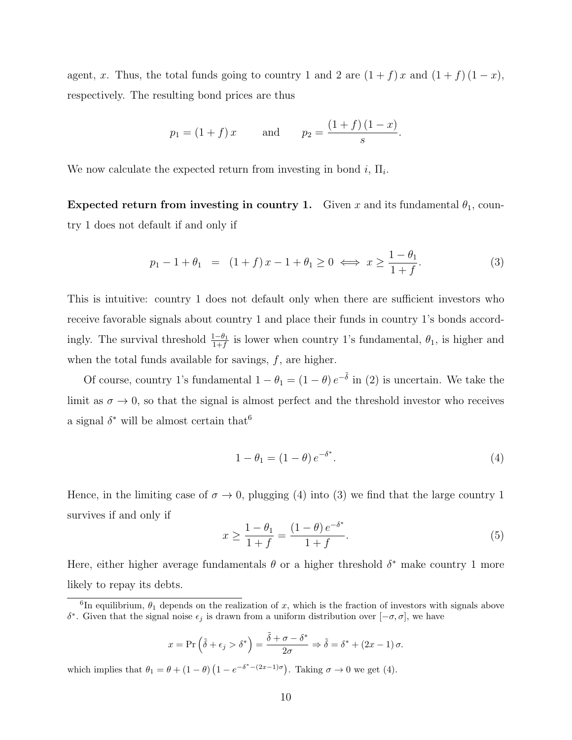agent, $x$. Thus, the total funds going to country 1 and 2 are $(1+f)x$ and $(1+f)(1-x)$, respectively. The resulting bond prices are thus

$$p_1 = (1+f)\,x \qquad \text{and} \qquad p_2 = \frac{(1+f)(1-x)}{s}.$$

We now calculate the expected return from investing in bond $i$, $\Pi_i$.

**Expected return from investing in country 1.** Given $x$ and its fundamental $\theta_1$, country 1 does not default if and only if

$$p_1 - 1 + \theta_1 \;=\; (1+f)\,x - 1 + \theta_1 \geq 0 \iff x \geq \frac{1-\theta_1}{1+f}. \tag{3}$$

This is intuitive: country 1 does not default only when there are sufficient investors who receive favorable signals about country 1 and place their funds in country 1's bonds accordingly. The survival threshold $\frac{1-\theta_1}{1+f}$ is lower when country 1's fundamental, $\theta_1$, is higher and when the total funds available for savings, $f$, are higher.

Of course, country 1's fundamental $1-\theta_1 = (1-\theta)\,e^{-\tilde{\delta}}$ in (2) is uncertain. We take the limit as $\sigma \to 0$, so that the signal is almost perfect and the threshold investor who receives a signal $\delta^*$ will be almost certain that[6]

$$1 - \theta_1 = (1-\theta)\,e^{-\delta^*}. \tag{4}$$

Hence, in the limiting case of $\sigma \to 0$, plugging (4) into (3) we find that the large country 1 survives if and only if

$$x \geq \frac{1-\theta_1}{1+f} = \frac{(1-\theta)\,e^{-\delta^*}}{1+f}. \tag{5}$$

Here, either higher average fundamentals $\theta$ or a higher threshold $\delta^*$ make country 1 more likely to repay its debts.

[6]In equilibrium, $\theta_1$ depends on the realization of $x$, which is the fraction of investors with signals above $\delta^*$. Given that the signal noise $\epsilon_j$ is drawn from a uniform distribution over $[-\sigma, \sigma]$, we have

$$x = \Pr\left(\tilde{\delta} + \epsilon_j > \delta^*\right) = \frac{\tilde{\delta} + \sigma - \delta^*}{2\sigma} \Rightarrow \tilde{\delta} = \delta^* + (2x-1)\,\sigma.$$

which implies that $\theta_1 = \theta + (1-\theta)\left(1 - e^{-\delta^* - (2x-1)\sigma}\right)$. Taking $\sigma \to 0$ we get (4).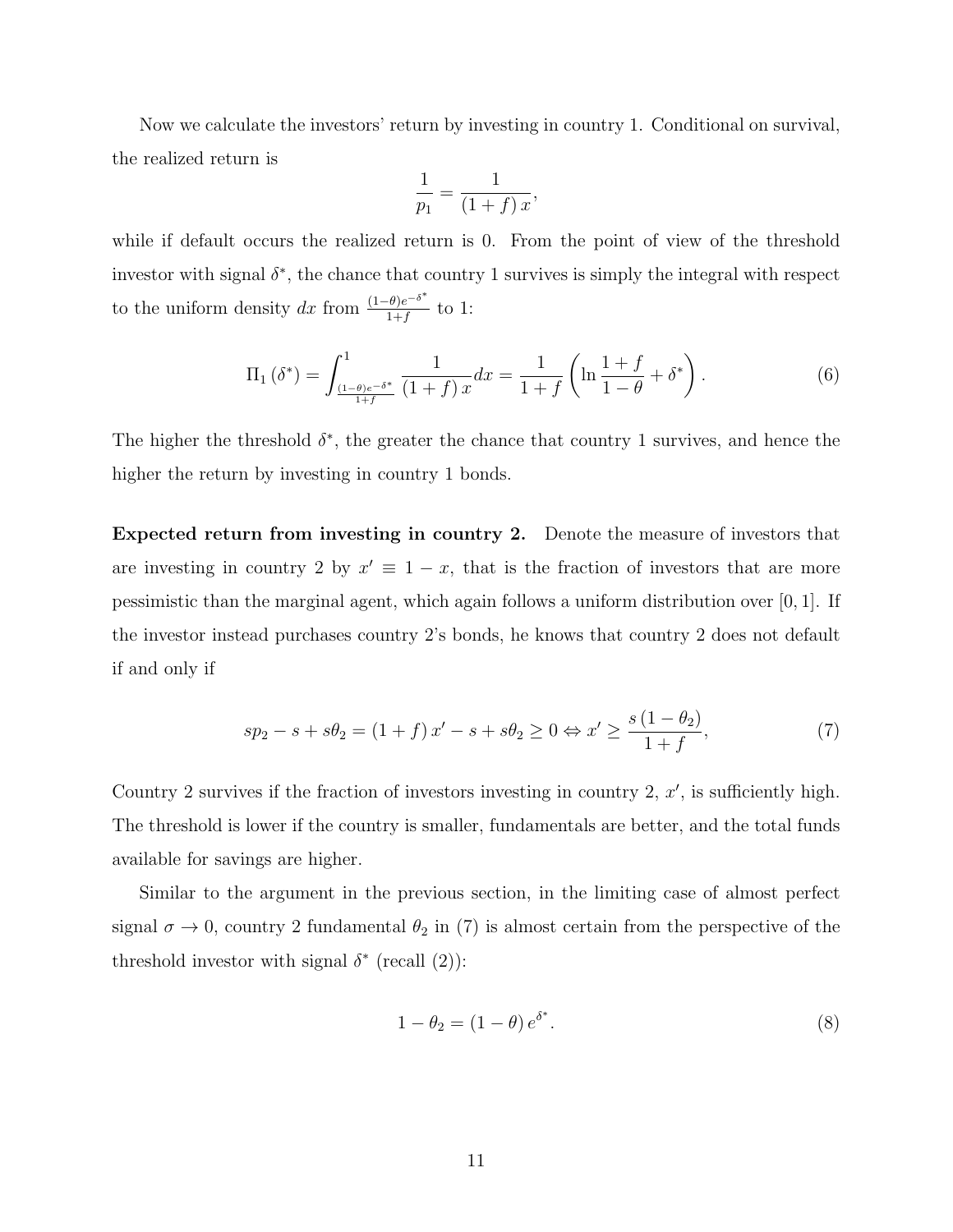Now we calculate the investors' return by investing in country 1. Conditional on survival, the realized return is

$$\frac{1}{p_1} = \frac{1}{(1+f)\,x},$$

while if default occurs the realized return is 0. From the point of view of the threshold investor with signal $\delta^*$, the chance that country 1 survives is simply the integral with respect to the uniform density $dx$ from $\frac{(1-\theta)e^{-\delta^*}}{1+f}$ to 1:

$$\Pi_1(\delta^*) = \int_{\frac{(1-\theta)e^{-\delta^*}}{1+f}}^{1} \frac{1}{(1+f)\,x} dx = \frac{1}{1+f}\left(\ln\frac{1+f}{1-\theta} + \delta^*\right). \tag{6}$$

The higher the threshold $\delta^*$, the greater the chance that country 1 survives, and hence the higher the return by investing in country 1 bonds.

**Expected return from investing in country 2.** Denote the measure of investors that are investing in country 2 by $x' \equiv 1-x$, that is the fraction of investors that are more pessimistic than the marginal agent, which again follows a uniform distribution over $[0,1]$. If the investor instead purchases country 2's bonds, he knows that country 2 does not default if and only if

$$sp_2 - s + s\theta_2 = (1+f)\,x' - s + s\theta_2 \geq 0 \Leftrightarrow x' \geq \frac{s(1-\theta_2)}{1+f}, \tag{7}$$

Country 2 survives if the fraction of investors investing in country 2, $x'$, is sufficiently high. The threshold is lower if the country is smaller, fundamentals are better, and the total funds available for savings are higher.

Similar to the argument in the previous section, in the limiting case of almost perfect signal $\sigma \to 0$, country 2 fundamental $\theta_2$ in (7) is almost certain from the perspective of the threshold investor with signal $\delta^*$ (recall (2)):

$$1-\theta_2 = (1-\theta)\,e^{\delta^*}. \tag{8}$$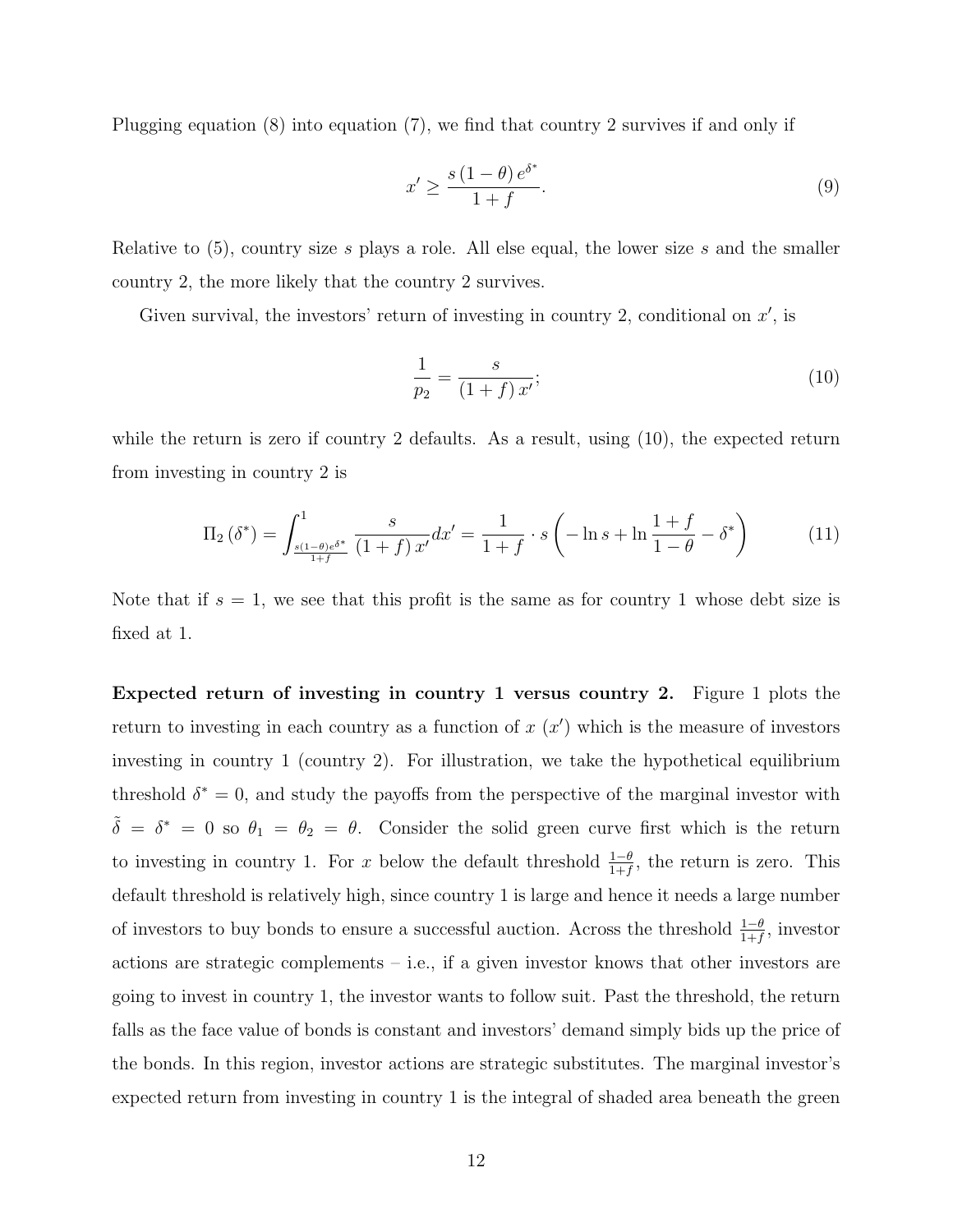Plugging equation (8) into equation (7), we find that country 2 survives if and only if

$$x' \geq \frac{s(1-\theta)e^{\delta^*}}{1+f}. \tag{9}$$

Relative to (5), country size $s$ plays a role. All else equal, the lower size $s$ and the smaller country 2, the more likely that the country 2 survives.

Given survival, the investors' return of investing in country 2, conditional on $x'$, is

$$\frac{1}{p_2} = \frac{s}{(1+f)x'}; \tag{10}$$

while the return is zero if country 2 defaults. As a result, using (10), the expected return from investing in country 2 is

$$\Pi_2(\delta^*) = \int_{\frac{s(1-\theta)e^{\delta^*}}{1+f}}^{1} \frac{s}{(1+f)x'}dx' = \frac{1}{1+f} \cdot s\left(-\ln s + \ln\frac{1+f}{1-\theta} - \delta^*\right) \tag{11}$$

Note that if $s = 1$, we see that this profit is the same as for country 1 whose debt size is fixed at 1.

**Expected return of investing in country 1 versus country 2.** Figure 1 plots the return to investing in each country as a function of $x$ ($x'$) which is the measure of investors investing in country 1 (country 2). For illustration, we take the hypothetical equilibrium threshold $\delta^* = 0$, and study the payoffs from the perspective of the marginal investor with $\tilde{\delta} = \delta^* = 0$ so $\theta_1 = \theta_2 = \theta$. Consider the solid green curve first which is the return to investing in country 1. For $x$ below the default threshold $\frac{1-\theta}{1+f}$, the return is zero. This default threshold is relatively high, since country 1 is large and hence it needs a large number of investors to buy bonds to ensure a successful auction. Across the threshold $\frac{1-\theta}{1+f}$, investor actions are strategic complements – i.e., if a given investor knows that other investors are going to invest in country 1, the investor wants to follow suit. Past the threshold, the return falls as the face value of bonds is constant and investors' demand simply bids up the price of the bonds. In this region, investor actions are strategic substitutes. The marginal investor's expected return from investing in country 1 is the integral of shaded area beneath the green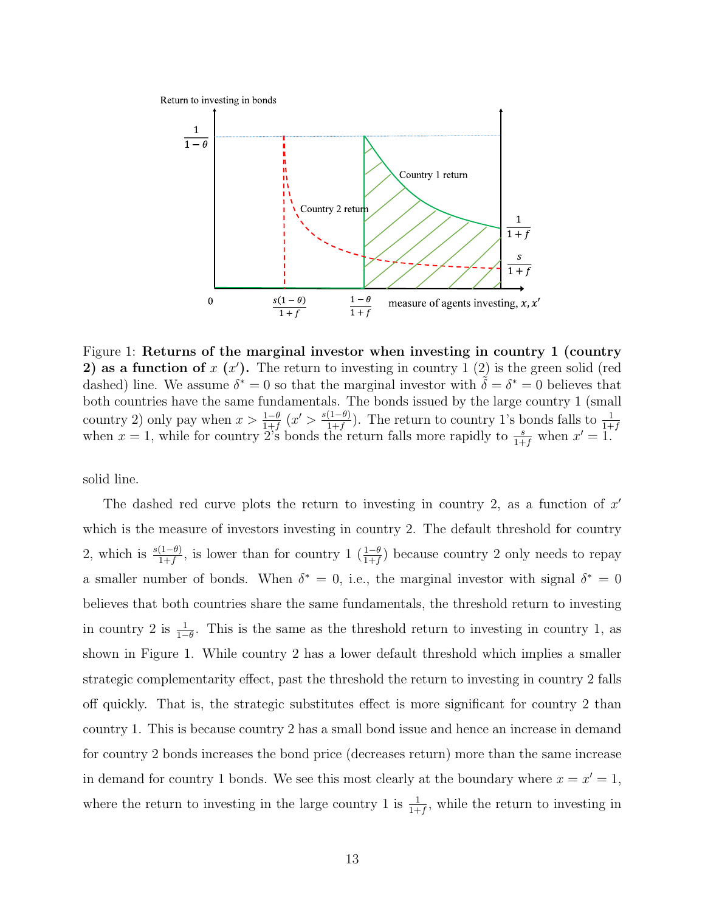Figure 1: **Returns of the marginal investor when investing in country 1 (country 2) as a function of $x$ ($x'$).** The return to investing in country 1 (2) is the green solid (red dashed) line. We assume $\delta^* = 0$ so that the marginal investor with $\tilde{\delta} = \delta^* = 0$ believes that both countries have the same fundamentals. The bonds issued by the large country 1 (small country 2) only pay when $x > \frac{1-\theta}{1+f}$ ($x' > \frac{s(1-\theta)}{1+f}$). The return to country 1's bonds falls to $\frac{1}{1+f}$ when $x = 1$, while for country 2's bonds the return falls more rapidly to $\frac{s}{1+f}$ when $x' = 1$.

solid line.

The dashed red curve plots the return to investing in country 2, as a function of $x'$ which is the measure of investors investing in country 2. The default threshold for country 2, which is $\frac{s(1-\theta)}{1+f}$, is lower than for country 1 ($\frac{1-\theta}{1+f}$) because country 2 only needs to repay a smaller number of bonds. When $\delta^* = 0$, i.e., the marginal investor with signal $\delta^* = 0$ believes that both countries share the same fundamentals, the threshold return to investing in country 2 is $\frac{1}{1-\theta}$. This is the same as the threshold return to investing in country 1, as shown in Figure 1. While country 2 has a lower default threshold which implies a smaller strategic complementarity effect, past the threshold the return to investing in country 2 falls off quickly. That is, the strategic substitutes effect is more significant for country 2 than country 1. This is because country 2 has a small bond issue and hence an increase in demand for country 2 bonds increases the bond price (decreases return) more than the same increase in demand for country 1 bonds. We see this most clearly at the boundary where $x = x' = 1$, where the return to investing in the large country 1 is $\frac{1}{1+f}$, while the return to investing in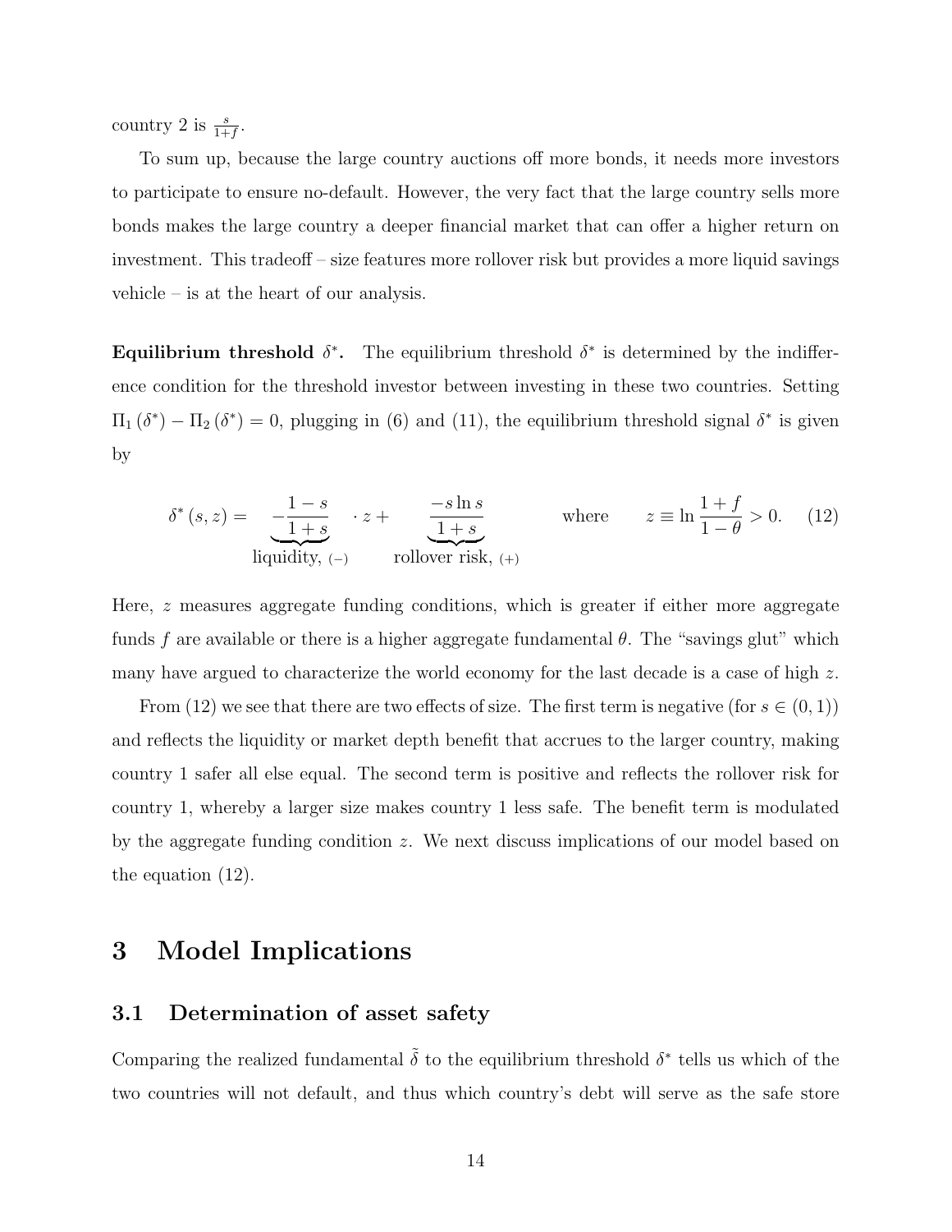country 2 is $\frac{s}{1+f}$.

To sum up, because the large country auctions off more bonds, it needs more investors to participate to ensure no-default. However, the very fact that the large country sells more bonds makes the large country a deeper financial market that can offer a higher return on investment. This tradeoff – size features more rollover risk but provides a more liquid savings vehicle – is at the heart of our analysis.

**Equilibrium threshold $\delta^*$.** The equilibrium threshold $\delta^*$ is determined by the indifference condition for the threshold investor between investing in these two countries. Setting $\Pi_1(\delta^*) - \Pi_2(\delta^*) = 0$, plugging in (6) and (11), the equilibrium threshold signal $\delta^*$ is given by

$$\delta^*(s, z) = \underbrace{-\frac{1-s}{1+s}}_{\text{liquidity, } (-)} \cdot z + \underbrace{\frac{-s \ln s}{1+s}}_{\text{rollover risk, } (+)} \qquad \text{where} \qquad z \equiv \ln \frac{1+f}{1-\theta} > 0. \quad (12)$$

Here, $z$ measures aggregate funding conditions, which is greater if either more aggregate funds $f$ are available or there is a higher aggregate fundamental $\theta$. The "savings glut" which many have argued to characterize the world economy for the last decade is a case of high $z$.

From (12) we see that there are two effects of size. The first term is negative (for $s \in (0, 1)$) and reflects the liquidity or market depth benefit that accrues to the larger country, making country 1 safer all else equal. The second term is positive and reflects the rollover risk for country 1, whereby a larger size makes country 1 less safe. The benefit term is modulated by the aggregate funding condition $z$. We next discuss implications of our model based on the equation (12).

# 3 Model Implications

## 3.1 Determination of asset safety

Comparing the realized fundamental $\tilde{\delta}$ to the equilibrium threshold $\delta^*$ tells us which of the two countries will not default, and thus which country's debt will serve as the safe store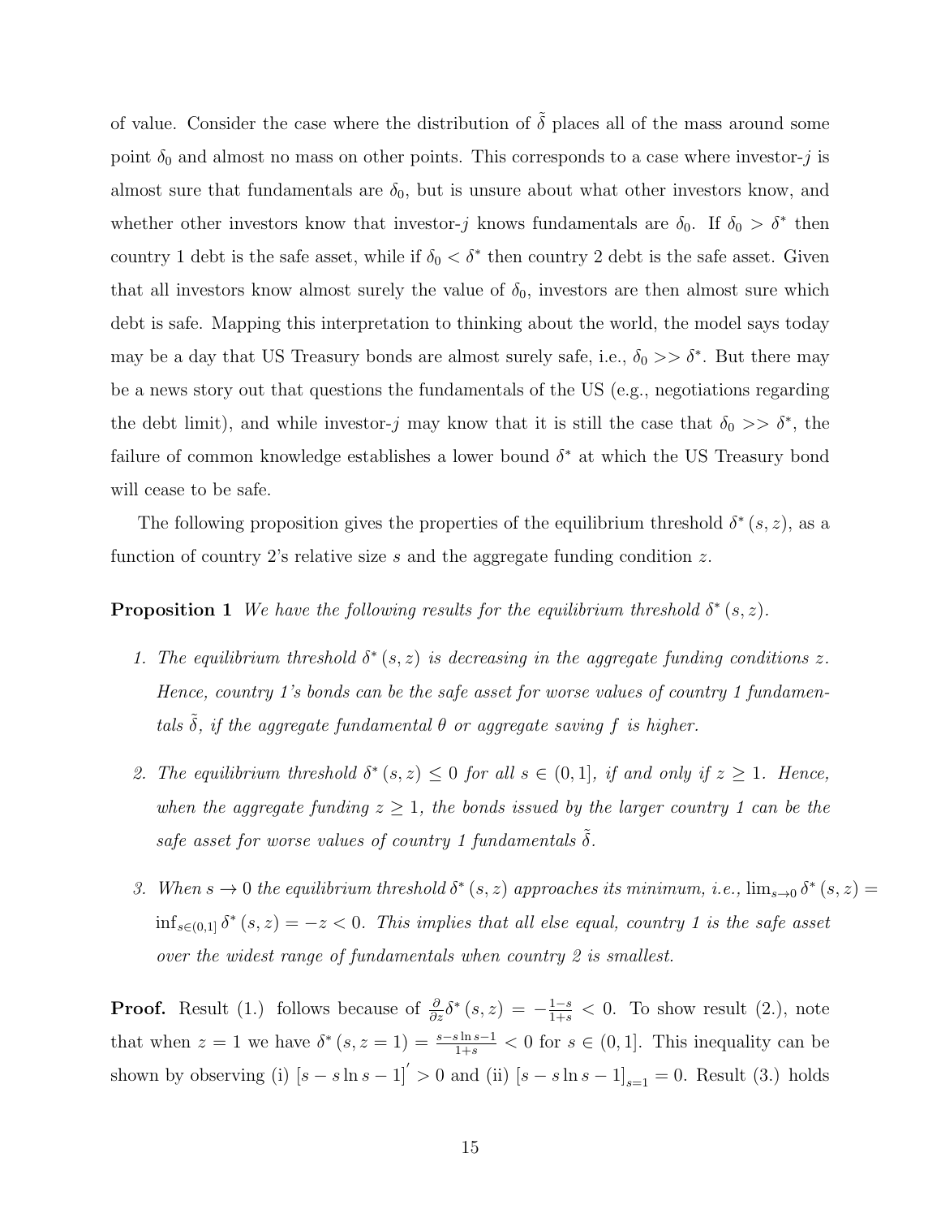of value. Consider the case where the distribution of $\tilde{\delta}$ places all of the mass around some point $\delta_0$ and almost no mass on other points. This corresponds to a case where investor-$j$ is almost sure that fundamentals are $\delta_0$, but is unsure about what other investors know, and whether other investors know that investor-$j$ knows fundamentals are $\delta_0$. If $\delta_0 > \delta^*$ then country 1 debt is the safe asset, while if $\delta_0 < \delta^*$ then country 2 debt is the safe asset. Given that all investors know almost surely the value of $\delta_0$, investors are then almost sure which debt is safe. Mapping this interpretation to thinking about the world, the model says today may be a day that US Treasury bonds are almost surely safe, i.e., $\delta_0 >> \delta^*$. But there may be a news story out that questions the fundamentals of the US (e.g., negotiations regarding the debt limit), and while investor-$j$ may know that it is still the case that $\delta_0 >> \delta^*$, the failure of common knowledge establishes a lower bound $\delta^*$ at which the US Treasury bond will cease to be safe.

The following proposition gives the properties of the equilibrium threshold $\delta^*(s, z)$, as a function of country 2's relative size $s$ and the aggregate funding condition $z$.

**Proposition 1** *We have the following results for the equilibrium threshold $\delta^*(s, z)$.*

1. *The equilibrium threshold $\delta^*(s, z)$ is decreasing in the aggregate funding conditions $z$. Hence, country 1's bonds can be the safe asset for worse values of country 1 fundamentals $\tilde{\delta}$, if the aggregate fundamental $\theta$ or aggregate saving $f$ is higher.*

2. *The equilibrium threshold $\delta^*(s, z) \leq 0$ for all $s \in (0, 1]$, if and only if $z \geq 1$. Hence, when the aggregate funding $z \geq 1$, the bonds issued by the larger country 1 can be the safe asset for worse values of country 1 fundamentals $\tilde{\delta}$.*

3. *When $s \to 0$ the equilibrium threshold $\delta^*(s, z)$ approaches its minimum, i.e., $\lim_{s \to 0} \delta^*(s, z) = \inf_{s \in (0,1]} \delta^*(s, z) = -z < 0$. This implies that all else equal, country 1 is the safe asset over the widest range of fundamentals when country 2 is smallest.*

**Proof.** Result (1.) follows because of $\frac{\partial}{\partial z}\delta^*(s, z) = -\frac{1-s}{1+s} < 0$. To show result (2.), note that when $z = 1$ we have $\delta^*(s, z = 1) = \frac{s - s \ln s - 1}{1+s} < 0$ for $s \in (0, 1]$. This inequality can be shown by observing (i) $[s - s \ln s - 1]' > 0$ and (ii) $[s - s \ln s - 1]_{s=1} = 0$. Result (3.) holds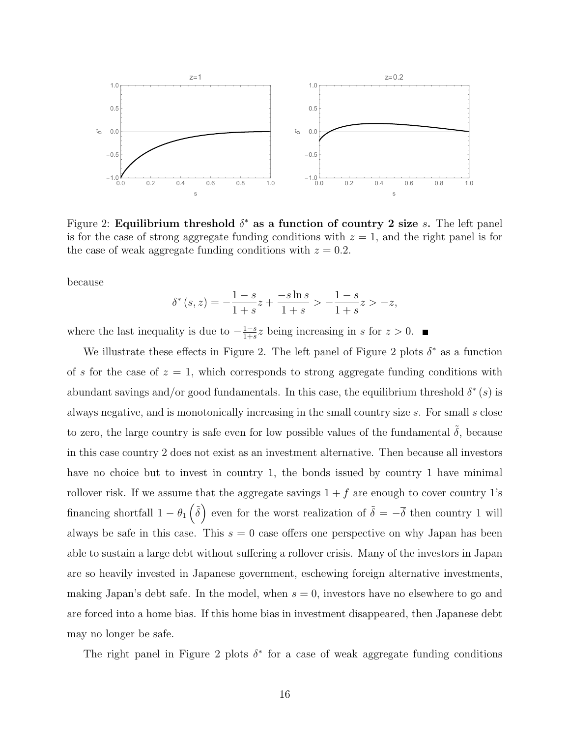Figure 2: **Equilibrium threshold $\delta^*$ as a function of country 2 size $s$.** The left panel is for the case of strong aggregate funding conditions with $z = 1$, and the right panel is for the case of weak aggregate funding conditions with $z = 0.2$.

because

$$\delta^*(s,z) = -\frac{1-s}{1+s}z + \frac{-s\ln s}{1+s} > -\frac{1-s}{1+s}z > -z,$$

where the last inequality is due to $-\frac{1-s}{1+s}z$ being increasing in $s$ for $z > 0$. ■

We illustrate these effects in Figure 2. The left panel of Figure 2 plots $\delta^*$ as a function of $s$ for the case of $z = 1$, which corresponds to strong aggregate funding conditions with abundant savings and/or good fundamentals. In this case, the equilibrium threshold $\delta^*(s)$ is always negative, and is monotonically increasing in the small country size $s$. For small $s$ close to zero, the large country is safe even for low possible values of the fundamental $\tilde{\delta}$, because in this case country 2 does not exist as an investment alternative. Then because all investors have no choice but to invest in country 1, the bonds issued by country 1 have minimal rollover risk. If we assume that the aggregate savings $1 + f$ are enough to cover country 1's financing shortfall $1 - \theta_1\left(\tilde{\delta}\right)$ even for the worst realization of $\tilde{\delta} = -\overline{\delta}$ then country 1 will always be safe in this case. This $s = 0$ case offers one perspective on why Japan has been able to sustain a large debt without suffering a rollover crisis. Many of the investors in Japan are so heavily invested in Japanese government, eschewing foreign alternative investments, making Japan's debt safe. In the model, when $s = 0$, investors have no elsewhere to go and are forced into a home bias. If this home bias in investment disappeared, then Japanese debt may no longer be safe.

The right panel in Figure 2 plots $\delta^*$ for a case of weak aggregate funding conditions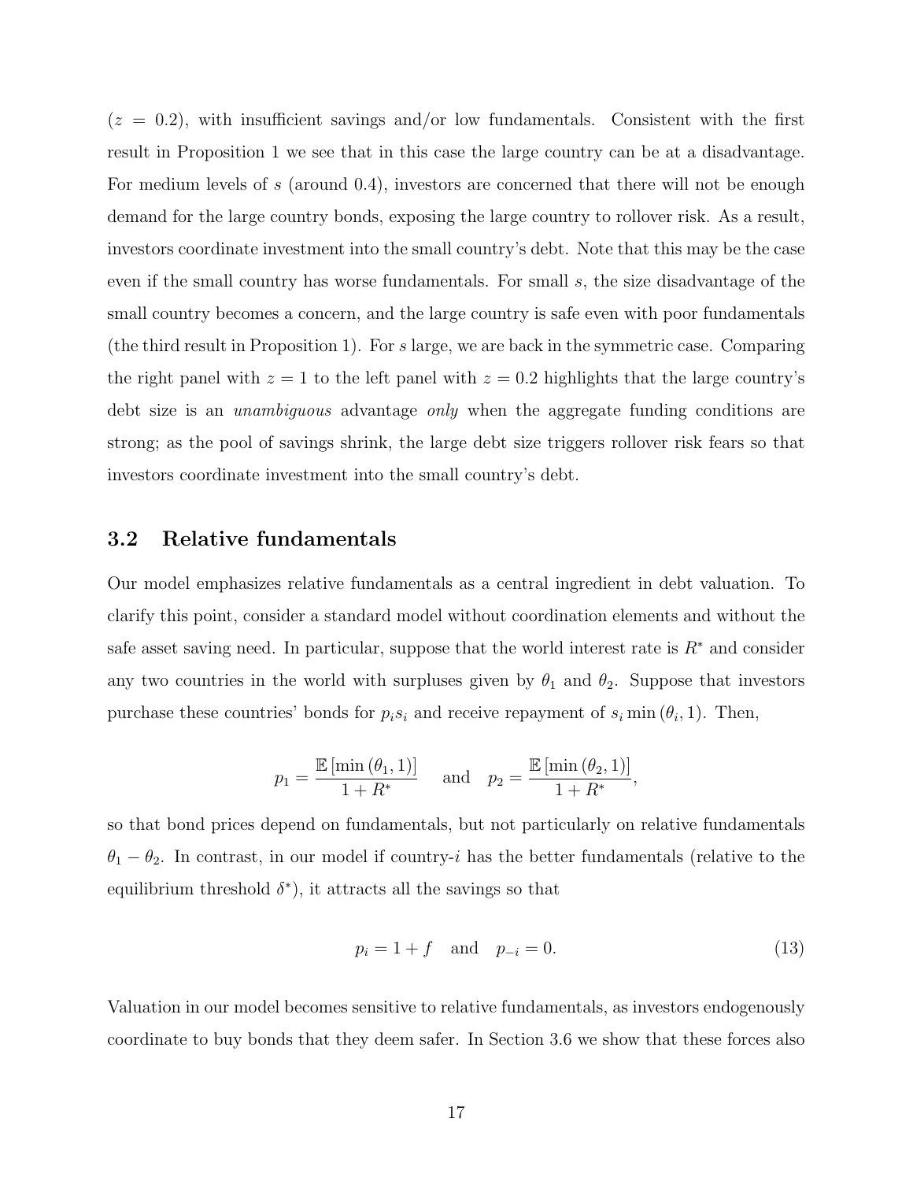($z = 0.2$), with insufficient savings and/or low fundamentals. Consistent with the first result in Proposition 1 we see that in this case the large country can be at a disadvantage. For medium levels of $s$ (around 0.4), investors are concerned that there will not be enough demand for the large country bonds, exposing the large country to rollover risk. As a result, investors coordinate investment into the small country's debt. Note that this may be the case even if the small country has worse fundamentals. For small $s$, the size disadvantage of the small country becomes a concern, and the large country is safe even with poor fundamentals (the third result in Proposition 1). For $s$ large, we are back in the symmetric case. Comparing the right panel with $z = 1$ to the left panel with $z = 0.2$ highlights that the large country's debt size is an *unambiguous* advantage *only* when the aggregate funding conditions are strong; as the pool of savings shrink, the large debt size triggers rollover risk fears so that investors coordinate investment into the small country's debt.

## 3.2 Relative fundamentals

Our model emphasizes relative fundamentals as a central ingredient in debt valuation. To clarify this point, consider a standard model without coordination elements and without the safe asset saving need. In particular, suppose that the world interest rate is $R^*$ and consider any two countries in the world with surpluses given by $\theta_1$ and $\theta_2$. Suppose that investors purchase these countries' bonds for $p_i s_i$ and receive repayment of $s_i \min(\theta_i, 1)$. Then,

$$p_1 = \frac{\mathbb{E}[\min(\theta_1, 1)]}{1 + R^*} \quad \text{and} \quad p_2 = \frac{\mathbb{E}[\min(\theta_2, 1)]}{1 + R^*},$$

so that bond prices depend on fundamentals, but not particularly on relative fundamentals $\theta_1 - \theta_2$. In contrast, in our model if country-$i$ has the better fundamentals (relative to the equilibrium threshold $\delta^*$), it attracts all the savings so that

$$p_i = 1 + f \quad \text{and} \quad p_{-i} = 0. \tag{13}$$

Valuation in our model becomes sensitive to relative fundamentals, as investors endogenously coordinate to buy bonds that they deem safer. In Section 3.6 we show that these forces also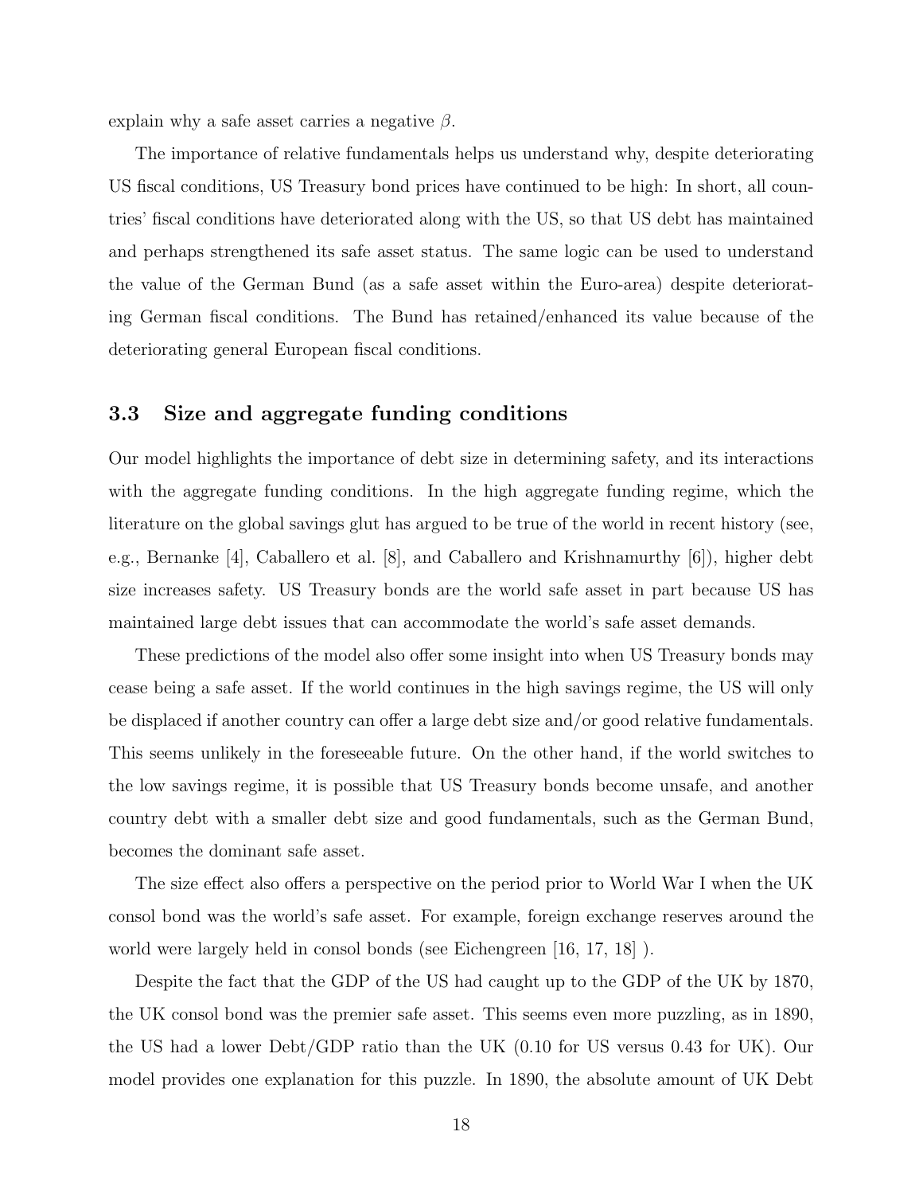explain why a safe asset carries a negative $\beta$.

The importance of relative fundamentals helps us understand why, despite deteriorating US fiscal conditions, US Treasury bond prices have continued to be high: In short, all countries' fiscal conditions have deteriorated along with the US, so that US debt has maintained and perhaps strengthened its safe asset status. The same logic can be used to understand the value of the German Bund (as a safe asset within the Euro-area) despite deteriorating German fiscal conditions. The Bund has retained/enhanced its value because of the deteriorating general European fiscal conditions.

### 3.3 Size and aggregate funding conditions

Our model highlights the importance of debt size in determining safety, and its interactions with the aggregate funding conditions. In the high aggregate funding regime, which the literature on the global savings glut has argued to be true of the world in recent history (see, e.g., Bernanke [4], Caballero et al. [8], and Caballero and Krishnamurthy [6]), higher debt size increases safety. US Treasury bonds are the world safe asset in part because US has maintained large debt issues that can accommodate the world's safe asset demands.

These predictions of the model also offer some insight into when US Treasury bonds may cease being a safe asset. If the world continues in the high savings regime, the US will only be displaced if another country can offer a large debt size and/or good relative fundamentals. This seems unlikely in the foreseeable future. On the other hand, if the world switches to the low savings regime, it is possible that US Treasury bonds become unsafe, and another country debt with a smaller debt size and good fundamentals, such as the German Bund, becomes the dominant safe asset.

The size effect also offers a perspective on the period prior to World War I when the UK consol bond was the world's safe asset. For example, foreign exchange reserves around the world were largely held in consol bonds (see Eichengreen [16, 17, 18] ).

Despite the fact that the GDP of the US had caught up to the GDP of the UK by 1870, the UK consol bond was the premier safe asset. This seems even more puzzling, as in 1890, the US had a lower Debt/GDP ratio than the UK (0.10 for US versus 0.43 for UK). Our model provides one explanation for this puzzle. In 1890, the absolute amount of UK Debt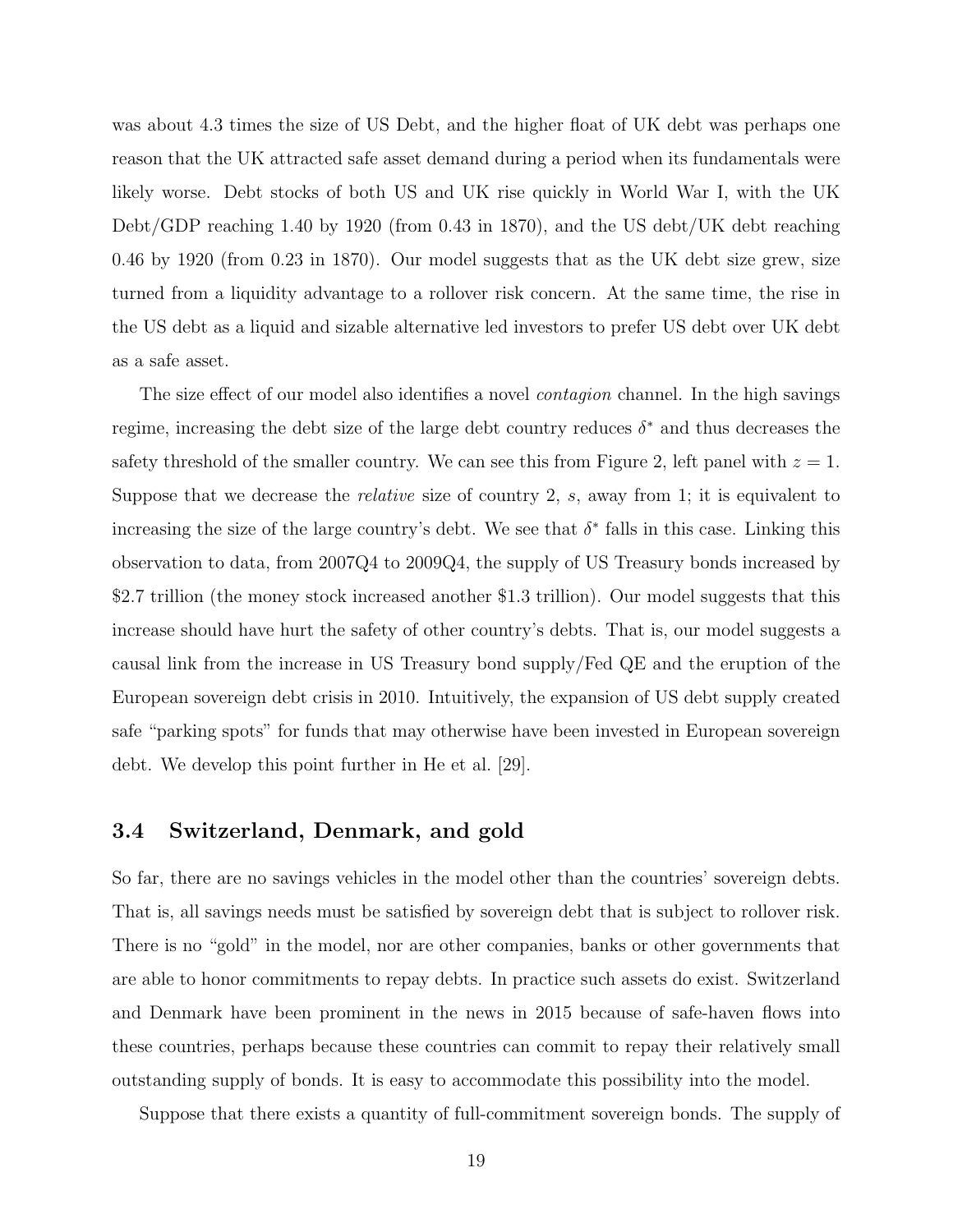was about 4.3 times the size of US Debt, and the higher float of UK debt was perhaps one reason that the UK attracted safe asset demand during a period when its fundamentals were likely worse. Debt stocks of both US and UK rise quickly in World War I, with the UK Debt/GDP reaching 1.40 by 1920 (from 0.43 in 1870), and the US debt/UK debt reaching 0.46 by 1920 (from 0.23 in 1870). Our model suggests that as the UK debt size grew, size turned from a liquidity advantage to a rollover risk concern. At the same time, the rise in the US debt as a liquid and sizable alternative led investors to prefer US debt over UK debt as a safe asset.

The size effect of our model also identifies a novel *contagion* channel. In the high savings regime, increasing the debt size of the large debt country reduces $\delta^*$ and thus decreases the safety threshold of the smaller country. We can see this from Figure 2, left panel with $z = 1$. Suppose that we decrease the *relative* size of country 2, $s$, away from 1; it is equivalent to increasing the size of the large country's debt. We see that $\delta^*$ falls in this case. Linking this observation to data, from 2007Q4 to 2009Q4, the supply of US Treasury bonds increased by \$2.7 trillion (the money stock increased another \$1.3 trillion). Our model suggests that this increase should have hurt the safety of other country's debts. That is, our model suggests a causal link from the increase in US Treasury bond supply/Fed QE and the eruption of the European sovereign debt crisis in 2010. Intuitively, the expansion of US debt supply created safe "parking spots" for funds that may otherwise have been invested in European sovereign debt. We develop this point further in He et al. [29].

### 3.4 Switzerland, Denmark, and gold

So far, there are no savings vehicles in the model other than the countries' sovereign debts. That is, all savings needs must be satisfied by sovereign debt that is subject to rollover risk. There is no "gold" in the model, nor are other companies, banks or other governments that are able to honor commitments to repay debts. In practice such assets do exist. Switzerland and Denmark have been prominent in the news in 2015 because of safe-haven flows into these countries, perhaps because these countries can commit to repay their relatively small outstanding supply of bonds. It is easy to accommodate this possibility into the model.

Suppose that there exists a quantity of full-commitment sovereign bonds. The supply of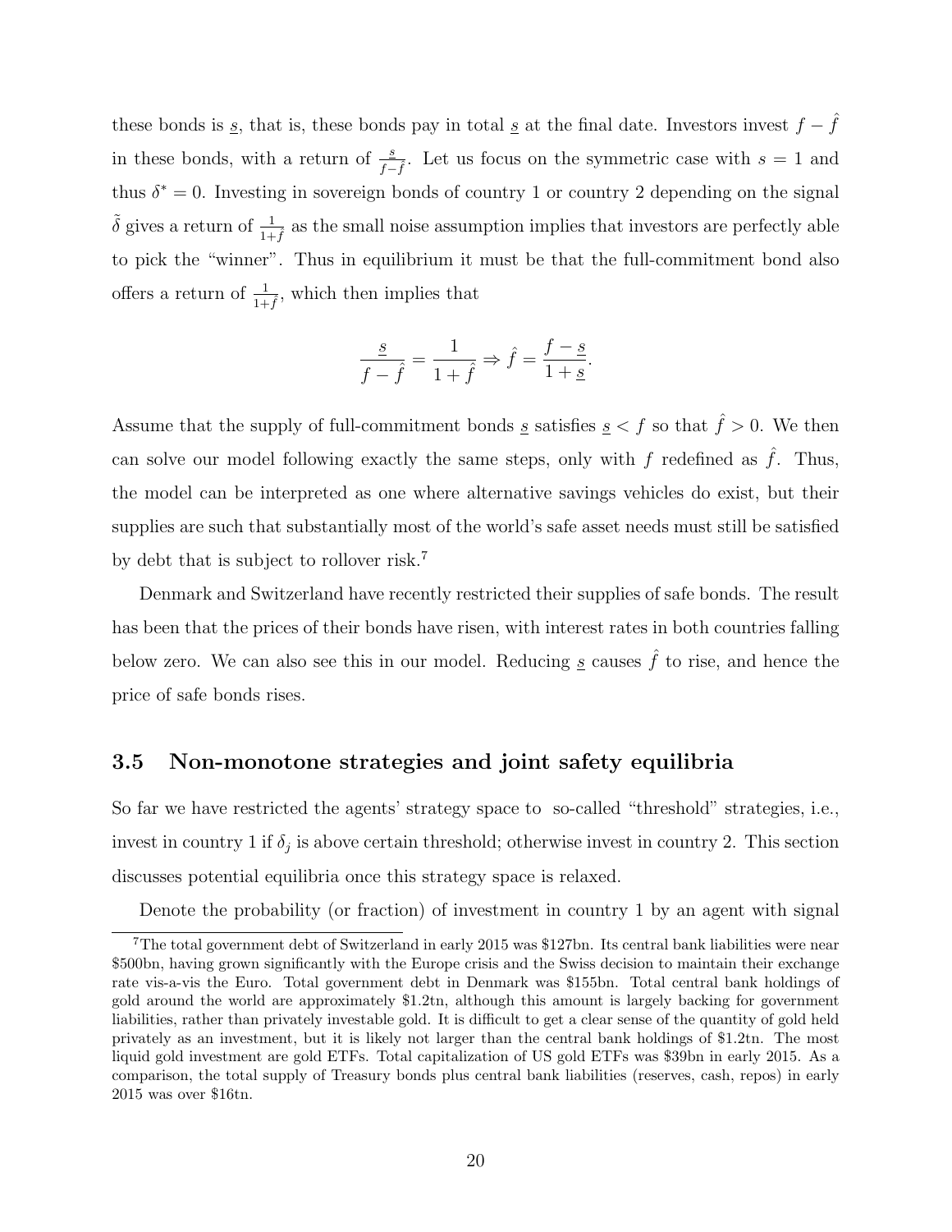these bonds is $\underline{s}$, that is, these bonds pay in total $\underline{s}$ at the final date. Investors invest $f - \hat{f}$ in these bonds, with a return of $\frac{\underline{s}}{f-\hat{f}}$. Let us focus on the symmetric case with $s = 1$ and thus $\delta^* = 0$. Investing in sovereign bonds of country 1 or country 2 depending on the signal $\tilde{\delta}$ gives a return of $\frac{1}{1+\hat{f}}$ as the small noise assumption implies that investors are perfectly able to pick the "winner". Thus in equilibrium it must be that the full-commitment bond also offers a return of $\frac{1}{1+\hat{f}}$, which then implies that

$$\frac{\underline{s}}{f - \hat{f}} = \frac{1}{1 + \hat{f}} \Rightarrow \hat{f} = \frac{f - \underline{s}}{1 + \underline{s}}.$$

Assume that the supply of full-commitment bonds $\underline{s}$ satisfies $\underline{s} < f$ so that $\hat{f} > 0$. We then can solve our model following exactly the same steps, only with $f$ redefined as $\hat{f}$. Thus, the model can be interpreted as one where alternative savings vehicles do exist, but their supplies are such that substantially most of the world's safe asset needs must still be satisfied by debt that is subject to rollover risk.[7]

Denmark and Switzerland have recently restricted their supplies of safe bonds. The result has been that the prices of their bonds have risen, with interest rates in both countries falling below zero. We can also see this in our model. Reducing $\underline{s}$ causes $\hat{f}$ to rise, and hence the price of safe bonds rises.

### 3.5 Non-monotone strategies and joint safety equilibria

So far we have restricted the agents' strategy space to so-called "threshold" strategies, i.e., invest in country 1 if $\delta_j$ is above certain threshold; otherwise invest in country 2. This section discusses potential equilibria once this strategy space is relaxed.

Denote the probability (or fraction) of investment in country 1 by an agent with signal

---

[7] The total government debt of Switzerland in early 2015 was \$127bn. Its central bank liabilities were near \$500bn, having grown significantly with the Europe crisis and the Swiss decision to maintain their exchange rate vis-a-vis the Euro. Total government debt in Denmark was \$155bn. Total central bank holdings of gold around the world are approximately \$1.2tn, although this amount is largely backing for government liabilities, rather than privately investable gold. It is difficult to get a clear sense of the quantity of gold held privately as an investment, but it is likely not larger than the central bank holdings of \$1.2tn. The most liquid gold investment are gold ETFs. Total capitalization of US gold ETFs was \$39bn in early 2015. As a comparison, the total supply of Treasury bonds plus central bank liabilities (reserves, cash, repos) in early 2015 was over \$16tn.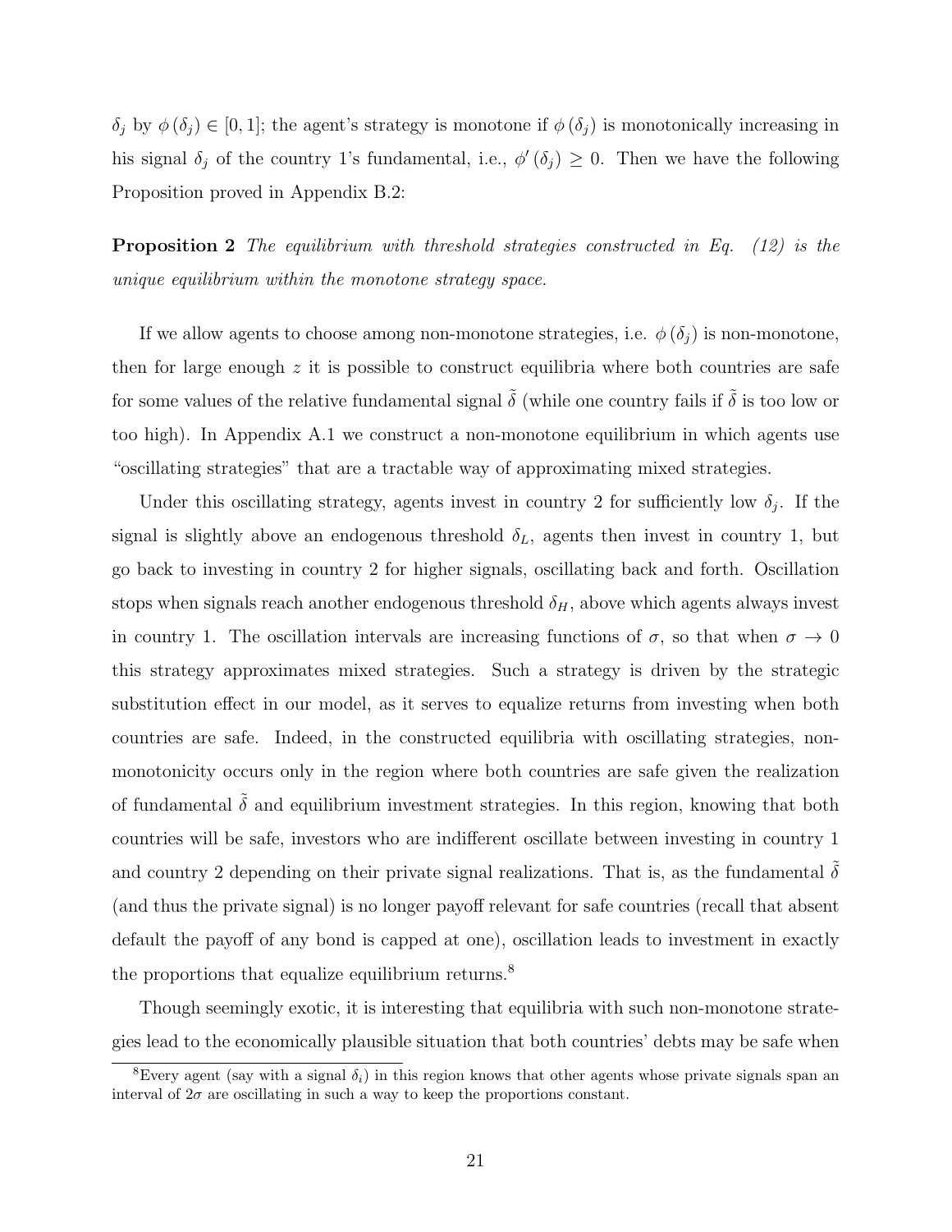$\delta_j$ by $\phi(\delta_j) \in [0,1]$; the agent's strategy is monotone if $\phi(\delta_j)$ is monotonically increasing in his signal $\delta_j$ of the country 1's fundamental, i.e., $\phi'(\delta_j) \geq 0$. Then we have the following Proposition proved in Appendix B.2:

**Proposition 2** *The equilibrium with threshold strategies constructed in Eq. (12) is the unique equilibrium within the monotone strategy space.*

If we allow agents to choose among non-monotone strategies, i.e. $\phi(\delta_j)$ is non-monotone, then for large enough $z$ it is possible to construct equilibria where both countries are safe for some values of the relative fundamental signal $\tilde{\delta}$ (while one country fails if $\tilde{\delta}$ is too low or too high). In Appendix A.1 we construct a non-monotone equilibrium in which agents use "oscillating strategies" that are a tractable way of approximating mixed strategies.

Under this oscillating strategy, agents invest in country 2 for sufficiently low $\delta_j$. If the signal is slightly above an endogenous threshold $\delta_L$, agents then invest in country 1, but go back to investing in country 2 for higher signals, oscillating back and forth. Oscillation stops when signals reach another endogenous threshold $\delta_H$, above which agents always invest in country 1. The oscillation intervals are increasing functions of $\sigma$, so that when $\sigma \to 0$ this strategy approximates mixed strategies. Such a strategy is driven by the strategic substitution effect in our model, as it serves to equalize returns from investing when both countries are safe. Indeed, in the constructed equilibria with oscillating strategies, non-monotonicity occurs only in the region where both countries are safe given the realization of fundamental $\tilde{\delta}$ and equilibrium investment strategies. In this region, knowing that both countries will be safe, investors who are indifferent oscillate between investing in country 1 and country 2 depending on their private signal realizations. That is, as the fundamental $\tilde{\delta}$ (and thus the private signal) is no longer payoff relevant for safe countries (recall that absent default the payoff of any bond is capped at one), oscillation leads to investment in exactly the proportions that equalize equilibrium returns.[8]

Though seemingly exotic, it is interesting that equilibria with such non-monotone strategies lead to the economically plausible situation that both countries' debts may be safe when

[8] Every agent (say with a signal $\delta_i$) in this region knows that other agents whose private signals span an interval of $2\sigma$ are oscillating in such a way to keep the proportions constant.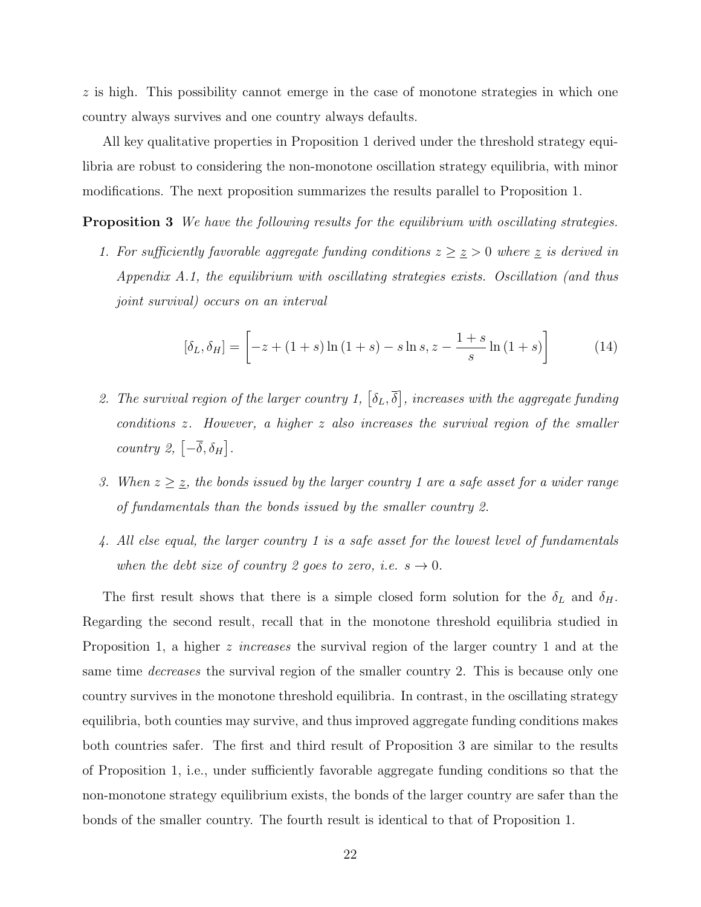$z$ is high. This possibility cannot emerge in the case of monotone strategies in which one country always survives and one country always defaults.

All key qualitative properties in Proposition 1 derived under the threshold strategy equilibria are robust to considering the non-monotone oscillation strategy equilibria, with minor modifications. The next proposition summarizes the results parallel to Proposition 1.

**Proposition 3** *We have the following results for the equilibrium with oscillating strategies.*

1. *For sufficiently favorable aggregate funding conditions $z \geq \underline{z} > 0$ where $\underline{z}$ is derived in Appendix A.1, the equilibrium with oscillating strategies exists. Oscillation (and thus joint survival) occurs on an interval*

$$[\delta_L, \delta_H] = \left[-z + (1+s)\ln(1+s) - s\ln s, z - \frac{1+s}{s}\ln(1+s)\right] \tag{14}$$

2. *The survival region of the larger country 1, $\left[\delta_L, \overline{\delta}\right]$, increases with the aggregate funding conditions $z$. However, a higher $z$ also increases the survival region of the smaller country 2, $\left[-\overline{\delta}, \delta_H\right]$.*

3. *When $z \geq \underline{z}$, the bonds issued by the larger country 1 are a safe asset for a wider range of fundamentals than the bonds issued by the smaller country 2.*

4. *All else equal, the larger country 1 is a safe asset for the lowest level of fundamentals when the debt size of country 2 goes to zero, i.e. $s \to 0$.*

The first result shows that there is a simple closed form solution for the $\delta_L$ and $\delta_H$. Regarding the second result, recall that in the monotone threshold equilibria studied in Proposition 1, a higher $z$ *increases* the survival region of the larger country 1 and at the same time *decreases* the survival region of the smaller country 2. This is because only one country survives in the monotone threshold equilibria. In contrast, in the oscillating strategy equilibria, both counties may survive, and thus improved aggregate funding conditions makes both countries safer. The first and third result of Proposition 3 are similar to the results of Proposition 1, i.e., under sufficiently favorable aggregate funding conditions so that the non-monotone strategy equilibrium exists, the bonds of the larger country are safer than the bonds of the smaller country. The fourth result is identical to that of Proposition 1.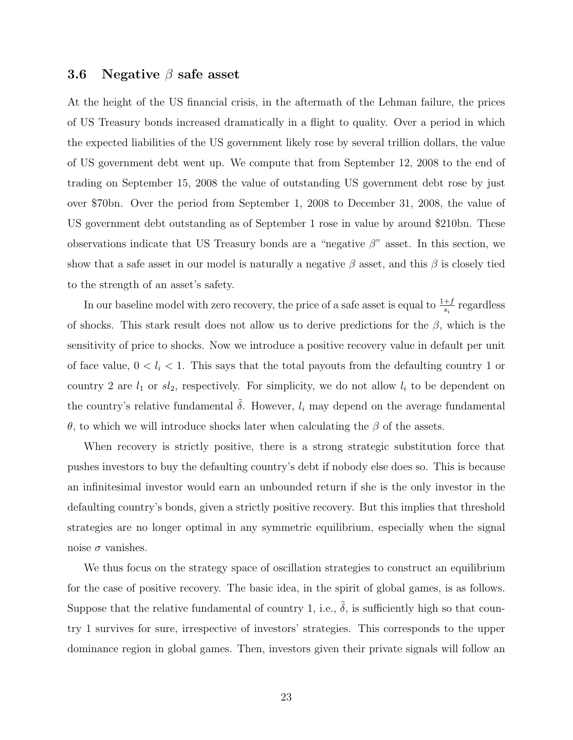### 3.6 Negative $\beta$ safe asset

At the height of the US financial crisis, in the aftermath of the Lehman failure, the prices of US Treasury bonds increased dramatically in a flight to quality. Over a period in which the expected liabilities of the US government likely rose by several trillion dollars, the value of US government debt went up. We compute that from September 12, 2008 to the end of trading on September 15, 2008 the value of outstanding US government debt rose by just over \$70bn. Over the period from September 1, 2008 to December 31, 2008, the value of US government debt outstanding as of September 1 rose in value by around \$210bn. These observations indicate that US Treasury bonds are a "negative $\beta$" asset. In this section, we show that a safe asset in our model is naturally a negative $\beta$ asset, and this $\beta$ is closely tied to the strength of an asset's safety.

In our baseline model with zero recovery, the price of a safe asset is equal to $\frac{1+f}{s_i}$ regardless of shocks. This stark result does not allow us to derive predictions for the $\beta$, which is the sensitivity of price to shocks. Now we introduce a positive recovery value in default per unit of face value, $0 < l_i < 1$. This says that the total payouts from the defaulting country 1 or country 2 are $l_1$ or $sl_2$, respectively. For simplicity, we do not allow $l_i$ to be dependent on the country's relative fundamental $\tilde{\delta}$. However, $l_i$ may depend on the average fundamental $\theta$, to which we will introduce shocks later when calculating the $\beta$ of the assets.

When recovery is strictly positive, there is a strong strategic substitution force that pushes investors to buy the defaulting country's debt if nobody else does so. This is because an infinitesimal investor would earn an unbounded return if she is the only investor in the defaulting country's bonds, given a strictly positive recovery. But this implies that threshold strategies are no longer optimal in any symmetric equilibrium, especially when the signal noise $\sigma$ vanishes.

We thus focus on the strategy space of oscillation strategies to construct an equilibrium for the case of positive recovery. The basic idea, in the spirit of global games, is as follows. Suppose that the relative fundamental of country 1, i.e., $\tilde{\delta}$, is sufficiently high so that country 1 survives for sure, irrespective of investors' strategies. This corresponds to the upper dominance region in global games. Then, investors given their private signals will follow an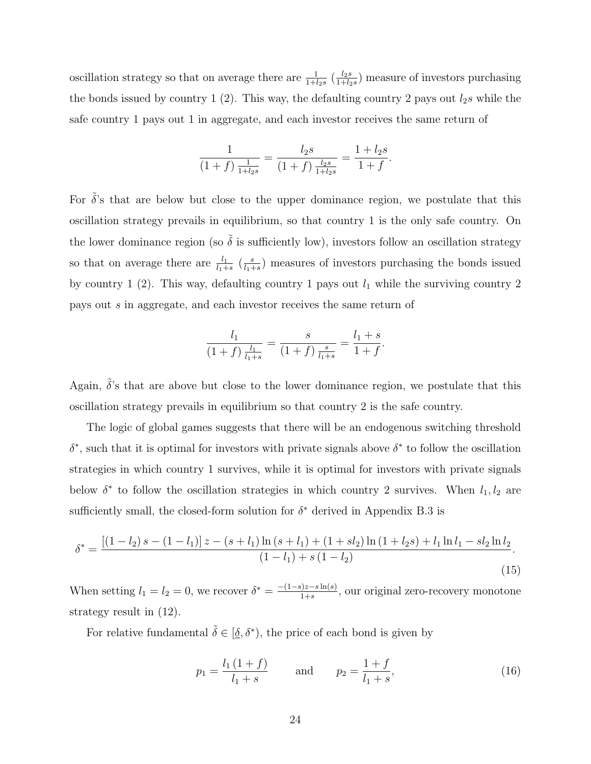oscillation strategy so that on average there are $\frac{1}{1+l_2 s}$ ($\frac{l_2 s}{1+l_2 s}$) measure of investors purchasing the bonds issued by country 1 (2). This way, the defaulting country 2 pays out $l_2 s$ while the safe country 1 pays out 1 in aggregate, and each investor receives the same return of

$$\frac{1}{(1+f)\frac{1}{1+l_2 s}} = \frac{l_2 s}{(1+f)\frac{l_2 s}{1+l_2 s}} = \frac{1+l_2 s}{1+f}.$$

For $\tilde{\delta}$'s that are below but close to the upper dominance region, we postulate that this oscillation strategy prevails in equilibrium, so that country 1 is the only safe country. On the lower dominance region (so $\tilde{\delta}$ is sufficiently low), investors follow an oscillation strategy so that on average there are $\frac{l_1}{l_1+s}$ ($\frac{s}{l_1+s}$) measures of investors purchasing the bonds issued by country 1 (2). This way, defaulting country 1 pays out $l_1$ while the surviving country 2 pays out $s$ in aggregate, and each investor receives the same return of

$$\frac{l_1}{(1+f)\frac{l_1}{l_1+s}} = \frac{s}{(1+f)\frac{s}{l_1+s}} = \frac{l_1+s}{1+f}.$$

Again, $\tilde{\delta}$'s that are above but close to the lower dominance region, we postulate that this oscillation strategy prevails in equilibrium so that country 2 is the safe country.

The logic of global games suggests that there will be an endogenous switching threshold $\delta^*$, such that it is optimal for investors with private signals above $\delta^*$ to follow the oscillation strategies in which country 1 survives, while it is optimal for investors with private signals below $\delta^*$ to follow the oscillation strategies in which country 2 survives. When $l_1, l_2$ are sufficiently small, the closed-form solution for $\delta^*$ derived in Appendix B.3 is

$$\delta^* = \frac{[(1-l_2)s-(1-l_1)]z-(s+l_1)\ln(s+l_1)+(1+sl_2)\ln(1+l_2 s)+l_1\ln l_1 - sl_2\ln l_2}{(1-l_1)+s(1-l_2)}. \tag{15}$$

When setting $l_1 = l_2 = 0$, we recover $\delta^* = \frac{-(1-s)z-s\ln(s)}{1+s}$, our original zero-recovery monotone strategy result in (12).

For relative fundamental $\tilde{\delta} \in [\underline{\delta}, \delta^*)$, the price of each bond is given by

$$p_1 = \frac{l_1(1+f)}{l_1+s} \qquad \text{and} \qquad p_2 = \frac{1+f}{l_1+s}, \tag{16}$$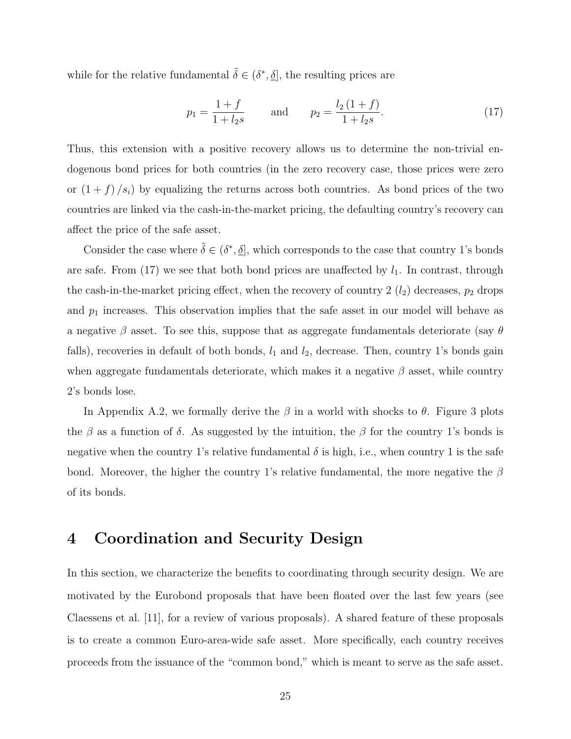while for the relative fundamental $\tilde{\delta} \in (\delta^*, \underline{\delta}]$, the resulting prices are

$$p_1 = \frac{1+f}{1+l_2 s} \qquad \text{and} \qquad p_2 = \frac{l_2(1+f)}{1+l_2 s}. \tag{17}$$

Thus, this extension with a positive recovery allows us to determine the non-trivial endogenous bond prices for both countries (in the zero recovery case, those prices were zero or $(1+f)/s_i$) by equalizing the returns across both countries. As bond prices of the two countries are linked via the cash-in-the-market pricing, the defaulting country's recovery can affect the price of the safe asset.

Consider the case where $\tilde{\delta} \in (\delta^*, \underline{\delta}]$, which corresponds to the case that country 1's bonds are safe. From (17) we see that both bond prices are unaffected by $l_1$. In contrast, through the cash-in-the-market pricing effect, when the recovery of country 2 ($l_2$) decreases, $p_2$ drops and $p_1$ increases. This observation implies that the safe asset in our model will behave as a negative $\beta$ asset. To see this, suppose that as aggregate fundamentals deteriorate (say $\theta$ falls), recoveries in default of both bonds, $l_1$ and $l_2$, decrease. Then, country 1's bonds gain when aggregate fundamentals deteriorate, which makes it a negative $\beta$ asset, while country 2's bonds lose.

In Appendix A.2, we formally derive the $\beta$ in a world with shocks to $\theta$. Figure 3 plots the $\beta$ as a function of $\delta$. As suggested by the intuition, the $\beta$ for the country 1's bonds is negative when the country 1's relative fundamental $\delta$ is high, i.e., when country 1 is the safe bond. Moreover, the higher the country 1's relative fundamental, the more negative the $\beta$ of its bonds.

# 4 Coordination and Security Design

In this section, we characterize the benefits to coordinating through security design. We are motivated by the Eurobond proposals that have been floated over the last few years (see Claessens et al. [11], for a review of various proposals). A shared feature of these proposals is to create a common Euro-area-wide safe asset. More specifically, each country receives proceeds from the issuance of the "common bond," which is meant to serve as the safe asset.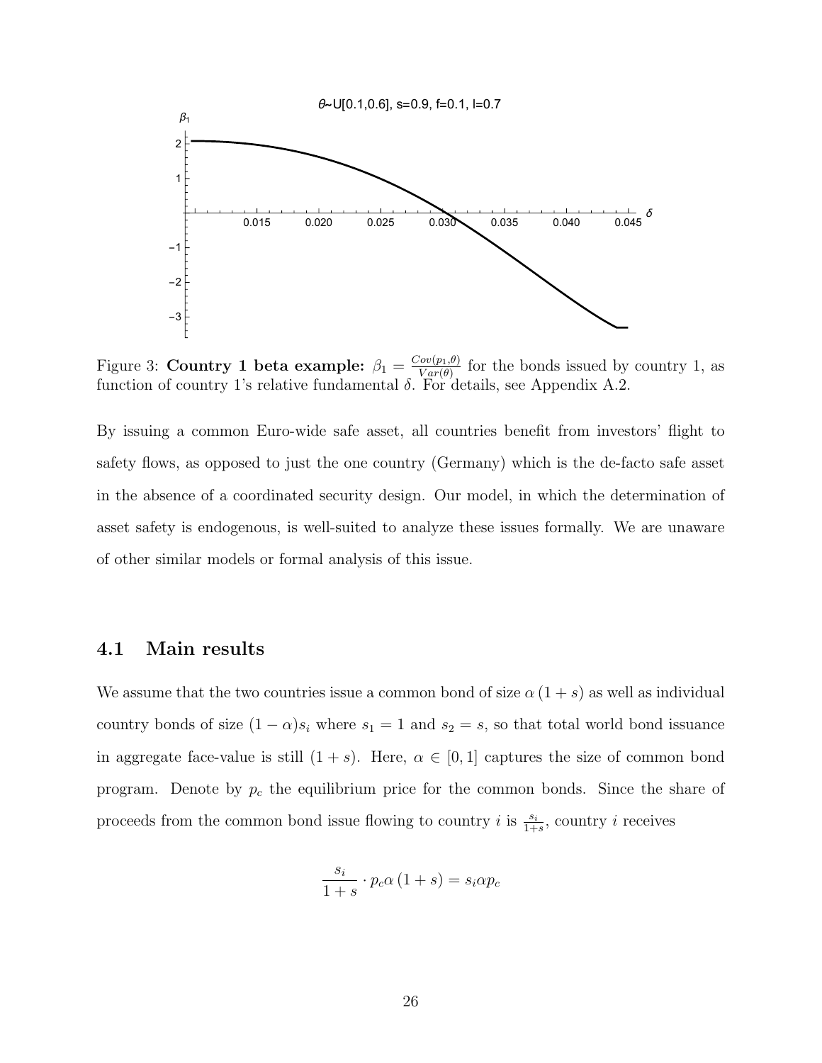Figure 3: **Country 1 beta example:** $\beta_1 = \frac{Cov(p_1,\theta)}{Var(\theta)}$ for the bonds issued by country 1, as function of country 1's relative fundamental $\delta$. For details, see Appendix A.2.

By issuing a common Euro-wide safe asset, all countries benefit from investors' flight to safety flows, as opposed to just the one country (Germany) which is the de-facto safe asset in the absence of a coordinated security design. Our model, in which the determination of asset safety is endogenous, is well-suited to analyze these issues formally. We are unaware of other similar models or formal analysis of this issue.

## 4.1 Main results

We assume that the two countries issue a common bond of size $\alpha(1+s)$ as well as individual country bonds of size $(1-\alpha)s_i$ where $s_1 = 1$ and $s_2 = s$, so that total world bond issuance in aggregate face-value is still $(1+s)$. Here, $\alpha \in [0,1]$ captures the size of common bond program. Denote by $p_c$ the equilibrium price for the common bonds. Since the share of proceeds from the common bond issue flowing to country $i$ is $\frac{s_i}{1+s}$, country $i$ receives

$$\frac{s_i}{1+s} \cdot p_c \alpha (1+s) = s_i \alpha p_c$$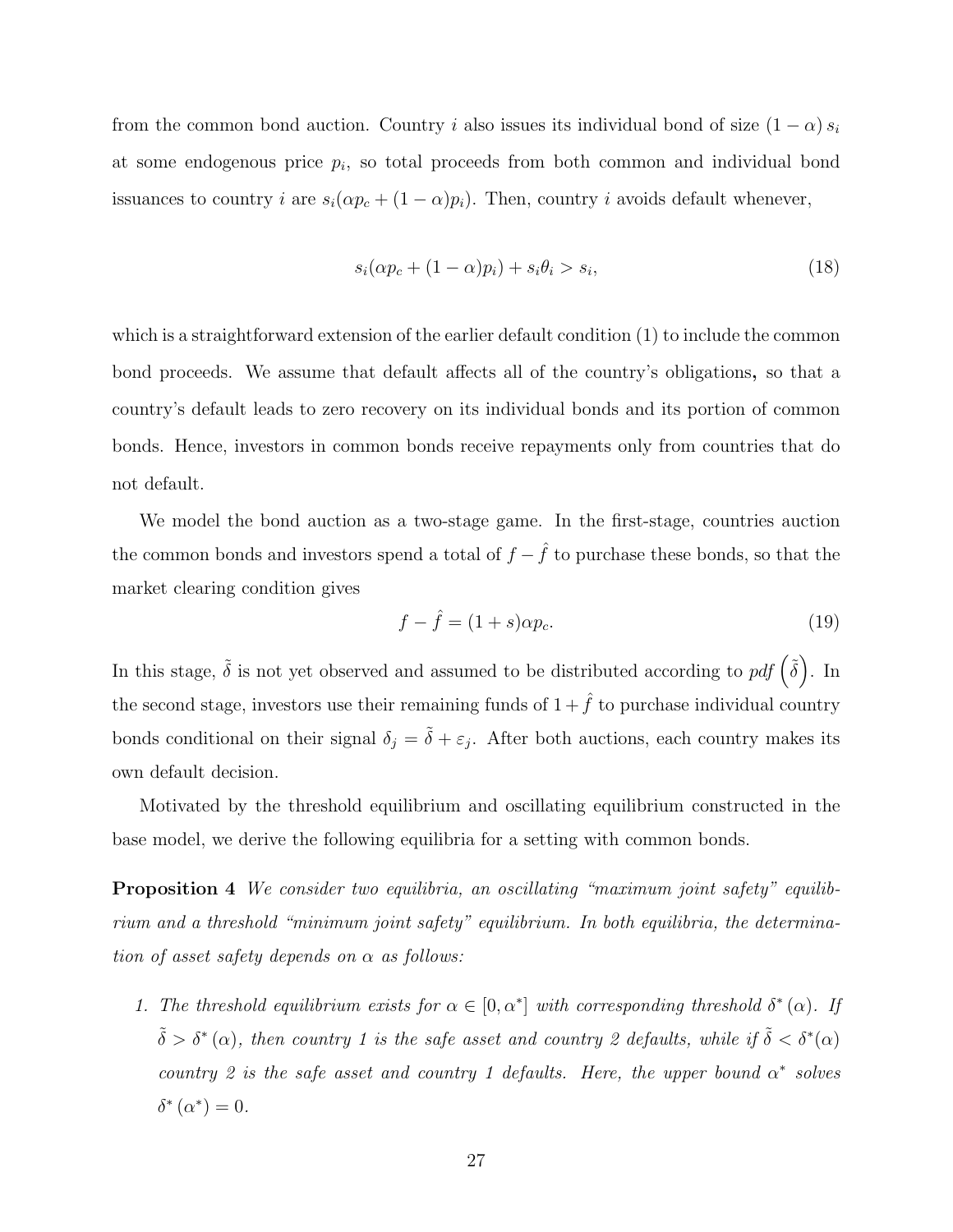from the common bond auction. Country $i$ also issues its individual bond of size $(1-\alpha)s_i$ at some endogenous price $p_i$, so total proceeds from both common and individual bond issuances to country $i$ are $s_i(\alpha p_c + (1-\alpha)p_i)$. Then, country $i$ avoids default whenever,

$$s_i(\alpha p_c + (1-\alpha)p_i) + s_i\theta_i > s_i, \tag{18}$$

which is a straightforward extension of the earlier default condition (1) to include the common bond proceeds. We assume that default affects all of the country's obligations, so that a country's default leads to zero recovery on its individual bonds and its portion of common bonds. Hence, investors in common bonds receive repayments only from countries that do not default.

We model the bond auction as a two-stage game. In the first-stage, countries auction the common bonds and investors spend a total of $f - \hat{f}$ to purchase these bonds, so that the market clearing condition gives

$$f - \hat{f} = (1+s)\alpha p_c. \tag{19}$$

In this stage, $\tilde{\delta}$ is not yet observed and assumed to be distributed according to $pdf\left(\tilde{\delta}\right)$. In the second stage, investors use their remaining funds of $1+\hat{f}$ to purchase individual country bonds conditional on their signal $\delta_j = \tilde{\delta} + \varepsilon_j$. After both auctions, each country makes its own default decision.

Motivated by the threshold equilibrium and oscillating equilibrium constructed in the base model, we derive the following equilibria for a setting with common bonds.

**Proposition 4** *We consider two equilibria, an oscillating "maximum joint safety" equilibrium and a threshold "minimum joint safety" equilibrium. In both equilibria, the determination of asset safety depends on $\alpha$ as follows:*

1. *The threshold equilibrium exists for $\alpha \in [0, \alpha^*]$ with corresponding threshold $\delta^*(\alpha)$. If $\tilde{\delta} > \delta^*(\alpha)$, then country 1 is the safe asset and country 2 defaults, while if $\tilde{\delta} < \delta^*(\alpha)$ country 2 is the safe asset and country 1 defaults. Here, the upper bound $\alpha^*$ solves $\delta^*(\alpha^*) = 0$.*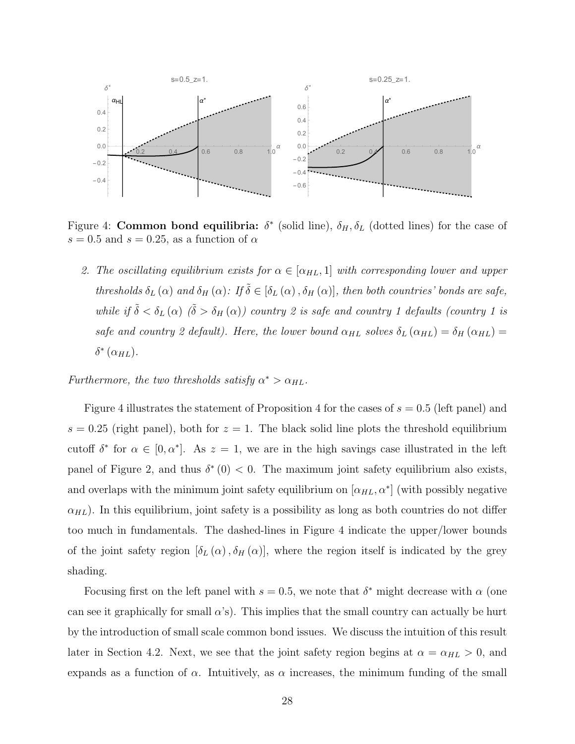Figure 4: **Common bond equilibria:** $\delta^*$ (solid line), $\delta_H, \delta_L$ (dotted lines) for the case of $s = 0.5$ and $s = 0.25$, as a function of $\alpha$

2. *The oscillating equilibrium exists for $\alpha \in [\alpha_{HL}, 1]$ with corresponding lower and upper thresholds $\delta_L(\alpha)$ and $\delta_H(\alpha)$: If $\tilde{\delta} \in [\delta_L(\alpha), \delta_H(\alpha)]$, then both countries' bonds are safe, while if $\tilde{\delta} < \delta_L(\alpha)$ ($\tilde{\delta} > \delta_H(\alpha)$) country 2 is safe and country 1 defaults (country 1 is safe and country 2 default). Here, the lower bound $\alpha_{HL}$ solves $\delta_L(\alpha_{HL}) = \delta_H(\alpha_{HL}) = \delta^*(\alpha_{HL})$.*

*Furthermore, the two thresholds satisfy $\alpha^* > \alpha_{HL}$.*

Figure 4 illustrates the statement of Proposition 4 for the cases of $s = 0.5$ (left panel) and $s = 0.25$ (right panel), both for $z = 1$. The black solid line plots the threshold equilibrium cutoff $\delta^*$ for $\alpha \in [0, \alpha^*]$. As $z = 1$, we are in the high savings case illustrated in the left panel of Figure 2, and thus $\delta^*(0) < 0$. The maximum joint safety equilibrium also exists, and overlaps with the minimum joint safety equilibrium on $[\alpha_{HL}, \alpha^*]$ (with possibly negative $\alpha_{HL}$). In this equilibrium, joint safety is a possibility as long as both countries do not differ too much in fundamentals. The dashed-lines in Figure 4 indicate the upper/lower bounds of the joint safety region $[\delta_L(\alpha), \delta_H(\alpha)]$, where the region itself is indicated by the grey shading.

Focusing first on the left panel with $s = 0.5$, we note that $\delta^*$ might decrease with $\alpha$ (one can see it graphically for small $\alpha$'s). This implies that the small country can actually be hurt by the introduction of small scale common bond issues. We discuss the intuition of this result later in Section 4.2. Next, we see that the joint safety region begins at $\alpha = \alpha_{HL} > 0$, and expands as a function of $\alpha$. Intuitively, as $\alpha$ increases, the minimum funding of the small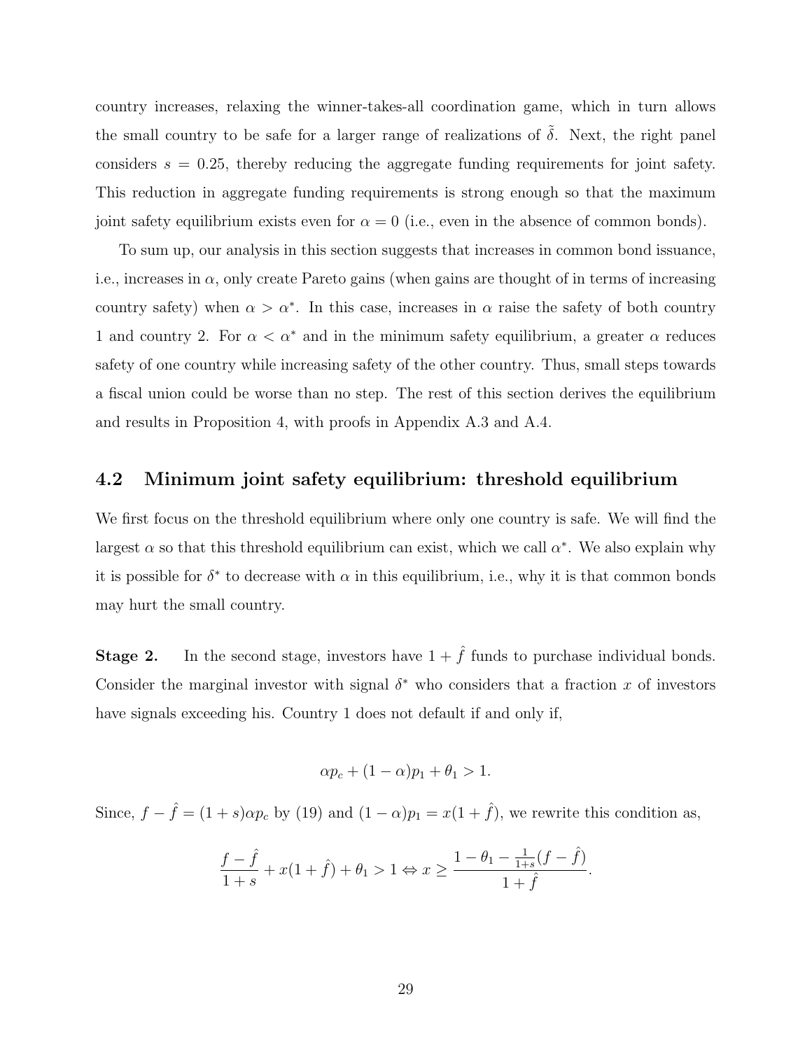country increases, relaxing the winner-takes-all coordination game, which in turn allows the small country to be safe for a larger range of realizations of $\tilde{\tilde{\delta}}$. Next, the right panel considers $s = 0.25$, thereby reducing the aggregate funding requirements for joint safety. This reduction in aggregate funding requirements is strong enough so that the maximum joint safety equilibrium exists even for $\alpha = 0$ (i.e., even in the absence of common bonds).

To sum up, our analysis in this section suggests that increases in common bond issuance, i.e., increases in $\alpha$, only create Pareto gains (when gains are thought of in terms of increasing country safety) when $\alpha > \alpha^*$. In this case, increases in $\alpha$ raise the safety of both country 1 and country 2. For $\alpha < \alpha^*$ and in the minimum safety equilibrium, a greater $\alpha$ reduces safety of one country while increasing safety of the other country. Thus, small steps towards a fiscal union could be worse than no step. The rest of this section derives the equilibrium and results in Proposition 4, with proofs in Appendix A.3 and A.4.

## 4.2 Minimum joint safety equilibrium: threshold equilibrium

We first focus on the threshold equilibrium where only one country is safe. We will find the largest $\alpha$ so that this threshold equilibrium can exist, which we call $\alpha^*$. We also explain why it is possible for $\delta^*$ to decrease with $\alpha$ in this equilibrium, i.e., why it is that common bonds may hurt the small country.

**Stage 2.** In the second stage, investors have $1 + \hat{f}$ funds to purchase individual bonds. Consider the marginal investor with signal $\delta^*$ who considers that a fraction $x$ of investors have signals exceeding his. Country 1 does not default if and only if,

$$\alpha p_c + (1 - \alpha) p_1 + \theta_1 > 1.$$

Since, $f - \hat{f} = (1 + s)\alpha p_c$ by (19) and $(1 - \alpha)p_1 = x(1 + \hat{f})$, we rewrite this condition as,

$$\frac{f - \hat{f}}{1 + s} + x(1 + \hat{f}) + \theta_1 > 1 \Leftrightarrow x \geq \frac{1 - \theta_1 - \frac{1}{1+s}(f - \hat{f})}{1 + \hat{f}}.$$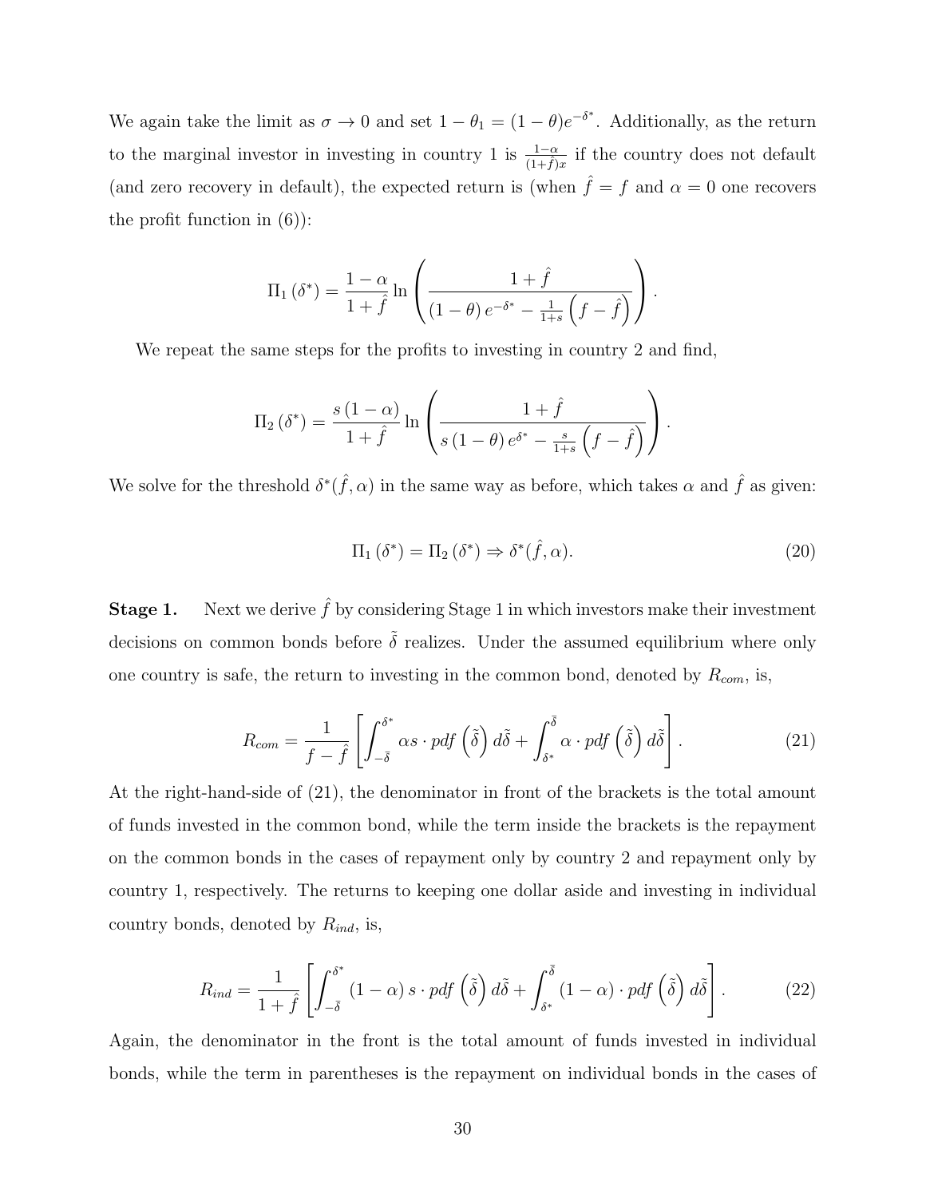We again take the limit as $\sigma \to 0$ and set $1-\theta_1 = (1-\theta)e^{-\delta^*}$. Additionally, as the return to the marginal investor in investing in country 1 is $\frac{1-\alpha}{(1+\hat{f})x}$ if the country does not default (and zero recovery in default), the expected return is (when $\hat{f}=f$ and $\alpha = 0$ one recovers the profit function in (6)):

$$\Pi_1(\delta^*) = \frac{1-\alpha}{1+\hat{f}} \ln\left(\frac{1+\hat{f}}{(1-\theta)e^{-\delta^*} - \frac{1}{1+s}\left(f-\hat{f}\right)}\right).$$

We repeat the same steps for the profits to investing in country 2 and find,

$$\Pi_2(\delta^*) = \frac{s(1-\alpha)}{1+\hat{f}} \ln\left(\frac{1+\hat{f}}{s(1-\theta)e^{\delta^*} - \frac{s}{1+s}\left(f-\hat{f}\right)}\right).$$

We solve for the threshold $\delta^*(\hat{f},\alpha)$ in the same way as before, which takes $\alpha$ and $\hat{f}$ as given:

$$\Pi_1(\delta^*) = \Pi_2(\delta^*) \Rightarrow \delta^*(\hat{f},\alpha). \tag{20}$$

**Stage 1.** Next we derive $\hat{f}$ by considering Stage 1 in which investors make their investment decisions on common bonds before $\tilde{\delta}$ realizes. Under the assumed equilibrium where only one country is safe, the return to investing in the common bond, denoted by $R_{com}$, is,

$$R_{com} = \frac{1}{f-\hat{f}}\left[\int_{-\bar{\delta}}^{\delta^*} \alpha s \cdot pdf\left(\tilde{\delta}\right)d\tilde{\delta} + \int_{\delta^*}^{\bar{\delta}} \alpha \cdot pdf\left(\tilde{\delta}\right)d\tilde{\delta}\right]. \tag{21}$$

At the right-hand-side of (21), the denominator in front of the brackets is the total amount of funds invested in the common bond, while the term inside the brackets is the repayment on the common bonds in the cases of repayment only by country 2 and repayment only by country 1, respectively. The returns to keeping one dollar aside and investing in individual country bonds, denoted by $R_{ind}$, is,

$$R_{ind} = \frac{1}{1+\hat{f}}\left[\int_{-\bar{\delta}}^{\delta^*} (1-\alpha)s \cdot pdf\left(\tilde{\delta}\right)d\tilde{\delta} + \int_{\delta^*}^{\bar{\delta}} (1-\alpha) \cdot pdf\left(\tilde{\delta}\right)d\tilde{\delta}\right]. \tag{22}$$

Again, the denominator in the front is the total amount of funds invested in individual bonds, while the term in parentheses is the repayment on individual bonds in the cases of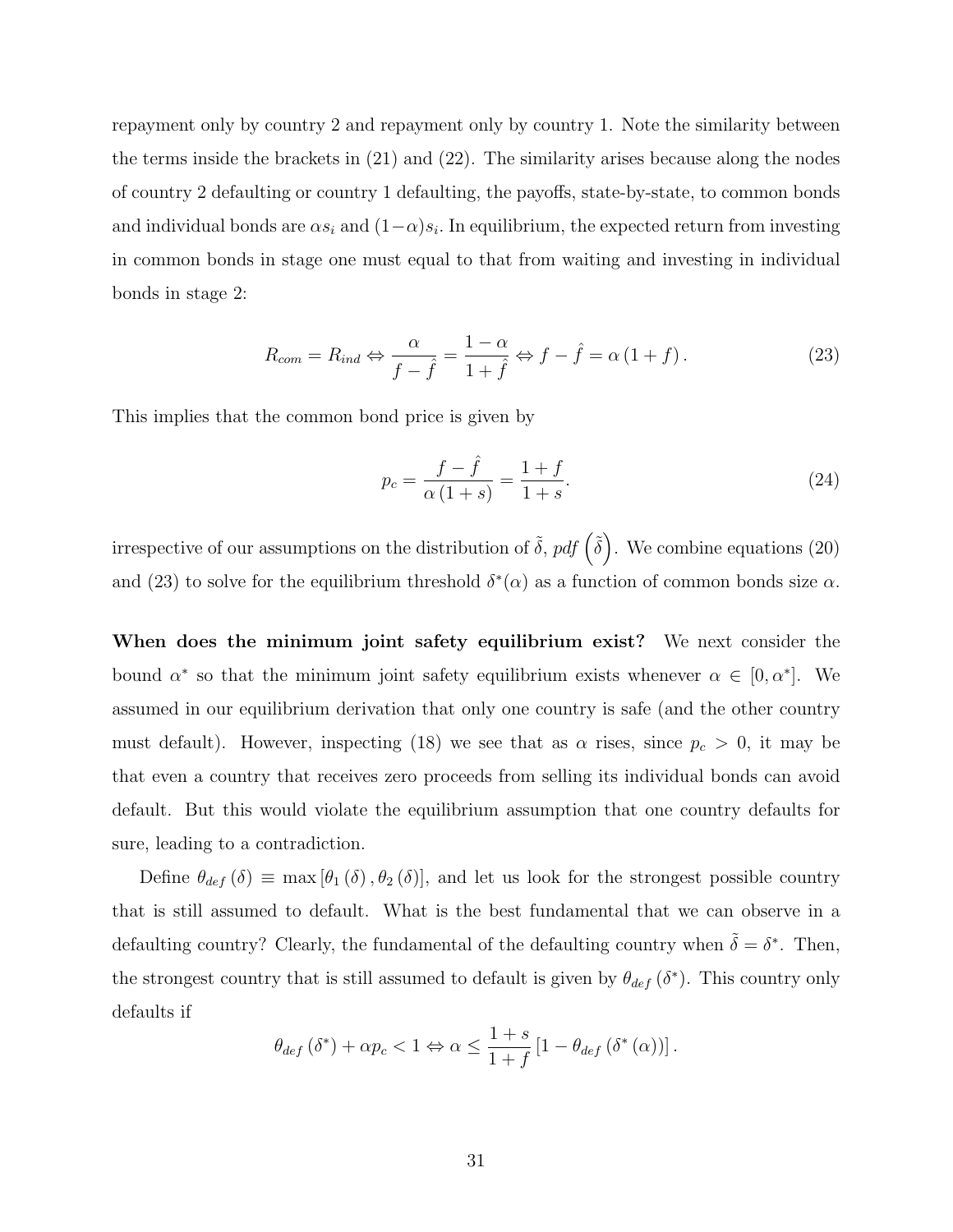repayment only by country 2 and repayment only by country 1. Note the similarity between the terms inside the brackets in (21) and (22). The similarity arises because along the nodes of country 2 defaulting or country 1 defaulting, the payoffs, state-by-state, to common bonds and individual bonds are $\alpha s_i$ and $(1-\alpha)s_i$. In equilibrium, the expected return from investing in common bonds in stage one must equal to that from waiting and investing in individual bonds in stage 2:

$$R_{com} = R_{ind} \Leftrightarrow \frac{\alpha}{f - \hat{f}} = \frac{1-\alpha}{1+\hat{f}} \Leftrightarrow f - \hat{f} = \alpha(1+f). \tag{23}$$

This implies that the common bond price is given by

$$p_c = \frac{f - \hat{f}}{\alpha(1+s)} = \frac{1+f}{1+s}. \tag{24}$$

irrespective of our assumptions on the distribution of $\tilde{\delta}$, $pdf\left(\tilde{\delta}\right)$. We combine equations (20) and (23) to solve for the equilibrium threshold $\delta^*(\alpha)$ as a function of common bonds size $\alpha$.

**When does the minimum joint safety equilibrium exist?** We next consider the bound $\alpha^*$ so that the minimum joint safety equilibrium exists whenever $\alpha \in [0, \alpha^*]$. We assumed in our equilibrium derivation that only one country is safe (and the other country must default). However, inspecting (18) we see that as $\alpha$ rises, since $p_c > 0$, it may be that even a country that receives zero proceeds from selling its individual bonds can avoid default. But this would violate the equilibrium assumption that one country defaults for sure, leading to a contradiction.

Define $\theta_{def}(\delta) \equiv \max[\theta_1(\delta), \theta_2(\delta)]$, and let us look for the strongest possible country that is still assumed to default. What is the best fundamental that we can observe in a defaulting country? Clearly, the fundamental of the defaulting country when $\tilde{\delta} = \delta^*$. Then, the strongest country that is still assumed to default is given by $\theta_{def}(\delta^*)$. This country only defaults if

$$\theta_{def}(\delta^*) + \alpha p_c < 1 \Leftrightarrow \alpha \leq \frac{1+s}{1+f}\left[1 - \theta_{def}(\delta^*(\alpha))\right].$$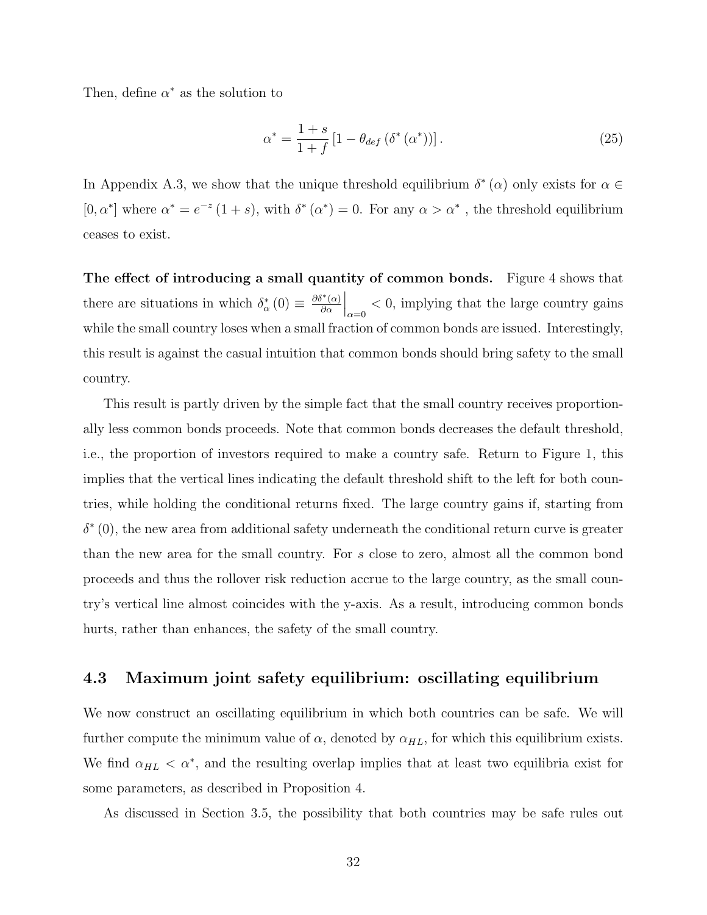Then, define $\alpha^*$ as the solution to

$$\alpha^* = \frac{1+s}{1+f}\left[1-\theta_{def}\left(\delta^*\left(\alpha^*\right)\right)\right]. \tag{25}$$

In Appendix A.3, we show that the unique threshold equilibrium $\delta^*(\alpha)$ only exists for $\alpha \in [0, \alpha^*]$ where $\alpha^* = e^{-z}(1+s)$, with $\delta^*(\alpha^*) = 0$. For any $\alpha > \alpha^*$ , the threshold equilibrium ceases to exist.

**The effect of introducing a small quantity of common bonds.** Figure 4 shows that there are situations in which $\delta^*_\alpha(0) \equiv \left.\frac{\partial \delta^*(\alpha)}{\partial \alpha}\right|_{\alpha=0} < 0$, implying that the large country gains while the small country loses when a small fraction of common bonds are issued. Interestingly, this result is against the casual intuition that common bonds should bring safety to the small country.

This result is partly driven by the simple fact that the small country receives proportionally less common bonds proceeds. Note that common bonds decreases the default threshold, i.e., the proportion of investors required to make a country safe. Return to Figure 1, this implies that the vertical lines indicating the default threshold shift to the left for both countries, while holding the conditional returns fixed. The large country gains if, starting from $\delta^*(0)$, the new area from additional safety underneath the conditional return curve is greater than the new area for the small country. For $s$ close to zero, almost all the common bond proceeds and thus the rollover risk reduction accrue to the large country, as the small country's vertical line almost coincides with the y-axis. As a result, introducing common bonds hurts, rather than enhances, the safety of the small country.

## 4.3 Maximum joint safety equilibrium: oscillating equilibrium

We now construct an oscillating equilibrium in which both countries can be safe. We will further compute the minimum value of $\alpha$, denoted by $\alpha_{HL}$, for which this equilibrium exists. We find $\alpha_{HL} < \alpha^*$, and the resulting overlap implies that at least two equilibria exist for some parameters, as described in Proposition 4.

As discussed in Section 3.5, the possibility that both countries may be safe rules out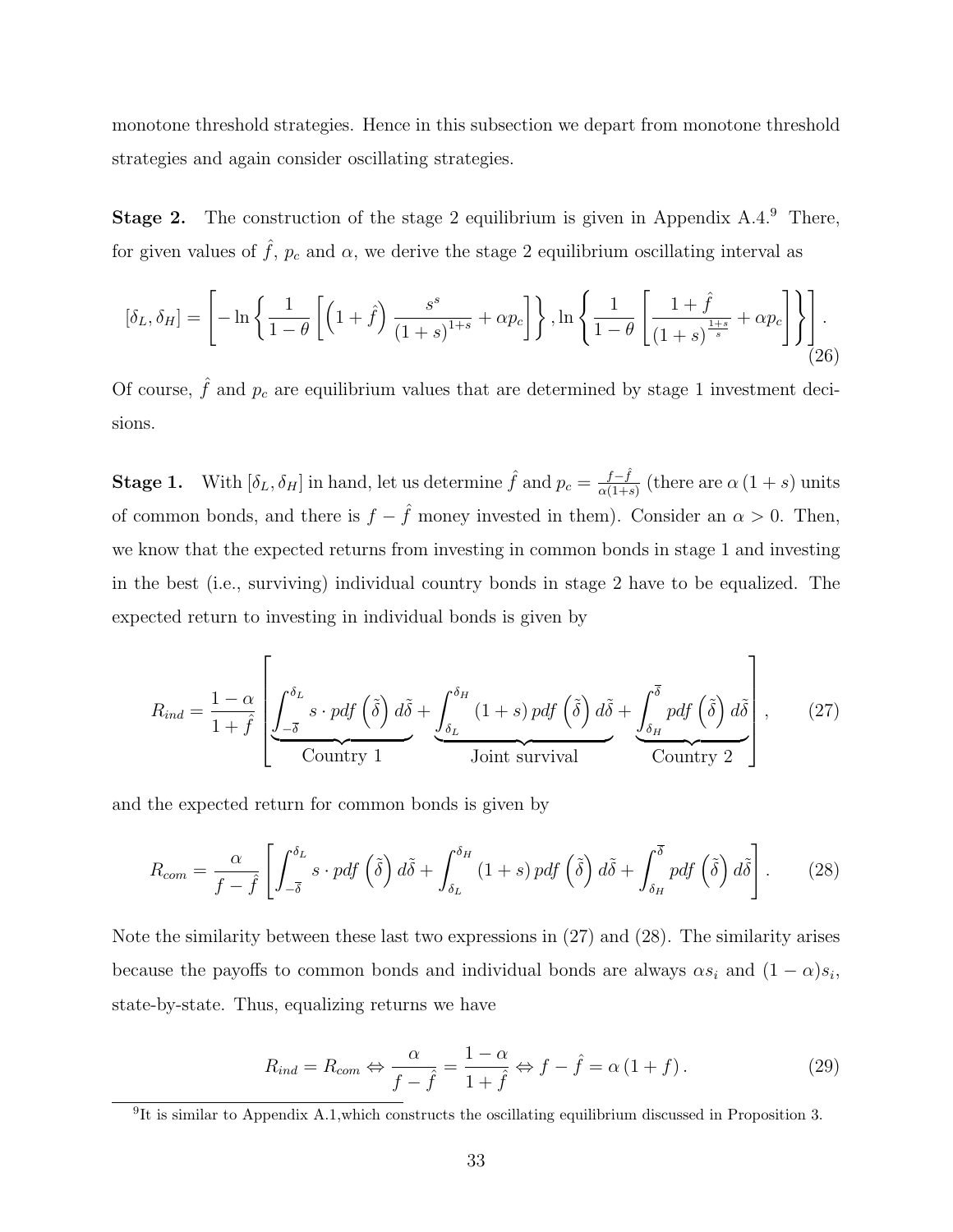monotone threshold strategies. Hence in this subsection we depart from monotone threshold strategies and again consider oscillating strategies.

**Stage 2.** The construction of the stage 2 equilibrium is given in Appendix A.4.[9] There, for given values of $\hat{f}$, $p_c$ and $\alpha$, we derive the stage 2 equilibrium oscillating interval as

$$[\delta_L, \delta_H] = \left[ -\ln\left\{ \frac{1}{1-\theta} \left[ \left(1+\hat{f}\right) \frac{s^s}{(1+s)^{1+s}} + \alpha p_c \right] \right\}, \ln\left\{ \frac{1}{1-\theta} \left[ \frac{1+\hat{f}}{(1+s)^{\frac{1+s}{s}}} + \alpha p_c \right] \right\} \right]. \tag{26}$$

Of course, $\hat{f}$ and $p_c$ are equilibrium values that are determined by stage 1 investment decisions.

**Stage 1.** With $[\delta_L, \delta_H]$ in hand, let us determine $\hat{f}$ and $p_c = \frac{f-\hat{f}}{\alpha(1+s)}$ (there are $\alpha(1+s)$ units of common bonds, and there is $f - \hat{f}$ money invested in them). Consider an $\alpha > 0$. Then, we know that the expected returns from investing in common bonds in stage 1 and investing in the best (i.e., surviving) individual country bonds in stage 2 have to be equalized. The expected return to investing in individual bonds is given by

$$R_{ind} = \frac{1-\alpha}{1+\hat{f}} \left[ \underbrace{\int_{-\overline{\delta}}^{\delta_L} s \cdot pdf\left(\tilde{\delta}\right) d\tilde{\delta}}_{\text{Country 1}} + \underbrace{\int_{\delta_L}^{\delta_H} (1+s)\, pdf\left(\tilde{\delta}\right) d\tilde{\delta}}_{\text{Joint survival}} + \underbrace{\int_{\delta_H}^{\overline{\delta}} pdf\left(\tilde{\delta}\right) d\tilde{\delta}}_{\text{Country 2}} \right], \tag{27}$$

and the expected return for common bonds is given by

$$R_{com} = \frac{\alpha}{f-\hat{f}} \left[ \int_{-\overline{\delta}}^{\delta_L} s \cdot pdf\left(\tilde{\delta}\right) d\tilde{\delta} + \int_{\delta_L}^{\delta_H} (1+s)\, pdf\left(\tilde{\delta}\right) d\tilde{\delta} + \int_{\delta_H}^{\overline{\delta}} pdf\left(\tilde{\delta}\right) d\tilde{\delta} \right]. \tag{28}$$

Note the similarity between these last two expressions in (27) and (28). The similarity arises because the payoffs to common bonds and individual bonds are always $\alpha s_i$ and $(1-\alpha)s_i$, state-by-state. Thus, equalizing returns we have

$$R_{ind} = R_{com} \Leftrightarrow \frac{\alpha}{f-\hat{f}} = \frac{1-\alpha}{1+\hat{f}} \Leftrightarrow f - \hat{f} = \alpha(1+f). \tag{29}$$

[9] It is similar to Appendix A.1,which constructs the oscillating equilibrium discussed in Proposition 3.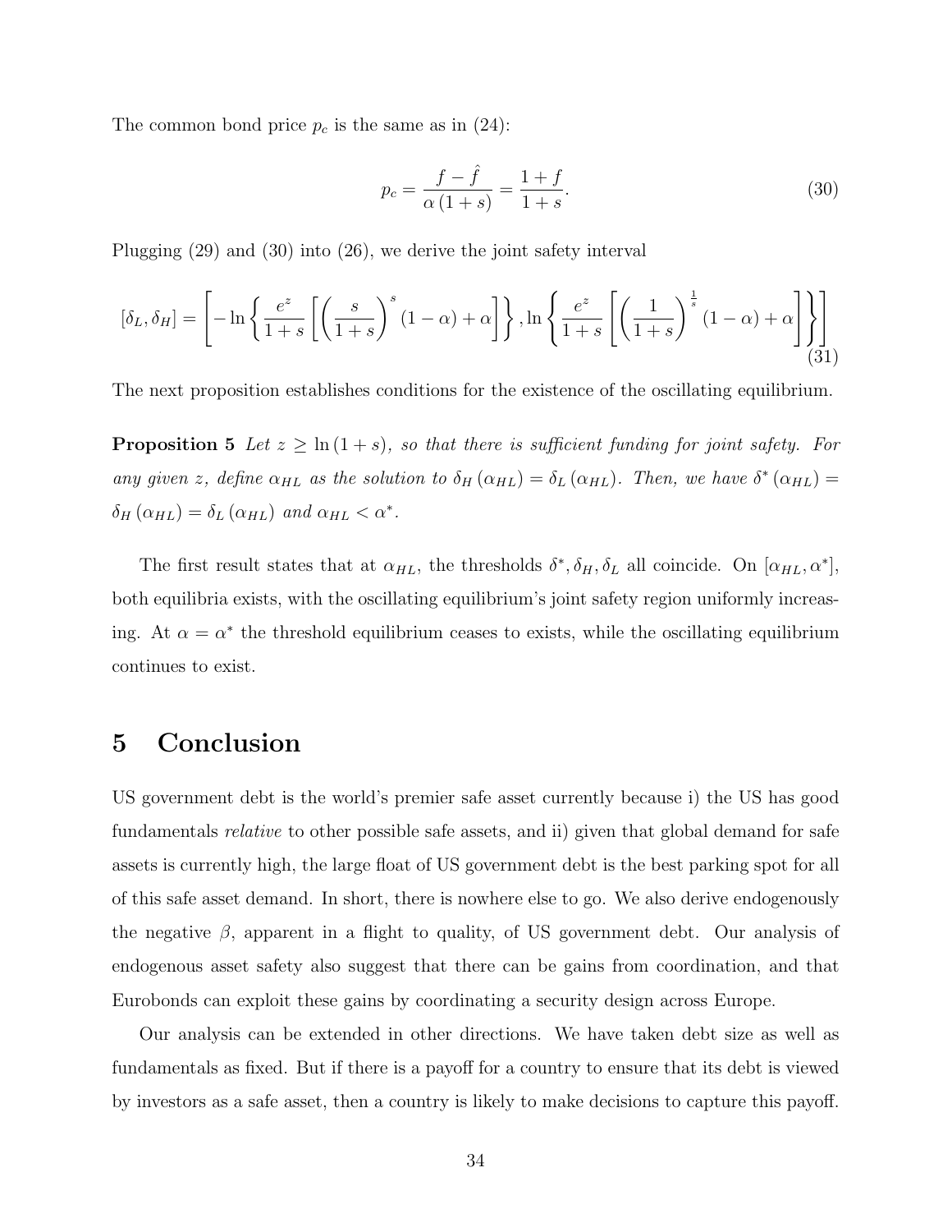The common bond price $p_c$ is the same as in (24):

$$p_c = \frac{f - \hat{f}}{\alpha(1+s)} = \frac{1+f}{1+s}. \tag{30}$$

Plugging (29) and (30) into (26), we derive the joint safety interval

$$[\delta_L, \delta_H] = \left[ -\ln\left\{ \frac{e^z}{1+s} \left[ \left( \frac{s}{1+s} \right)^s (1-\alpha) + \alpha \right] \right\}, \ln\left\{ \frac{e^z}{1+s} \left[ \left( \frac{1}{1+s} \right)^{\frac{1}{s}} (1-\alpha) + \alpha \right] \right\} \right] \tag{31}$$

The next proposition establishes conditions for the existence of the oscillating equilibrium.

**Proposition 5** *Let $z \geq \ln(1+s)$, so that there is sufficient funding for joint safety. For any given $z$, define $\alpha_{HL}$ as the solution to $\delta_H(\alpha_{HL}) = \delta_L(\alpha_{HL})$. Then, we have $\delta^*(\alpha_{HL}) = \delta_H(\alpha_{HL}) = \delta_L(\alpha_{HL})$ and $\alpha_{HL} < \alpha^*$.*

The first result states that at $\alpha_{HL}$, the thresholds $\delta^*, \delta_H, \delta_L$ all coincide. On $[\alpha_{HL}, \alpha^*]$, both equilibria exists, with the oscillating equilibrium's joint safety region uniformly increasing. At $\alpha = \alpha^*$ the threshold equilibrium ceases to exists, while the oscillating equilibrium continues to exist.

# 5 Conclusion

US government debt is the world's premier safe asset currently because i) the US has good fundamentals *relative* to other possible safe assets, and ii) given that global demand for safe assets is currently high, the large float of US government debt is the best parking spot for all of this safe asset demand. In short, there is nowhere else to go. We also derive endogenously the negative $\beta$, apparent in a flight to quality, of US government debt. Our analysis of endogenous asset safety also suggest that there can be gains from coordination, and that Eurobonds can exploit these gains by coordinating a security design across Europe.

Our analysis can be extended in other directions. We have taken debt size as well as fundamentals as fixed. But if there is a payoff for a country to ensure that its debt is viewed by investors as a safe asset, then a country is likely to make decisions to capture this payoff.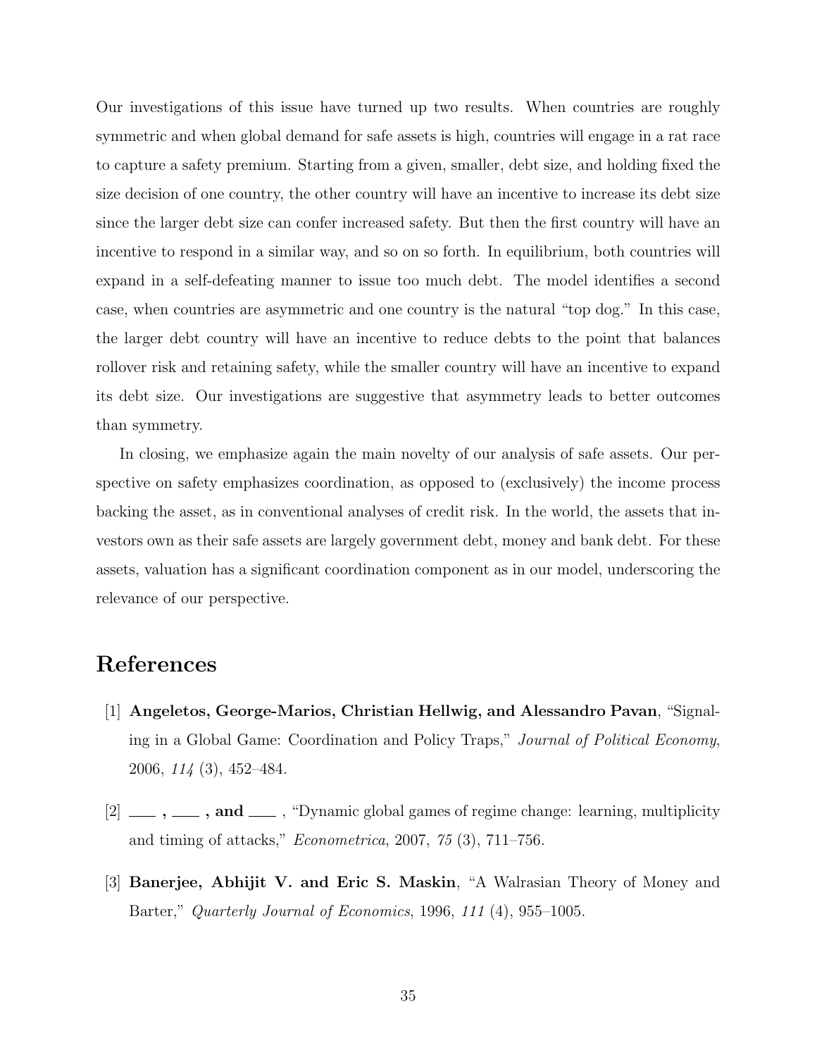Our investigations of this issue have turned up two results. When countries are roughly symmetric and when global demand for safe assets is high, countries will engage in a rat race to capture a safety premium. Starting from a given, smaller, debt size, and holding fixed the size decision of one country, the other country will have an incentive to increase its debt size since the larger debt size can confer increased safety. But then the first country will have an incentive to respond in a similar way, and so on so forth. In equilibrium, both countries will expand in a self-defeating manner to issue too much debt. The model identifies a second case, when countries are asymmetric and one country is the natural "top dog." In this case, the larger debt country will have an incentive to reduce debts to the point that balances rollover risk and retaining safety, while the smaller country will have an incentive to expand its debt size. Our investigations are suggestive that asymmetry leads to better outcomes than symmetry.

In closing, we emphasize again the main novelty of our analysis of safe assets. Our perspective on safety emphasizes coordination, as opposed to (exclusively) the income process backing the asset, as in conventional analyses of credit risk. In the world, the assets that investors own as their safe assets are largely government debt, money and bank debt. For these assets, valuation has a significant coordination component as in our model, underscoring the relevance of our perspective.

# References

[1] **Angeletos, George-Marios, Christian Hellwig, and Alessandro Pavan**, "Signaling in a Global Game: Coordination and Policy Traps," *Journal of Political Economy*, 2006, *114* (3), 452–484.

[2] **___ , ___ , and ___** , "Dynamic global games of regime change: learning, multiplicity and timing of attacks," *Econometrica*, 2007, *75* (3), 711–756.

[3] **Banerjee, Abhijit V. and Eric S. Maskin**, "A Walrasian Theory of Money and Barter," *Quarterly Journal of Economics*, 1996, *111* (4), 955–1005.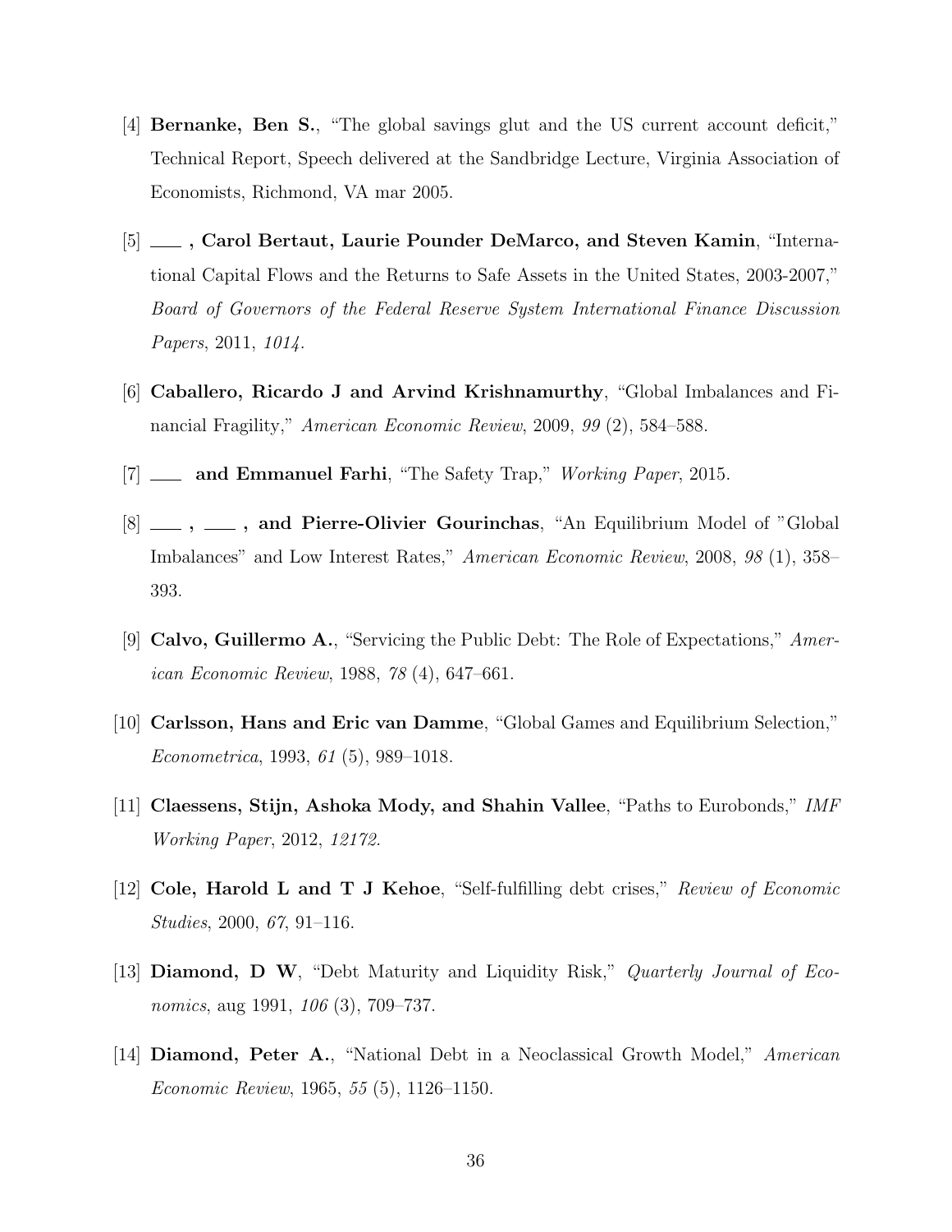[4] **Bernanke, Ben S.**, "The global savings glut and the US current account deficit," Technical Report, Speech delivered at the Sandbridge Lecture, Virginia Association of Economists, Richmond, VA mar 2005.

[5] **\_\_\_ , Carol Bertaut, Laurie Pounder DeMarco, and Steven Kamin**, "International Capital Flows and the Returns to Safe Assets in the United States, 2003-2007," *Board of Governors of the Federal Reserve System International Finance Discussion Papers*, 2011, *1014*.

[6] **Caballero, Ricardo J and Arvind Krishnamurthy**, "Global Imbalances and Financial Fragility," *American Economic Review*, 2009, *99* (2), 584–588.

[7] **\_\_\_ and Emmanuel Farhi**, "The Safety Trap," *Working Paper*, 2015.

[8] **\_\_\_ , \_\_\_ , and Pierre-Olivier Gourinchas**, "An Equilibrium Model of "Global Imbalances" and Low Interest Rates," *American Economic Review*, 2008, *98* (1), 358–393.

[9] **Calvo, Guillermo A.**, "Servicing the Public Debt: The Role of Expectations," *American Economic Review*, 1988, *78* (4), 647–661.

[10] **Carlsson, Hans and Eric van Damme**, "Global Games and Equilibrium Selection," *Econometrica*, 1993, *61* (5), 989–1018.

[11] **Claessens, Stijn, Ashoka Mody, and Shahin Vallee**, "Paths to Eurobonds," *IMF Working Paper*, 2012, *12172*.

[12] **Cole, Harold L and T J Kehoe**, "Self-fulfilling debt crises," *Review of Economic Studies*, 2000, *67*, 91–116.

[13] **Diamond, D W**, "Debt Maturity and Liquidity Risk," *Quarterly Journal of Economics*, aug 1991, *106* (3), 709–737.

[14] **Diamond, Peter A.**, "National Debt in a Neoclassical Growth Model," *American Economic Review*, 1965, *55* (5), 1126–1150.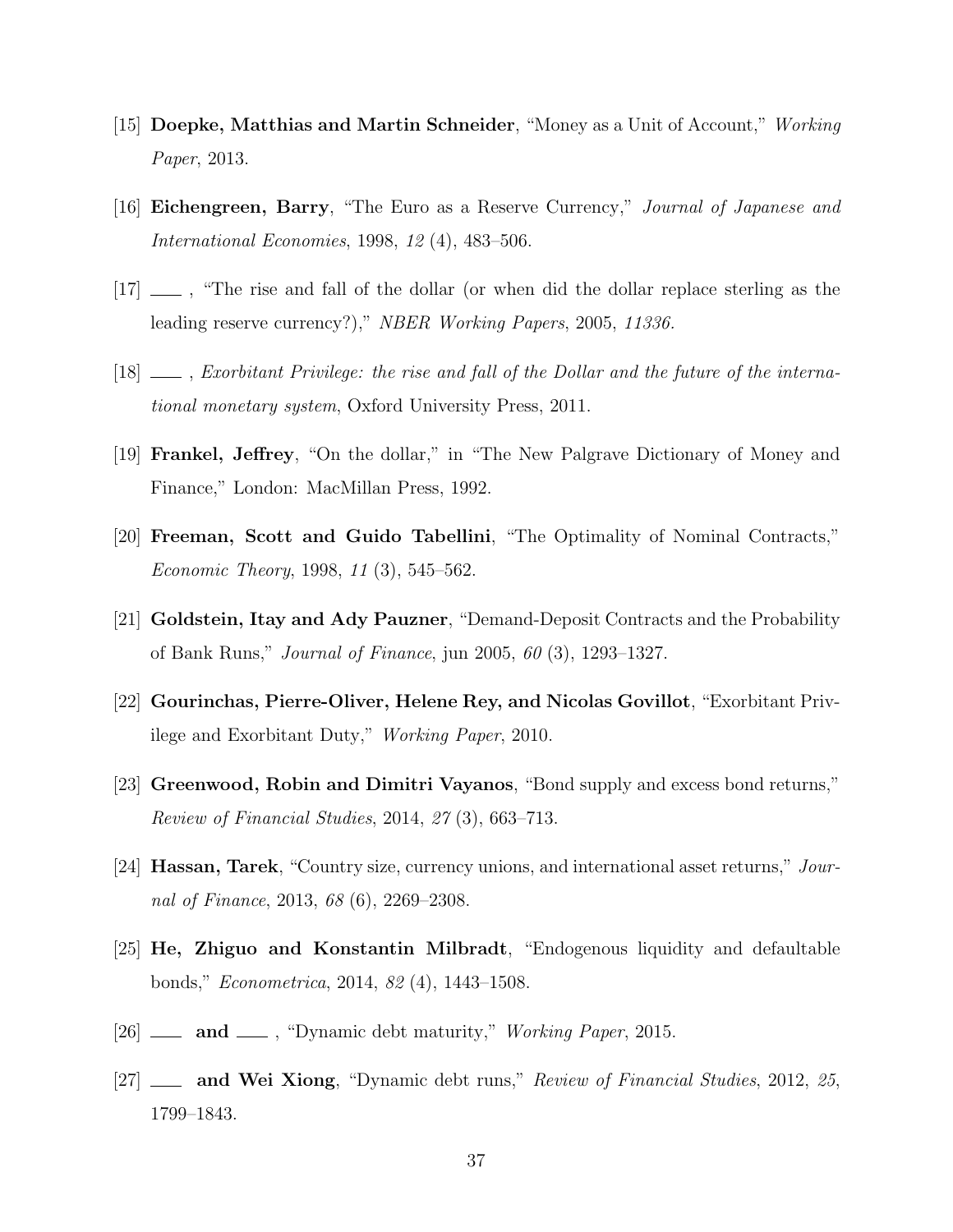[15] **Doepke, Matthias and Martin Schneider**, "Money as a Unit of Account," *Working Paper*, 2013.

[16] **Eichengreen, Barry**, "The Euro as a Reserve Currency," *Journal of Japanese and International Economies*, 1998, *12* (4), 483–506.

[17] ___ , "The rise and fall of the dollar (or when did the dollar replace sterling as the leading reserve currency?)," *NBER Working Papers*, 2005, *11336*.

[18] ___ , *Exorbitant Privilege: the rise and fall of the Dollar and the future of the international monetary system*, Oxford University Press, 2011.

[19] **Frankel, Jeffrey**, "On the dollar," in "The New Palgrave Dictionary of Money and Finance," London: MacMillan Press, 1992.

[20] **Freeman, Scott and Guido Tabellini**, "The Optimality of Nominal Contracts," *Economic Theory*, 1998, *11* (3), 545–562.

[21] **Goldstein, Itay and Ady Pauzner**, "Demand-Deposit Contracts and the Probability of Bank Runs," *Journal of Finance*, jun 2005, *60* (3), 1293–1327.

[22] **Gourinchas, Pierre-Oliver, Helene Rey, and Nicolas Govillot**, "Exorbitant Privilege and Exorbitant Duty," *Working Paper*, 2010.

[23] **Greenwood, Robin and Dimitri Vayanos**, "Bond supply and excess bond returns," *Review of Financial Studies*, 2014, *27* (3), 663–713.

[24] **Hassan, Tarek**, "Country size, currency unions, and international asset returns," *Journal of Finance*, 2013, *68* (6), 2269–2308.

[25] **He, Zhiguo and Konstantin Milbradt**, "Endogenous liquidity and defaultable bonds," *Econometrica*, 2014, *82* (4), 1443–1508.

[26] ___ **and** ___ , "Dynamic debt maturity," *Working Paper*, 2015.

[27] ___ **and Wei Xiong**, "Dynamic debt runs," *Review of Financial Studies*, 2012, *25*, 1799–1843.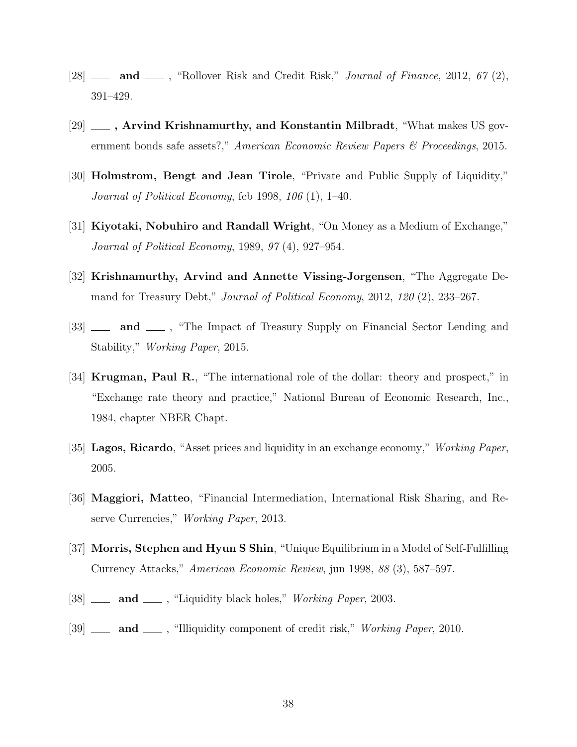[28] ___ **and** ___ , "Rollover Risk and Credit Risk," *Journal of Finance*, 2012, *67* (2), 391–429.

[29] ___ **, Arvind Krishnamurthy, and Konstantin Milbradt**, "What makes US government bonds safe assets?," *American Economic Review Papers & Proceedings*, 2015.

[30] **Holmstrom, Bengt and Jean Tirole**, "Private and Public Supply of Liquidity," *Journal of Political Economy*, feb 1998, *106* (1), 1–40.

[31] **Kiyotaki, Nobuhiro and Randall Wright**, "On Money as a Medium of Exchange," *Journal of Political Economy*, 1989, *97* (4), 927–954.

[32] **Krishnamurthy, Arvind and Annette Vissing-Jorgensen**, "The Aggregate Demand for Treasury Debt," *Journal of Political Economy*, 2012, *120* (2), 233–267.

[33] ___ **and** ___ , "The Impact of Treasury Supply on Financial Sector Lending and Stability," *Working Paper*, 2015.

[34] **Krugman, Paul R.**, "The international role of the dollar: theory and prospect," in "Exchange rate theory and practice," National Bureau of Economic Research, Inc., 1984, chapter NBER Chapt.

[35] **Lagos, Ricardo**, "Asset prices and liquidity in an exchange economy," *Working Paper*, 2005.

[36] **Maggiori, Matteo**, "Financial Intermediation, International Risk Sharing, and Reserve Currencies," *Working Paper*, 2013.

[37] **Morris, Stephen and Hyun S Shin**, "Unique Equilibrium in a Model of Self-Fulfilling Currency Attacks," *American Economic Review*, jun 1998, *88* (3), 587–597.

[38] ___ **and** ___ , "Liquidity black holes," *Working Paper*, 2003.

[39] ___ **and** ___ , "Illiquidity component of credit risk," *Working Paper*, 2010.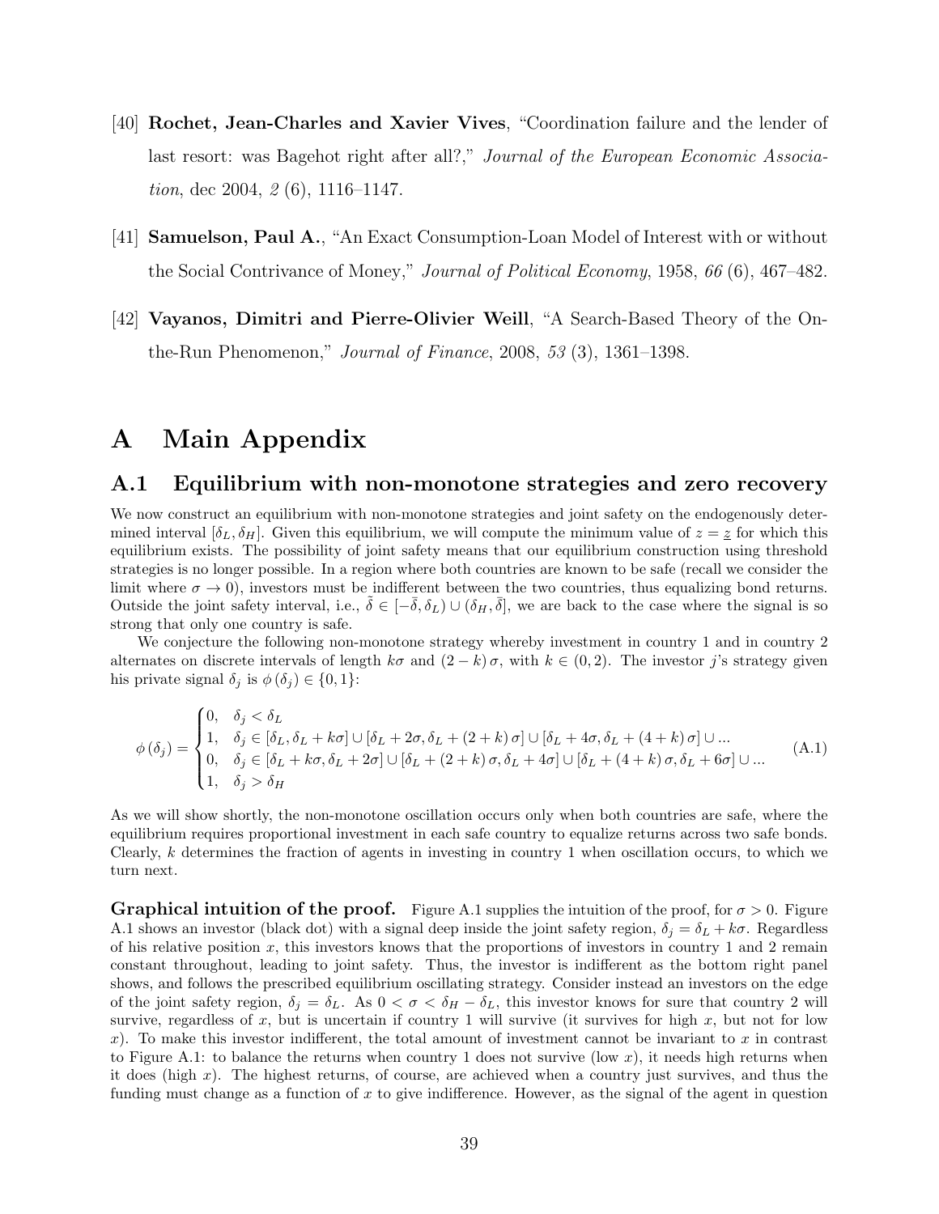[40] **Rochet, Jean-Charles and Xavier Vives**, "Coordination failure and the lender of last resort: was Bagehot right after all?," *Journal of the European Economic Association*, dec 2004, *2* (6), 1116–1147.

[41] **Samuelson, Paul A.**, "An Exact Consumption-Loan Model of Interest with or without the Social Contrivance of Money," *Journal of Political Economy*, 1958, *66* (6), 467–482.

[42] **Vayanos, Dimitri and Pierre-Olivier Weill**, "A Search-Based Theory of the On-the-Run Phenomenon," *Journal of Finance*, 2008, *53* (3), 1361–1398.

# A Main Appendix

## A.1 Equilibrium with non-monotone strategies and zero recovery

We now construct an equilibrium with non-monotone strategies and joint safety on the endogenously determined interval $[\delta_L, \delta_H]$. Given this equilibrium, we will compute the minimum value of $z = \underline{z}$ for which this equilibrium exists. The possibility of joint safety means that our equilibrium construction using threshold strategies is no longer possible. In a region where both countries are known to be safe (recall we consider the limit where $\sigma \to 0$), investors must be indifferent between the two countries, thus equalizing bond returns. Outside the joint safety interval, i.e., $\tilde{\delta} \in [-\bar{\delta}, \delta_L) \cup (\delta_H, \bar{\delta}]$, we are back to the case where the signal is so strong that only one country is safe.

We conjecture the following non-monotone strategy whereby investment in country 1 and in country 2 alternates on discrete intervals of length $k\sigma$ and $(2-k)\sigma$, with $k \in (0, 2)$. The investor $j$'s strategy given his private signal $\delta_j$ is $\phi(\delta_j) \in \{0, 1\}$:

$$\phi(\delta_j) = \begin{cases} 0, & \delta_j < \delta_L \\ 1, & \delta_j \in [\delta_L, \delta_L + k\sigma] \cup [\delta_L + 2\sigma, \delta_L + (2+k)\sigma] \cup [\delta_L + 4\sigma, \delta_L + (4+k)\sigma] \cup ... \\ 0, & \delta_j \in [\delta_L + k\sigma, \delta_L + 2\sigma] \cup [\delta_L + (2+k)\sigma, \delta_L + 4\sigma] \cup [\delta_L + (4+k)\sigma, \delta_L + 6\sigma] \cup ... \\ 1, & \delta_j > \delta_H \end{cases} \tag{A.1}$$

As we will show shortly, the non-monotone oscillation occurs only when both countries are safe, where the equilibrium requires proportional investment in each safe country to equalize returns across two safe bonds. Clearly, $k$ determines the fraction of agents in investing in country 1 when oscillation occurs, to which we turn next.

**Graphical intuition of the proof.** Figure A.1 supplies the intuition of the proof, for $\sigma > 0$. Figure A.1 shows an investor (black dot) with a signal deep inside the joint safety region, $\delta_j = \delta_L + k\sigma$. Regardless of his relative position $x$, this investors knows that the proportions of investors in country 1 and 2 remain constant throughout, leading to joint safety. Thus, the investor is indifferent as the bottom right panel shows, and follows the prescribed equilibrium oscillating strategy. Consider instead an investors on the edge of the joint safety region, $\delta_j = \delta_L$. As $0 < \sigma < \delta_H - \delta_L$, this investor knows for sure that country 2 will survive, regardless of $x$, but is uncertain if country 1 will survive (it survives for high $x$, but not for low $x$). To make this investor indifferent, the total amount of investment cannot be invariant to $x$ in contrast to Figure A.1: to balance the returns when country 1 does not survive (low $x$), it needs high returns when it does (high $x$). The highest returns, of course, are achieved when a country just survives, and thus the funding must change as a function of $x$ to give indifference. However, as the signal of the agent in question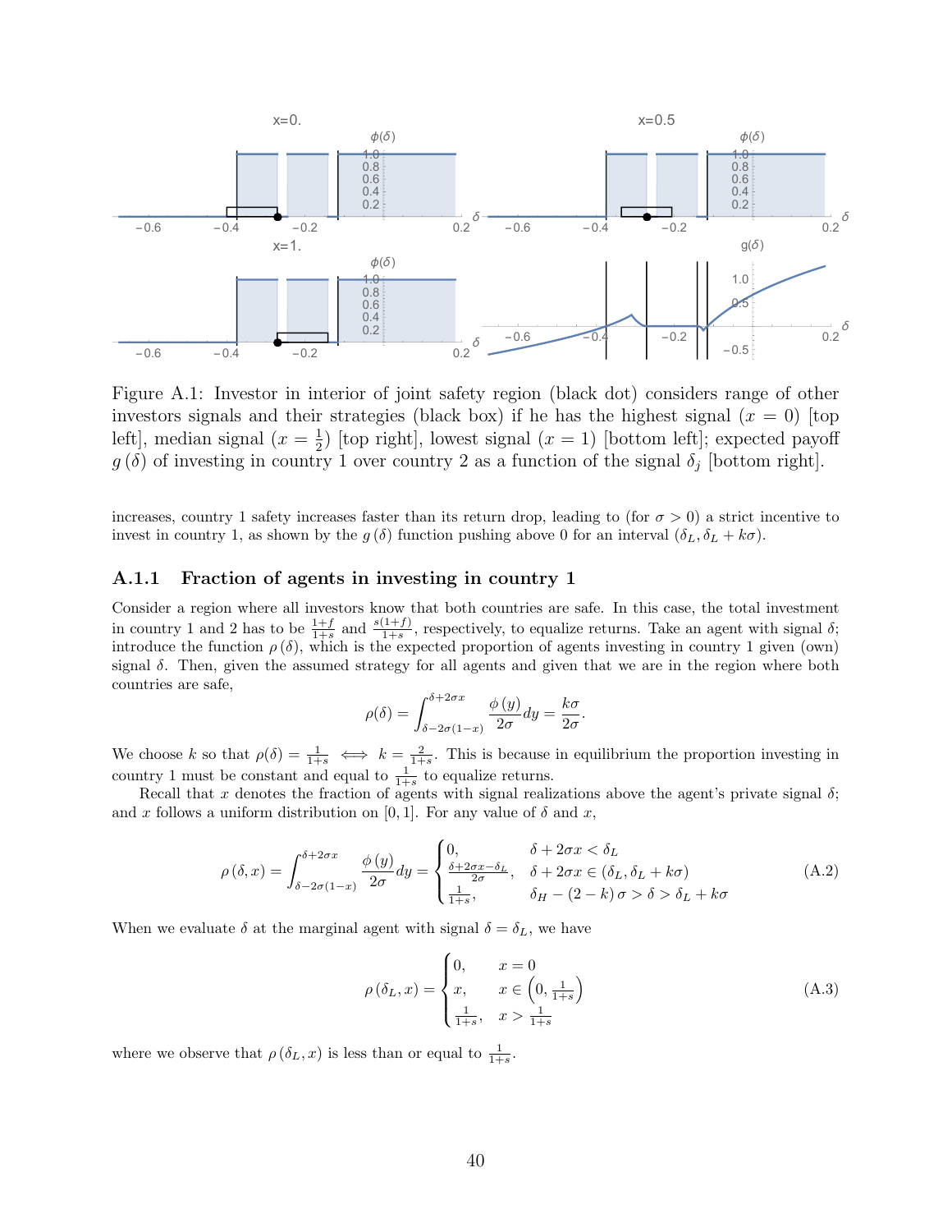Figure A.1: Investor in interior of joint safety region (black dot) considers range of other investors signals and their strategies (black box) if he has the highest signal ($x = 0$) [top left], median signal ($x = \frac{1}{2}$) [top right], lowest signal ($x = 1$) [bottom left]; expected payoff $g(\delta)$ of investing in country 1 over country 2 as a function of the signal $\delta_j$ [bottom right].

increases, country 1 safety increases faster than its return drop, leading to (for $\sigma > 0$) a strict incentive to invest in country 1, as shown by the $g(\delta)$ function pushing above 0 for an interval $(\delta_L, \delta_L + k\sigma)$.

### A.1.1 Fraction of agents in investing in country 1

Consider a region where all investors know that both countries are safe. In this case, the total investment in country 1 and 2 has to be $\frac{1+f}{1+s}$ and $\frac{s(1+f)}{1+s}$, respectively, to equalize returns. Take an agent with signal $\delta$; introduce the function $\rho(\delta)$, which is the expected proportion of agents investing in country 1 given (own) signal $\delta$. Then, given the assumed strategy for all agents and given that we are in the region where both countries are safe,

$$\rho(\delta) = \int_{\delta-2\sigma(1-x)}^{\delta+2\sigma x} \frac{\phi(y)}{2\sigma} dy = \frac{k\sigma}{2\sigma}.$$

We choose $k$ so that $\rho(\delta) = \frac{1}{1+s} \iff k = \frac{2}{1+s}$. This is because in equilibrium the proportion investing in country 1 must be constant and equal to $\frac{1}{1+s}$ to equalize returns.

Recall that $x$ denotes the fraction of agents with signal realizations above the agent's private signal $\delta$; and $x$ follows a uniform distribution on $[0,1]$. For any value of $\delta$ and $x$,

$$\rho(\delta, x) = \int_{\delta-2\sigma(1-x)}^{\delta+2\sigma x} \frac{\phi(y)}{2\sigma} dy = \begin{cases} 0, & \delta + 2\sigma x < \delta_L \\ \frac{\delta+2\sigma x-\delta_L}{2\sigma}, & \delta + 2\sigma x \in (\delta_L, \delta_L + k\sigma) \\ \frac{1}{1+s}, & \delta_H - (2-k)\sigma > \delta > \delta_L + k\sigma \end{cases} \tag{A.2}$$

When we evaluate $\delta$ at the marginal agent with signal $\delta = \delta_L$, we have

$$\rho(\delta_L, x) = \begin{cases} 0, & x = 0 \\ x, & x \in \left(0, \frac{1}{1+s}\right) \\ \frac{1}{1+s}, & x > \frac{1}{1+s} \end{cases} \tag{A.3}$$

where we observe that $\rho(\delta_L, x)$ is less than or equal to $\frac{1}{1+s}$.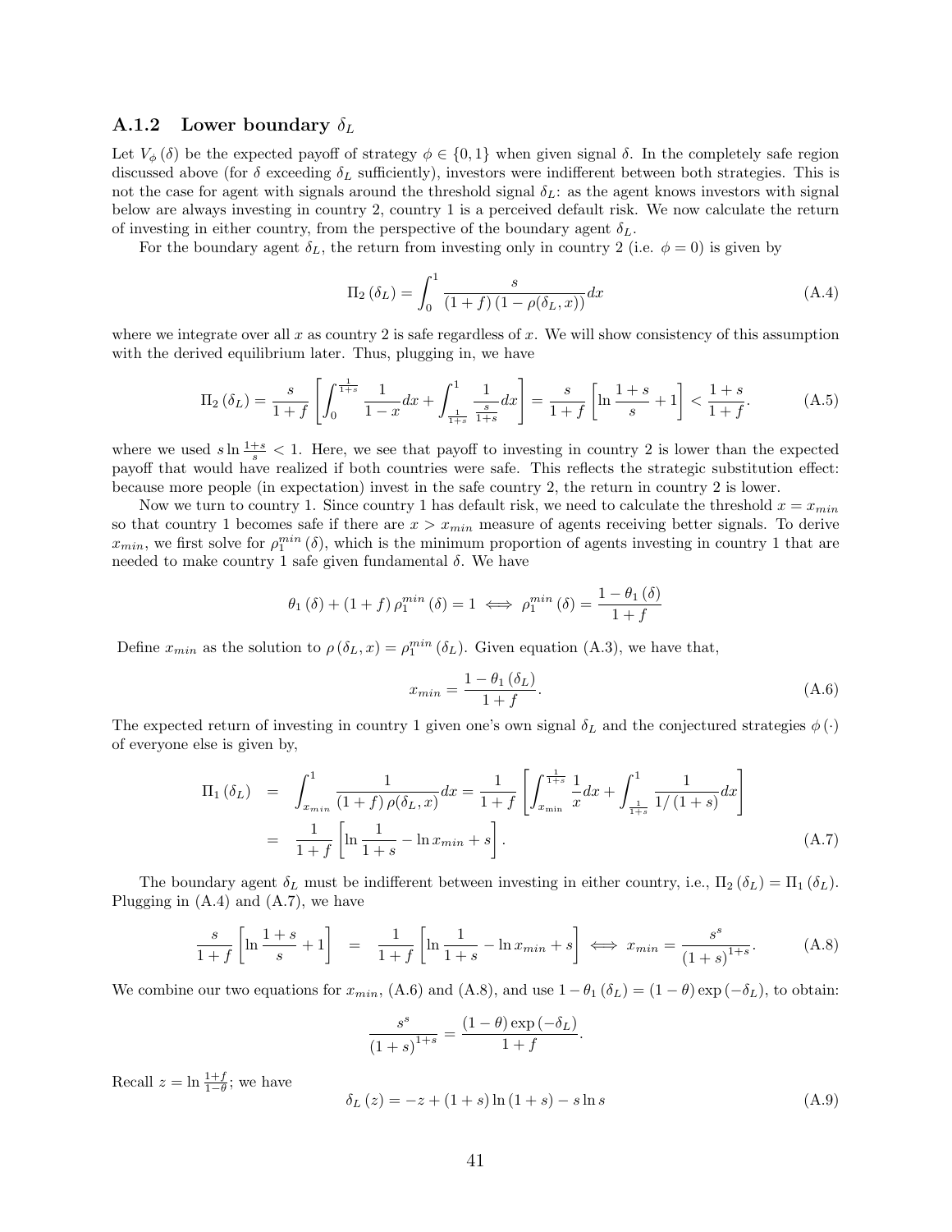### A.1.2 Lower boundary $\delta_L$

Let $V_\phi(\delta)$ be the expected payoff of strategy $\phi \in \{0,1\}$ when given signal $\delta$. In the completely safe region discussed above (for $\delta$ exceeding $\delta_L$ sufficiently), investors were indifferent between both strategies. This is not the case for agent with signals around the threshold signal $\delta_L$: as the agent knows investors with signal below are always investing in country 2, country 1 is a perceived default risk. We now calculate the return of investing in either country, from the perspective of the boundary agent $\delta_L$.

For the boundary agent $\delta_L$, the return from investing only in country 2 (i.e. $\phi = 0$) is given by

$$\Pi_2(\delta_L) = \int_0^1 \frac{s}{(1+f)(1-\rho(\delta_L, x))} dx \tag{A.4}$$

where we integrate over all $x$ as country 2 is safe regardless of $x$. We will show consistency of this assumption with the derived equilibrium later. Thus, plugging in, we have

$$\Pi_2(\delta_L) = \frac{s}{1+f}\left[\int_0^{\frac{1}{1+s}} \frac{1}{1-x}dx + \int_{\frac{1}{1+s}}^1 \frac{1}{\frac{s}{1+s}}dx\right] = \frac{s}{1+f}\left[\ln\frac{1+s}{s} + 1\right] < \frac{1+s}{1+f}. \tag{A.5}$$

where we used $s \ln \frac{1+s}{s} < 1$. Here, we see that payoff to investing in country 2 is lower than the expected payoff that would have realized if both countries were safe. This reflects the strategic substitution effect: because more people (in expectation) invest in the safe country 2, the return in country 2 is lower.

Now we turn to country 1. Since country 1 has default risk, we need to calculate the threshold $x = x_{min}$ so that country 1 becomes safe if there are $x > x_{min}$ measure of agents receiving better signals. To derive $x_{min}$, we first solve for $\rho_1^{min}(\delta)$, which is the minimum proportion of agents investing in country 1 that are needed to make country 1 safe given fundamental $\delta$. We have

$$\theta_1(\delta) + (1+f)\rho_1^{min}(\delta) = 1 \iff \rho_1^{min}(\delta) = \frac{1-\theta_1(\delta)}{1+f}$$

Define $x_{min}$ as the solution to $\rho(\delta_L, x) = \rho_1^{min}(\delta_L)$. Given equation (A.3), we have that,

$$x_{min} = \frac{1-\theta_1(\delta_L)}{1+f}. \tag{A.6}$$

The expected return of investing in country 1 given one's own signal $\delta_L$ and the conjectured strategies $\phi(\cdot)$ of everyone else is given by,

$$\begin{aligned}\Pi_1(\delta_L) &= \int_{x_{min}}^1 \frac{1}{(1+f)\rho(\delta_L, x)}dx = \frac{1}{1+f}\left[\int_{x_{\min}}^{\frac{1}{1+s}} \frac{1}{x}dx + \int_{\frac{1}{1+s}}^1 \frac{1}{1/(1+s)}dx\right] \\ &= \frac{1}{1+f}\left[\ln\frac{1}{1+s} - \ln x_{min} + s\right]. \end{aligned} \tag{A.7}$$

The boundary agent $\delta_L$ must be indifferent between investing in either country, i.e., $\Pi_2(\delta_L) = \Pi_1(\delta_L)$. Plugging in (A.4) and (A.7), we have

$$\frac{s}{1+f}\left[\ln\frac{1+s}{s} + 1\right] = \frac{1}{1+f}\left[\ln\frac{1}{1+s} - \ln x_{min} + s\right] \iff x_{min} = \frac{s^s}{(1+s)^{1+s}}. \tag{A.8}$$

We combine our two equations for $x_{min}$, (A.6) and (A.8), and use $1-\theta_1(\delta_L) = (1-\theta)\exp(-\delta_L)$, to obtain:

$$\frac{s^s}{(1+s)^{1+s}} = \frac{(1-\theta)\exp(-\delta_L)}{1+f}.$$

Recall $z = \ln\frac{1+f}{1-\theta}$; we have

$$\delta_L(z) = -z + (1+s)\ln(1+s) - s\ln s \tag{A.9}$$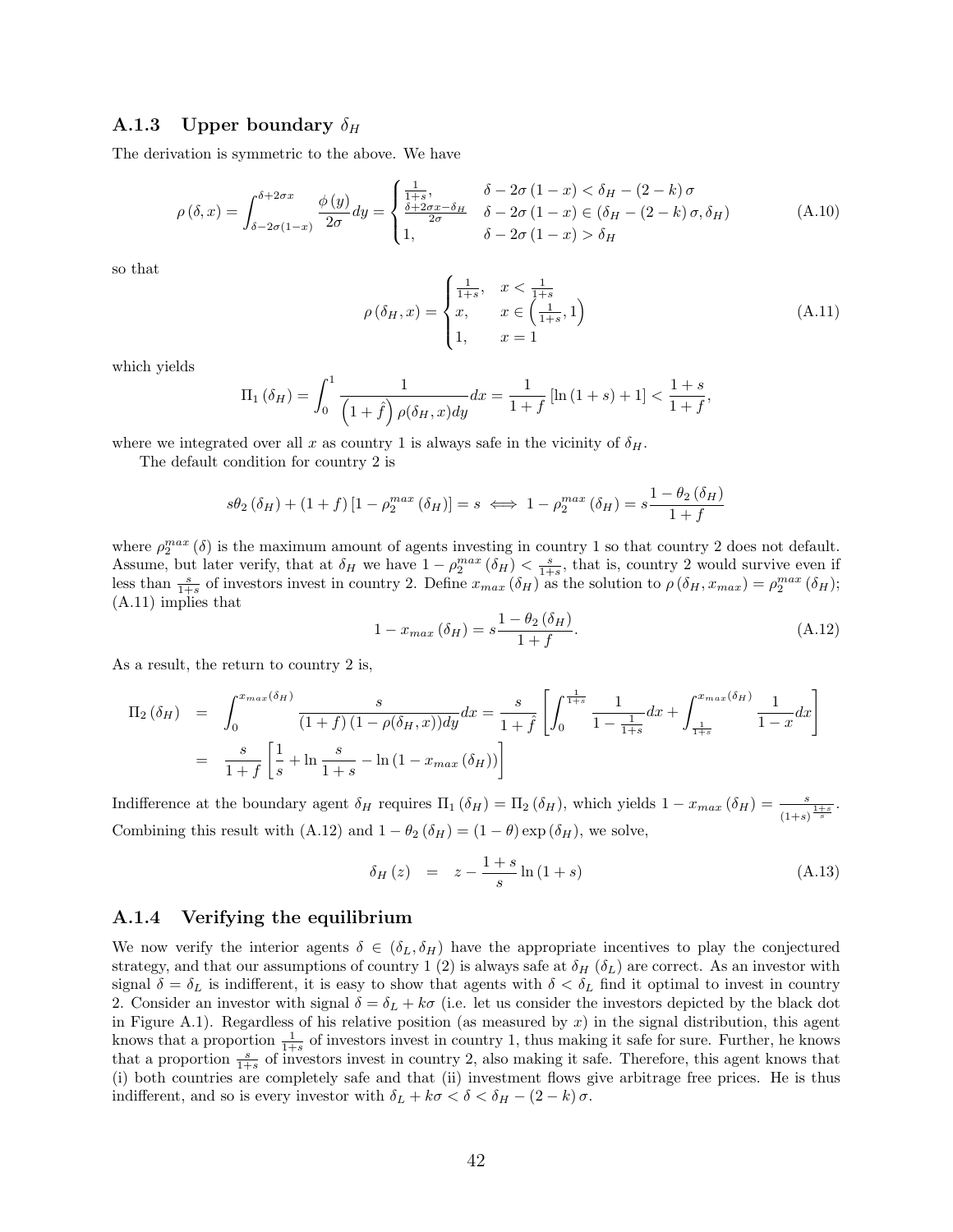### A.1.3 Upper boundary $\delta_H$

The derivation is symmetric to the above. We have

$$\rho(\delta, x) = \int_{\delta-2\sigma(1-x)}^{\delta+2\sigma x} \frac{\phi(y)}{2\sigma} dy = \begin{cases} \frac{1}{1+s}, & \delta - 2\sigma(1-x) < \delta_H - (2-k)\sigma \\ \frac{\delta+2\sigma x-\delta_H}{2\sigma} & \delta - 2\sigma(1-x) \in (\delta_H - (2-k)\sigma, \delta_H) \\ 1, & \delta - 2\sigma(1-x) > \delta_H \end{cases} \tag{A.10}$$

so that

$$\rho(\delta_H, x) = \begin{cases} \frac{1}{1+s}, & x < \frac{1}{1+s} \\ x, & x \in \left(\frac{1}{1+s}, 1\right) \\ 1, & x = 1 \end{cases} \tag{A.11}$$

which yields

$$\Pi_1(\delta_H) = \int_0^1 \frac{1}{\left(1+\hat{f}\right)\rho(\delta_H, x)dy} dx = \frac{1}{1+f}\left[\ln(1+s) + 1\right] < \frac{1+s}{1+f},$$

where we integrated over all $x$ as country 1 is always safe in the vicinity of $\delta_H$.

The default condition for country 2 is

$$s\theta_2(\delta_H) + (1+f)\left[1 - \rho_2^{max}(\delta_H)\right] = s \iff 1 - \rho_2^{max}(\delta_H) = s\frac{1-\theta_2(\delta_H)}{1+f}$$

where $\rho_2^{max}(\delta)$ is the maximum amount of agents investing in country 1 so that country 2 does not default. Assume, but later verify, that at $\delta_H$ we have $1 - \rho_2^{max}(\delta_H) < \frac{s}{1+s}$, that is, country 2 would survive even if less than $\frac{s}{1+s}$ of investors invest in country 2. Define $x_{max}(\delta_H)$ as the solution to $\rho(\delta_H, x_{max}) = \rho_2^{max}(\delta_H)$; (A.11) implies that

$$1 - x_{max}(\delta_H) = s\frac{1-\theta_2(\delta_H)}{1+f}. \tag{A.12}$$

As a result, the return to country 2 is,

$$\begin{aligned} \Pi_2(\delta_H) &= \int_0^{x_{max}(\delta_H)} \frac{s}{(1+f)(1-\rho(\delta_H, x))dy} dx = \frac{s}{1+\hat{f}}\left[\int_0^{\frac{1}{1+s}} \frac{1}{1-\frac{1}{1+s}} dx + \int_{\frac{1}{1+s}}^{x_{max}(\delta_H)} \frac{1}{1-x} dx\right] \\ &= \frac{s}{1+f}\left[\frac{1}{s} + \ln\frac{s}{1+s} - \ln(1 - x_{max}(\delta_H))\right] \end{aligned}$$

Indifference at the boundary agent $\delta_H$ requires $\Pi_1(\delta_H) = \Pi_2(\delta_H)$, which yields $1 - x_{max}(\delta_H) = \frac{s}{(1+s)^{\frac{1+s}{s}}}$. Combining this result with (A.12) and $1 - \theta_2(\delta_H) = (1-\theta)\exp(\delta_H)$, we solve,

$$\delta_H(z) = z - \frac{1+s}{s}\ln(1+s) \tag{A.13}$$

### A.1.4 Verifying the equilibrium

We now verify the interior agents $\delta \in (\delta_L, \delta_H)$ have the appropriate incentives to play the conjectured strategy, and that our assumptions of country 1 (2) is always safe at $\delta_H$ ($\delta_L$) are correct. As an investor with signal $\delta = \delta_L$ is indifferent, it is easy to show that agents with $\delta < \delta_L$ find it optimal to invest in country 2. Consider an investor with signal $\delta = \delta_L + k\sigma$ (i.e. let us consider the investors depicted by the black dot in Figure A.1). Regardless of his relative position (as measured by $x$) in the signal distribution, this agent knows that a proportion $\frac{1}{1+s}$ of investors invest in country 1, thus making it safe for sure. Further, he knows that a proportion $\frac{s}{1+s}$ of investors invest in country 2, also making it safe. Therefore, this agent knows that (i) both countries are completely safe and that (ii) investment flows give arbitrage free prices. He is thus indifferent, and so is every investor with $\delta_L + k\sigma < \delta < \delta_H - (2-k)\sigma$.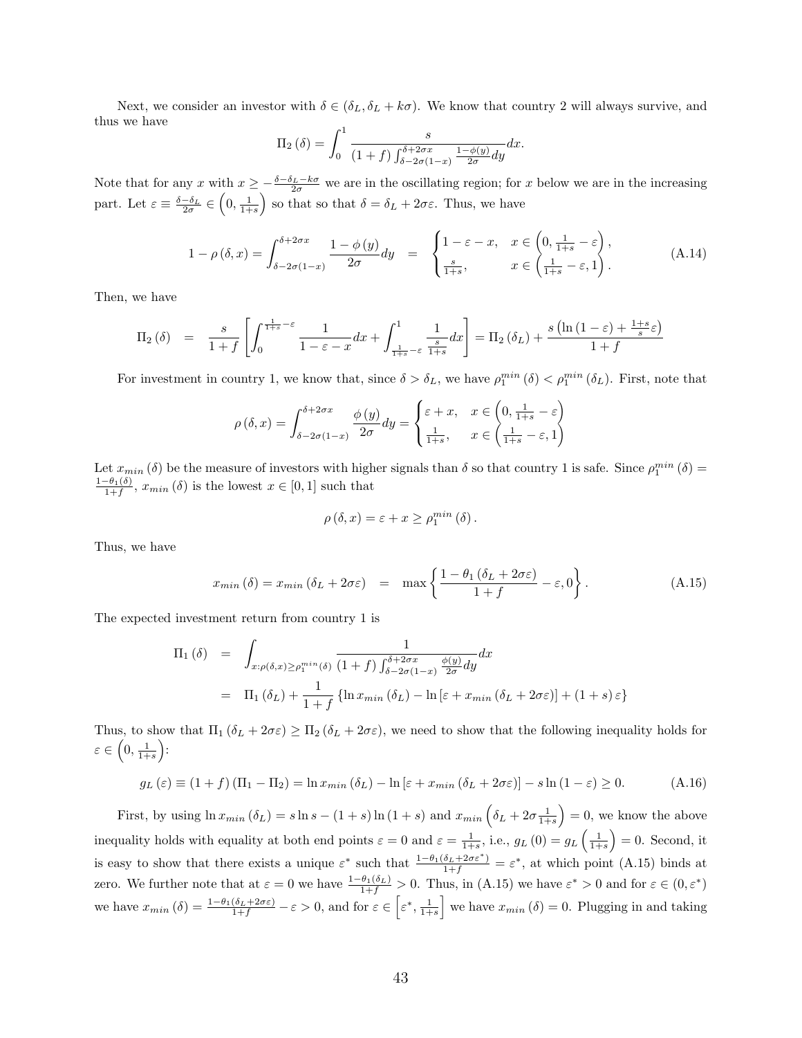Next, we consider an investor with $\delta \in (\delta_L, \delta_L + k\sigma)$. We know that country 2 will always survive, and thus we have

$$\Pi_2(\delta) = \int_0^1 \frac{s}{(1+f)\int_{\delta-2\sigma(1-x)}^{\delta+2\sigma x} \frac{1-\phi(y)}{2\sigma} dy} dx.$$

Note that for any $x$ with $x \geq -\frac{\delta - \delta_L - k\sigma}{2\sigma}$ we are in the oscillating region; for $x$ below we are in the increasing part. Let $\varepsilon \equiv \frac{\delta - \delta_L}{2\sigma} \in \left(0, \frac{1}{1+s}\right)$ so that so that $\delta = \delta_L + 2\sigma\varepsilon$. Thus, we have

$$1 - \rho(\delta, x) = \int_{\delta-2\sigma(1-x)}^{\delta+2\sigma x} \frac{1-\phi(y)}{2\sigma} dy \quad = \quad \begin{cases} 1 - \varepsilon - x, & x \in \left(0, \frac{1}{1+s} - \varepsilon\right), \\ \frac{s}{1+s}, & x \in \left(\frac{1}{1+s} - \varepsilon, 1\right). \end{cases} \tag{A.14}$$

Then, we have

$$\Pi_2(\delta) \quad = \quad \frac{s}{1+f}\left[\int_0^{\frac{1}{1+s}-\varepsilon} \frac{1}{1-\varepsilon-x} dx + \int_{\frac{1}{1+s}-\varepsilon}^1 \frac{1}{\frac{s}{1+s}} dx\right] = \Pi_2(\delta_L) + \frac{s\left(\ln(1-\varepsilon) + \frac{1+s}{s}\varepsilon\right)}{1+f}$$

For investment in country 1, we know that, since $\delta > \delta_L$, we have $\rho_1^{min}(\delta) < \rho_1^{min}(\delta_L)$. First, note that

$$\rho(\delta, x) = \int_{\delta-2\sigma(1-x)}^{\delta+2\sigma x} \frac{\phi(y)}{2\sigma} dy = \begin{cases} \varepsilon + x, & x \in \left(0, \frac{1}{1+s} - \varepsilon\right) \\ \frac{1}{1+s}, & x \in \left(\frac{1}{1+s} - \varepsilon, 1\right) \end{cases}$$

Let $x_{min}(\delta)$ be the measure of investors with higher signals than $\delta$ so that country 1 is safe. Since $\rho_1^{min}(\delta) = \frac{1-\theta_1(\delta)}{1+f}$, $x_{min}(\delta)$ is the lowest $x \in [0, 1]$ such that

$$\rho(\delta, x) = \varepsilon + x \geq \rho_1^{min}(\delta).$$

Thus, we have

$$x_{min}(\delta) = x_{min}(\delta_L + 2\sigma\varepsilon) \quad = \quad \max\left\{\frac{1 - \theta_1(\delta_L + 2\sigma\varepsilon)}{1+f} - \varepsilon, 0\right\}. \tag{A.15}$$

The expected investment return from country 1 is

$$\begin{aligned} \Pi_1(\delta) \quad &= \quad \int_{x:\rho(\delta,x)\geq\rho_1^{min}(\delta)} \frac{1}{(1+f)\int_{\delta-2\sigma(1-x)}^{\delta+2\sigma x} \frac{\phi(y)}{2\sigma} dy} dx \\ &= \quad \Pi_1(\delta_L) + \frac{1}{1+f}\left\{\ln x_{min}(\delta_L) - \ln\left[\varepsilon + x_{min}(\delta_L + 2\sigma\varepsilon)\right] + (1+s)\varepsilon\right\} \end{aligned}$$

Thus, to show that $\Pi_1(\delta_L + 2\sigma\varepsilon) \geq \Pi_2(\delta_L + 2\sigma\varepsilon)$, we need to show that the following inequality holds for $\varepsilon \in \left(0, \frac{1}{1+s}\right)$:

$$g_L(\varepsilon) \equiv (1+f)(\Pi_1 - \Pi_2) = \ln x_{min}(\delta_L) - \ln\left[\varepsilon + x_{min}(\delta_L + 2\sigma\varepsilon)\right] - s\ln(1-\varepsilon) \geq 0. \tag{A.16}$$

First, by using $\ln x_{min}(\delta_L) = s\ln s - (1+s)\ln(1+s)$ and $x_{min}\left(\delta_L + 2\sigma\frac{1}{1+s}\right) = 0$, we know the above inequality holds with equality at both end points $\varepsilon = 0$ and $\varepsilon = \frac{1}{1+s}$, i.e., $g_L(0) = g_L\left(\frac{1}{1+s}\right) = 0$. Second, it is easy to show that there exists a unique $\varepsilon^*$ such that $\frac{1-\theta_1(\delta_L + 2\sigma\varepsilon^*)}{1+f} = \varepsilon^*$, at which point (A.15) binds at zero. We further note that at $\varepsilon = 0$ we have $\frac{1-\theta_1(\delta_L)}{1+f} > 0$. Thus, in (A.15) we have $\varepsilon^* > 0$ and for $\varepsilon \in (0, \varepsilon^*)$ we have $x_{min}(\delta) = \frac{1-\theta_1(\delta_L + 2\sigma\varepsilon)}{1+f} - \varepsilon > 0$, and for $\varepsilon \in \left[\varepsilon^*, \frac{1}{1+s}\right]$ we have $x_{min}(\delta) = 0$. Plugging in and taking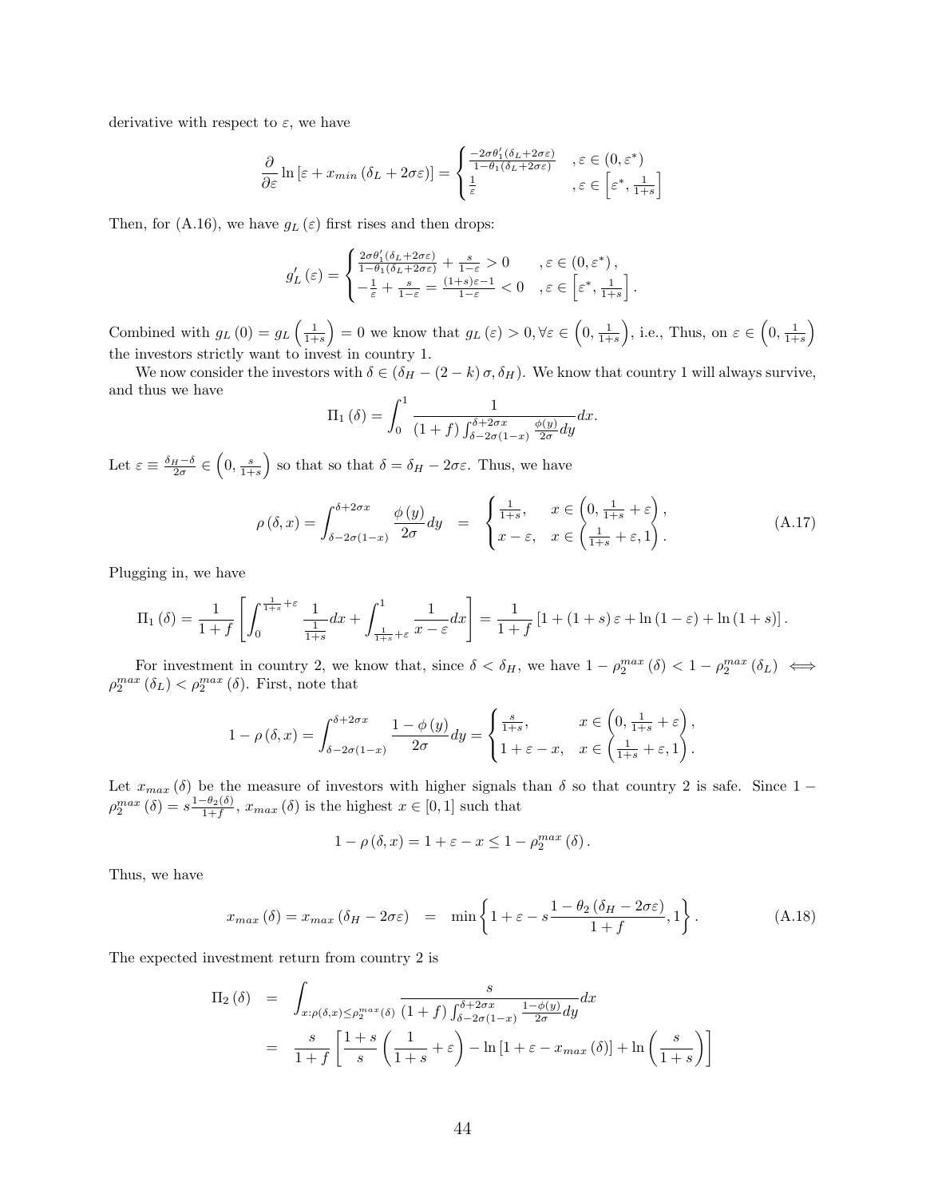derivative with respect to $\varepsilon$, we have

$$\frac{\partial}{\partial \varepsilon} \ln \left[\varepsilon + x_{min}\left(\delta_L + 2\sigma\varepsilon\right)\right] = \begin{cases} \frac{-2\sigma\theta_1'(\delta_L+2\sigma\varepsilon)}{1-\theta_1(\delta_L+2\sigma\varepsilon)} & ,\varepsilon \in (0, \varepsilon^*) \\ \frac{1}{\varepsilon} & ,\varepsilon \in \left[\varepsilon^*, \frac{1}{1+s}\right] \end{cases}$$

Then, for (A.16), we have $g_L(\varepsilon)$ first rises and then drops:

$$g_L'(\varepsilon) = \begin{cases} \frac{2\sigma\theta_1'(\delta_L+2\sigma\varepsilon)}{1-\theta_1(\delta_L+2\sigma\varepsilon)} + \frac{s}{1-\varepsilon} > 0 & ,\varepsilon \in (0, \varepsilon^*), \\ -\frac{1}{\varepsilon} + \frac{s}{1-\varepsilon} = \frac{(1+s)\varepsilon - 1}{1-\varepsilon} < 0 & ,\varepsilon \in \left[\varepsilon^*, \frac{1}{1+s}\right]. \end{cases}$$

Combined with $g_L(0) = g_L\left(\frac{1}{1+s}\right) = 0$ we know that $g_L(\varepsilon) > 0, \forall \varepsilon \in \left(0, \frac{1}{1+s}\right)$, i.e., Thus, on $\varepsilon \in \left(0, \frac{1}{1+s}\right)$ the investors strictly want to invest in country 1.

We now consider the investors with $\delta \in (\delta_H - (2-k)\sigma, \delta_H)$. We know that country 1 will always survive, and thus we have

$$\Pi_1(\delta) = \int_0^1 \frac{1}{(1+f)\int_{\delta-2\sigma(1-x)}^{\delta+2\sigma x} \frac{\phi(y)}{2\sigma}dy} dx.$$

Let $\varepsilon \equiv \frac{\delta_H - \delta}{2\sigma} \in \left(0, \frac{s}{1+s}\right)$ so that so that $\delta = \delta_H - 2\sigma\varepsilon$. Thus, we have

$$\rho(\delta, x) = \int_{\delta-2\sigma(1-x)}^{\delta+2\sigma x} \frac{\phi(y)}{2\sigma}dy = \begin{cases} \frac{1}{1+s}, & x \in \left(0, \frac{1}{1+s} + \varepsilon\right), \\ x - \varepsilon, & x \in \left(\frac{1}{1+s} + \varepsilon, 1\right). \end{cases} \tag{A.17}$$

Plugging in, we have

$$\Pi_1(\delta) = \frac{1}{1+f}\left[\int_0^{\frac{1}{1+s}+\varepsilon} \frac{1}{\frac{1}{1+s}} dx + \int_{\frac{1}{1+s}+\varepsilon}^1 \frac{1}{x-\varepsilon} dx\right] = \frac{1}{1+f}\left[1 + (1+s)\varepsilon + \ln(1-\varepsilon) + \ln(1+s)\right].$$

For investment in country 2, we know that, since $\delta < \delta_H$, we have $1 - \rho_2^{max}(\delta) < 1 - \rho_2^{max}(\delta_L) \iff \rho_2^{max}(\delta_L) < \rho_2^{max}(\delta)$. First, note that

$$1 - \rho(\delta, x) = \int_{\delta-2\sigma(1-x)}^{\delta+2\sigma x} \frac{1-\phi(y)}{2\sigma}dy = \begin{cases} \frac{s}{1+s}, & x \in \left(0, \frac{1}{1+s} + \varepsilon\right), \\ 1 + \varepsilon - x, & x \in \left(\frac{1}{1+s} + \varepsilon, 1\right). \end{cases}$$

Let $x_{max}(\delta)$ be the measure of investors with higher signals than $\delta$ so that country 2 is safe. Since $1 - \rho_2^{max}(\delta) = s\frac{1-\theta_2(\delta)}{1+f}$, $x_{max}(\delta)$ is the highest $x \in [0,1]$ such that

$$1 - \rho(\delta, x) = 1 + \varepsilon - x \leq 1 - \rho_2^{max}(\delta).$$

Thus, we have

$$x_{max}(\delta) = x_{max}(\delta_H - 2\sigma\varepsilon) = \min\left\{1 + \varepsilon - s\frac{1-\theta_2(\delta_H - 2\sigma\varepsilon)}{1+f}, 1\right\}. \tag{A.18}$$

The expected investment return from country 2 is

$$\begin{aligned} \Pi_2(\delta) &= \int_{x:\rho(\delta,x)\leq\rho_2^{max}(\delta)} \frac{s}{(1+f)\int_{\delta-2\sigma(1-x)}^{\delta+2\sigma x} \frac{1-\phi(y)}{2\sigma}dy} dx \\ &= \frac{s}{1+f}\left[\frac{1+s}{s}\left(\frac{1}{1+s} + \varepsilon\right) - \ln\left[1 + \varepsilon - x_{max}(\delta)\right] + \ln\left(\frac{s}{1+s}\right)\right] \end{aligned}$$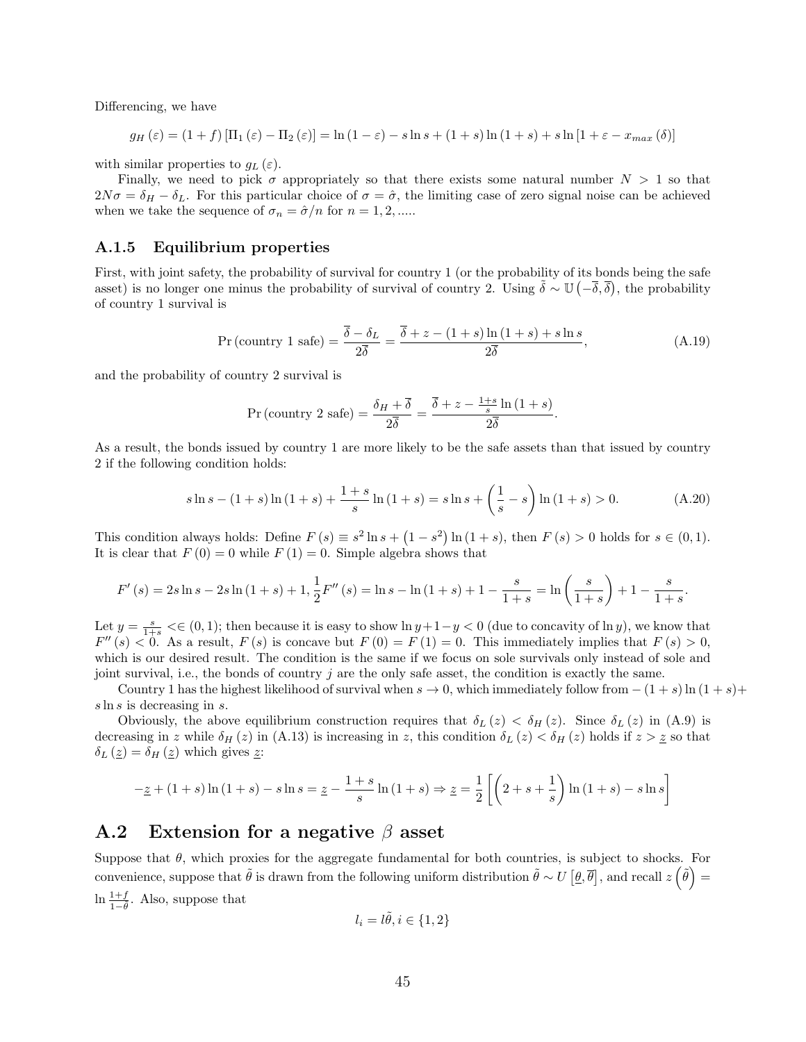Differencing, we have

$$g_H(\varepsilon) = (1+f)\left[\Pi_1(\varepsilon) - \Pi_2(\varepsilon)\right] = \ln(1-\varepsilon) - s\ln s + (1+s)\ln(1+s) + s\ln\left[1+\varepsilon - x_{max}(\delta)\right]$$

with similar properties to $g_L(\varepsilon)$.

Finally, we need to pick $\sigma$ appropriately so that there exists some natural number $N > 1$ so that $2N\sigma = \delta_H - \delta_L$. For this particular choice of $\sigma = \hat{\sigma}$, the limiting case of zero signal noise can be achieved when we take the sequence of $\sigma_n = \hat{\sigma}/n$ for $n = 1, 2, .....$

### A.1.5 Equilibrium properties

First, with joint safety, the probability of survival for country 1 (or the probability of its bonds being the safe asset) is no longer one minus the probability of survival of country 2. Using $\tilde{\delta} \sim \mathbb{U}\left(-\overline{\delta}, \overline{\delta}\right)$, the probability of country 1 survival is

$$\Pr(\text{country 1 safe}) = \frac{\overline{\delta} - \delta_L}{2\overline{\delta}} = \frac{\overline{\delta} + z - (1+s)\ln(1+s) + s\ln s}{2\overline{\delta}}, \tag{A.19}$$

and the probability of country 2 survival is

$$\Pr(\text{country 2 safe}) = \frac{\delta_H + \overline{\delta}}{2\overline{\delta}} = \frac{\overline{\delta} + z - \frac{1+s}{s}\ln(1+s)}{2\overline{\delta}}.$$

As a result, the bonds issued by country 1 are more likely to be the safe assets than that issued by country 2 if the following condition holds:

$$s\ln s - (1+s)\ln(1+s) + \frac{1+s}{s}\ln(1+s) = s\ln s + \left(\frac{1}{s} - s\right)\ln(1+s) > 0. \tag{A.20}$$

This condition always holds: Define $F(s) \equiv s^2\ln s + \left(1-s^2\right)\ln(1+s)$, then $F(s) > 0$ holds for $s \in (0,1)$. It is clear that $F(0) = 0$ while $F(1) = 0$. Simple algebra shows that

$$F'(s) = 2s\ln s - 2s\ln(1+s) + 1, \frac{1}{2}F''(s) = \ln s - \ln(1+s) + 1 - \frac{s}{1+s} = \ln\left(\frac{s}{1+s}\right) + 1 - \frac{s}{1+s}.$$

Let $y = \frac{s}{1+s} <\in (0,1)$; then because it is easy to show $\ln y + 1 - y < 0$ (due to concavity of $\ln y$), we know that $F''(s) < 0$. As a result, $F(s)$ is concave but $F(0) = F(1) = 0$. This immediately implies that $F(s) > 0$, which is our desired result. The condition is the same if we focus on sole survivals only instead of sole and joint survival, i.e., the bonds of country $j$ are the only safe asset, the condition is exactly the same.

Country 1 has the highest likelihood of survival when $s \to 0$, which immediately follow from $-(1+s)\ln(1+s) + s\ln s$ is decreasing in $s$.

Obviously, the above equilibrium construction requires that $\delta_L(z) < \delta_H(z)$. Since $\delta_L(z)$ in (A.9) is decreasing in $z$ while $\delta_H(z)$ in (A.13) is increasing in $z$, this condition $\delta_L(z) < \delta_H(z)$ holds if $z > \underline{z}$ so that $\delta_L(\underline{z}) = \delta_H(\underline{z})$ which gives $\underline{z}$:

$$-\underline{z} + (1+s)\ln(1+s) - s\ln s = \underline{z} - \frac{1+s}{s}\ln(1+s) \Rightarrow \underline{z} = \frac{1}{2}\left[\left(2 + s + \frac{1}{s}\right)\ln(1+s) - s\ln s\right]$$

## A.2 Extension for a negative $\beta$ asset

Suppose that $\theta$, which proxies for the aggregate fundamental for both countries, is subject to shocks. For convenience, suppose that $\tilde{\theta}$ is drawn from the following uniform distribution $\tilde{\theta} \sim U\left[\underline{\theta}, \overline{\theta}\right]$, and recall $z\left(\tilde{\theta}\right) = \ln\frac{1+f}{1-\theta}$. Also, suppose that

$$l_i = l\tilde{\theta}, i \in \{1,2\}$$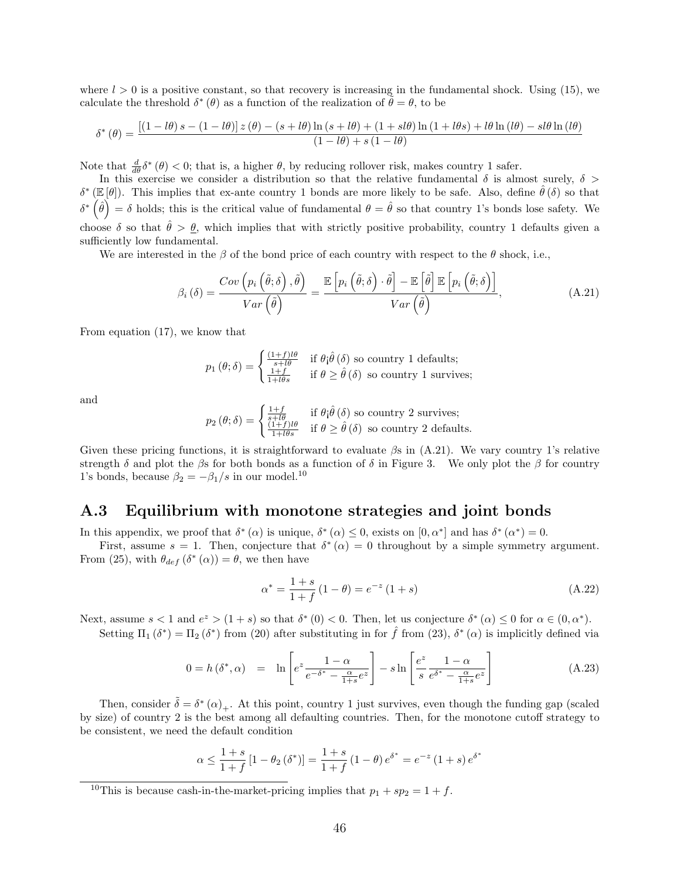where $l > 0$ is a positive constant, so that recovery is increasing in the fundamental shock. Using (15), we calculate the threshold $\delta^*(\theta)$ as a function of the realization of $\tilde{\theta} = \theta$, to be

$$\delta^*(\theta) = \frac{[(1 - l\theta) s - (1 - l\theta)] z(\theta) - (s + l\theta) \ln(s + l\theta) + (1 + sl\theta) \ln(1 + l\theta s) + l\theta \ln(l\theta) - sl\theta \ln(l\theta)}{(1 - l\theta) + s(1 - l\theta)}$$

Note that $\frac{d}{d\theta}\delta^*(\theta) < 0$; that is, a higher $\theta$, by reducing rollover risk, makes country 1 safer.

In this exercise we consider a distribution so that the relative fundamental $\delta$ is almost surely, $\delta > \delta^*(\mathbb{E}[\theta])$. This implies that ex-ante country 1 bonds are more likely to be safe. Also, define $\hat{\theta}(\delta)$ so that $\delta^*\left(\hat{\theta}\right) = \delta$ holds; this is the critical value of fundamental $\theta = \hat{\theta}$ so that country 1's bonds lose safety. We choose $\delta$ so that $\hat{\theta} > \underline{\theta}$, which implies that with strictly positive probability, country 1 defaults given a sufficiently low fundamental.

We are interested in the $\beta$ of the bond price of each country with respect to the $\theta$ shock, i.e.,

$$\beta_i(\delta) = \frac{Cov\left(p_i\left(\tilde{\theta};\delta\right), \tilde{\theta}\right)}{Var\left(\tilde{\theta}\right)} = \frac{\mathbb{E}\left[p_i\left(\tilde{\theta};\delta\right) \cdot \tilde{\theta}\right] - \mathbb{E}\left[\tilde{\theta}\right] \mathbb{E}\left[p_i\left(\tilde{\theta};\delta\right)\right]}{Var\left(\tilde{\theta}\right)}, \tag{A.21}$$

From equation (17), we know that

$$p_1(\theta;\delta) = \begin{cases} \frac{(1+f)l\theta}{s+l\theta} & \text{if } \theta < \hat{\theta}(\delta) \text{ so country 1 defaults;} \\ \frac{1+f}{1+l\theta s} & \text{if } \theta \geq \hat{\theta}(\delta) \text{ so country 1 survives;} \end{cases}$$

and

$$p_2(\theta;\delta) = \begin{cases} \frac{1+f}{s+l\theta} & \text{if } \theta < \hat{\theta}(\delta) \text{ so country 2 survives;} \\ \frac{(1+f)l\theta}{1+l\theta s} & \text{if } \theta \geq \hat{\theta}(\delta) \text{ so country 2 defaults.} \end{cases}$$

Given these pricing functions, it is straightforward to evaluate $\beta$s in (A.21). We vary country 1's relative strength $\delta$ and plot the $\beta$s for both bonds as a function of $\delta$ in Figure 3. We only plot the $\beta$ for country 1's bonds, because $\beta_2 = -\beta_1/s$ in our model.[10]

## A.3 Equilibrium with monotone strategies and joint bonds

In this appendix, we proof that $\delta^*(\alpha)$ is unique, $\delta^*(\alpha) \leq 0$, exists on $[0, \alpha^*]$ and has $\delta^*(\alpha^*) = 0$.

First, assume $s = 1$. Then, conjecture that $\delta^*(\alpha) = 0$ throughout by a simple symmetry argument. From (25), with $\theta_{def}(\delta^*(\alpha)) = \theta$, we then have

$$\alpha^* = \frac{1+s}{1+f}(1-\theta) = e^{-z}(1+s) \tag{A.22}$$

Next, assume $s < 1$ and $e^z > (1+s)$ so that $\delta^*(0) < 0$. Then, let us conjecture $\delta^*(\alpha) \leq 0$ for $\alpha \in (0, \alpha^*)$.

Setting $\Pi_1(\delta^*) = \Pi_2(\delta^*)$ from (20) after substituting in for $\hat{f}$ from (23), $\delta^*(\alpha)$ is implicitly defined via

$$0 = h(\delta^*, \alpha) \quad = \quad \ln\left[e^z \frac{1-\alpha}{e^{-\delta^*} - \frac{\alpha}{1+s}e^z}\right] - s\ln\left[\frac{e^z}{s}\frac{1-\alpha}{e^{\delta^*} - \frac{\alpha}{1+s}e^z}\right] \tag{A.23}$$

Then, consider $\tilde{\delta} = \delta^*(\alpha)_+$. At this point, country 1 just survives, even though the funding gap (scaled by size) of country 2 is the best among all defaulting countries. Then, for the monotone cutoff strategy to be consistent, we need the default condition

$$\alpha \leq \frac{1+s}{1+f}[1 - \theta_2(\delta^*)] = \frac{1+s}{1+f}(1-\theta)e^{\delta^*} = e^{-z}(1+s)e^{\delta^*}$$

---

[10] This is because cash-in-the-market-pricing implies that $p_1 + sp_2 = 1 + f$.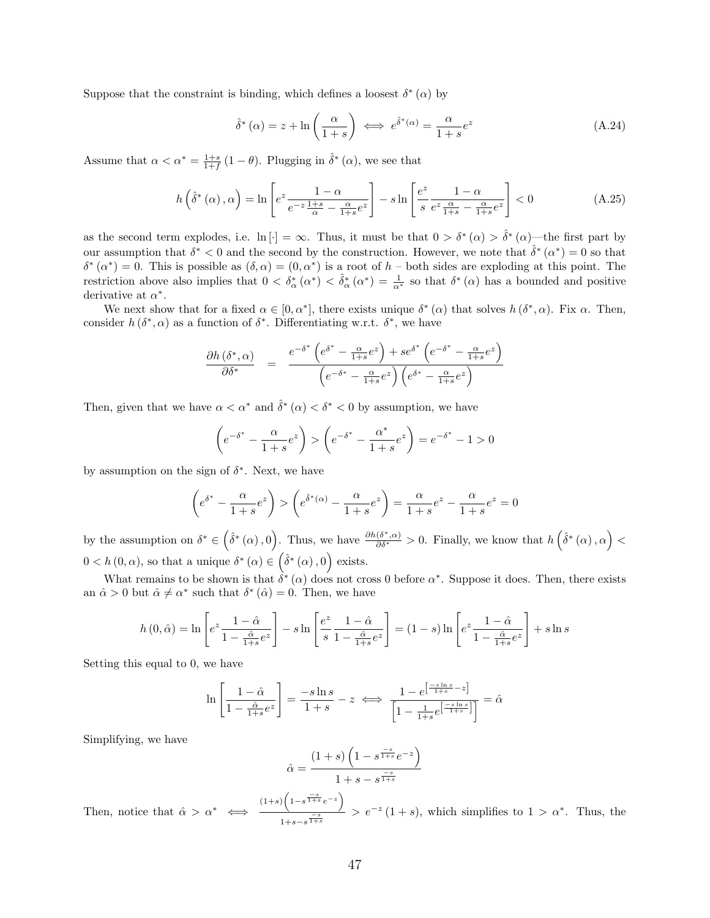Suppose that the constraint is binding, which defines a loosest $\delta^*(\alpha)$ by

$$\hat{\delta}^*(\alpha) = z + \ln\left(\frac{\alpha}{1+s}\right) \iff e^{\hat{\delta}^*(\alpha)} = \frac{\alpha}{1+s}e^z \tag{A.24}$$

Assume that $\alpha < \alpha^* = \frac{1+s}{1+f}(1-\theta)$. Plugging in $\hat{\delta}^*(\alpha)$, we see that

$$h\left(\hat{\delta}^*(\alpha), \alpha\right) = \ln\left[e^z \frac{1-\alpha}{e^{-z\frac{1+s}{\alpha}} - \frac{\alpha}{1+s}e^z}\right] - s\ln\left[\frac{e^z}{s}\frac{1-\alpha}{e^z\frac{\alpha}{1+s} - \frac{\alpha}{1+s}e^z}\right] < 0 \tag{A.25}$$

as the second term explodes, i.e. $\ln[\cdot] = \infty$. Thus, it must be that $0 > \delta^*(\alpha) > \hat{\delta}^*(\alpha)$—the first part by our assumption that $\delta^* < 0$ and the second by the construction. However, we note that $\hat{\delta}^*(\alpha^*) = 0$ so that $\delta^*(\alpha^*) = 0$. This is possible as $(\delta, \alpha) = (0, \alpha^*)$ is a root of $h$ – both sides are exploding at this point. The restriction above also implies that $0 < \delta^*_\alpha(\alpha^*) < \hat{\delta}^*_\alpha(\alpha^*) = \frac{1}{\alpha^*}$ so that $\delta^*(\alpha)$ has a bounded and positive derivative at $\alpha^*$.

We next show that for a fixed $\alpha \in [0, \alpha^*]$, there exists unique $\delta^*(\alpha)$ that solves $h(\delta^*, \alpha)$. Fix $\alpha$. Then, consider $h(\delta^*, \alpha)$ as a function of $\delta^*$. Differentiating w.r.t. $\delta^*$, we have

$$\frac{\partial h(\delta^*, \alpha)}{\partial \delta^*} = \frac{e^{-\delta^*}\left(e^{\delta^*} - \frac{\alpha}{1+s}e^z\right) + se^{\delta^*}\left(e^{-\delta^*} - \frac{\alpha}{1+s}e^z\right)}{\left(e^{-\delta^*} - \frac{\alpha}{1+s}e^z\right)\left(e^{\delta^*} - \frac{\alpha}{1+s}e^z\right)}$$

Then, given that we have $\alpha < \alpha^*$ and $\hat{\delta}^*(\alpha) < \delta^* < 0$ by assumption, we have

$$\left(e^{-\delta^*} - \frac{\alpha}{1+s}e^z\right) > \left(e^{-\delta^*} - \frac{\alpha^*}{1+s}e^z\right) = e^{-\delta^*} - 1 > 0$$

by assumption on the sign of $\delta^*$. Next, we have

$$\left(e^{\delta^*} - \frac{\alpha}{1+s}e^z\right) > \left(e^{\hat{\delta}^*(\alpha)} - \frac{\alpha}{1+s}e^z\right) = \frac{\alpha}{1+s}e^z - \frac{\alpha}{1+s}e^z = 0$$

by the assumption on $\delta^* \in \left(\hat{\delta}^*(\alpha), 0\right)$. Thus, we have $\frac{\partial h(\delta^*,\alpha)}{\partial \delta^*} > 0$. Finally, we know that $h\left(\hat{\delta}^*(\alpha), \alpha\right) < 0 < h(0, \alpha)$, so that a unique $\delta^*(\alpha) \in \left(\hat{\delta}^*(\alpha), 0\right)$ exists.

What remains to be shown is that $\delta^*(\alpha)$ does not cross 0 before $\alpha^*$. Suppose it does. Then, there exists an $\hat{\alpha} > 0$ but $\hat{\alpha} \neq \alpha^*$ such that $\delta^*(\hat{\alpha}) = 0$. Then, we have

$$h(0, \hat{\alpha}) = \ln\left[e^z \frac{1-\hat{\alpha}}{1 - \frac{\hat{\alpha}}{1+s}e^z}\right] - s\ln\left[\frac{e^z}{s}\frac{1-\hat{\alpha}}{1 - \frac{\hat{\alpha}}{1+s}e^z}\right] = (1-s)\ln\left[e^z \frac{1-\hat{\alpha}}{1 - \frac{\hat{\alpha}}{1+s}e^z}\right] + s\ln s$$

Setting this equal to 0, we have

$$\ln\left[\frac{1-\hat{\alpha}}{1 - \frac{\hat{\alpha}}{1+s}e^z}\right] = \frac{-s\ln s}{1+s} - z \iff \frac{1 - e^{\left[\frac{-s\ln s}{1+s} - z\right]}}{\left[1 - \frac{1}{1+s}e^{\left[\frac{-s\ln s}{1+s}\right]}\right]} = \hat{\alpha}$$

Simplifying, we have

$$\hat{\alpha} = \frac{(1+s)\left(1 - s^{\frac{-s}{1+s}}e^{-z}\right)}{1 + s - s^{\frac{-s}{1+s}}}$$

Then, notice that $\hat{\alpha} > \alpha^* \iff \frac{(1+s)\left(1 - s^{\frac{-s}{1+s}}e^{-z}\right)}{1+s-s^{\frac{-s}{1+s}}} > e^{-z}(1+s)$, which simplifies to $1 > \alpha^*$. Thus, the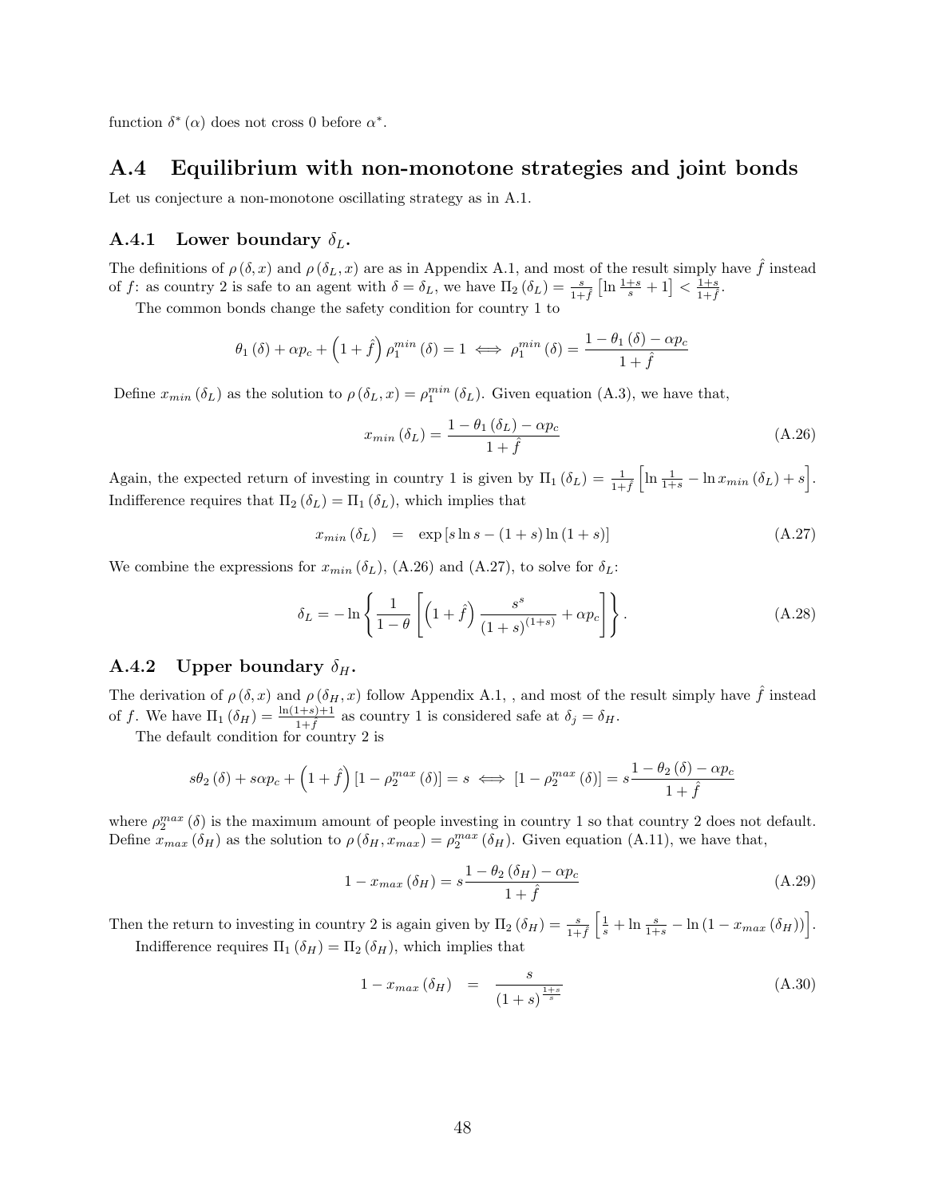function $\delta^*(\alpha)$ does not cross 0 before $\alpha^*$.

## A.4 Equilibrium with non-monotone strategies and joint bonds

Let us conjecture a non-monotone oscillating strategy as in A.1.

### A.4.1 Lower boundary $\delta_L$.

The definitions of $\rho(\delta, x)$ and $\rho(\delta_L, x)$ are as in Appendix A.1, and most of the result simply have $\hat{f}$ instead of $f$: as country 2 is safe to an agent with $\delta = \delta_L$, we have $\Pi_2(\delta_L) = \frac{s}{1+\hat{f}}\left[\ln\frac{1+s}{s} + 1\right] < \frac{1+s}{1+\hat{f}}$.

The common bonds change the safety condition for country 1 to

$$\theta_1(\delta) + \alpha p_c + \left(1+\hat{f}\right)\rho_1^{min}(\delta) = 1 \iff \rho_1^{min}(\delta) = \frac{1-\theta_1(\delta) - \alpha p_c}{1+\hat{f}}$$

Define $x_{min}(\delta_L)$ as the solution to $\rho(\delta_L, x) = \rho_1^{min}(\delta_L)$. Given equation (A.3), we have that,

$$x_{min}(\delta_L) = \frac{1-\theta_1(\delta_L) - \alpha p_c}{1+\hat{f}} \tag{A.26}$$

Again, the expected return of investing in country 1 is given by $\Pi_1(\delta_L) = \frac{1}{1+\hat{f}}\left[\ln\frac{1}{1+s} - \ln x_{min}(\delta_L) + s\right]$. Indifference requires that $\Pi_2(\delta_L) = \Pi_1(\delta_L)$, which implies that

$$x_{min}(\delta_L) \quad = \quad \exp\left[s\ln s - (1+s)\ln(1+s)\right] \tag{A.27}$$

We combine the expressions for $x_{min}(\delta_L)$, (A.26) and (A.27), to solve for $\delta_L$:

$$\delta_L = -\ln\left\{\frac{1}{1-\theta}\left[\left(1+\hat{f}\right)\frac{s^s}{(1+s)^{(1+s)}} + \alpha p_c\right]\right\}. \tag{A.28}$$

### A.4.2 Upper boundary $\delta_H$.

The derivation of $\rho(\delta, x)$ and $\rho(\delta_H, x)$ follow Appendix A.1, , and most of the result simply have $\hat{f}$ instead of $f$. We have $\Pi_1(\delta_H) = \frac{\ln(1+s)+1}{1+\hat{f}}$ as country 1 is considered safe at $\delta_j = \delta_H$.

The default condition for country 2 is

$$s\theta_2(\delta) + s\alpha p_c + \left(1+\hat{f}\right)\left[1-\rho_2^{max}(\delta)\right] = s \iff \left[1-\rho_2^{max}(\delta)\right] = s\frac{1-\theta_2(\delta) - \alpha p_c}{1+\hat{f}}$$

where $\rho_2^{max}(\delta)$ is the maximum amount of people investing in country 1 so that country 2 does not default. Define $x_{max}(\delta_H)$ as the solution to $\rho(\delta_H, x_{max}) = \rho_2^{max}(\delta_H)$. Given equation (A.11), we have that,

$$1 - x_{max}(\delta_H) = s\frac{1-\theta_2(\delta_H) - \alpha p_c}{1+\hat{f}} \tag{A.29}$$

Then the return to investing in country 2 is again given by $\Pi_2(\delta_H) = \frac{s}{1+\hat{f}}\left[\frac{1}{s} + \ln\frac{s}{1+s} - \ln(1-x_{max}(\delta_H))\right]$.

Indifference requires $\Pi_1(\delta_H) = \Pi_2(\delta_H)$, which implies that

$$1 - x_{max}(\delta_H) \quad = \quad \frac{s}{(1+s)^{\frac{1+s}{s}}} \tag{A.30}$$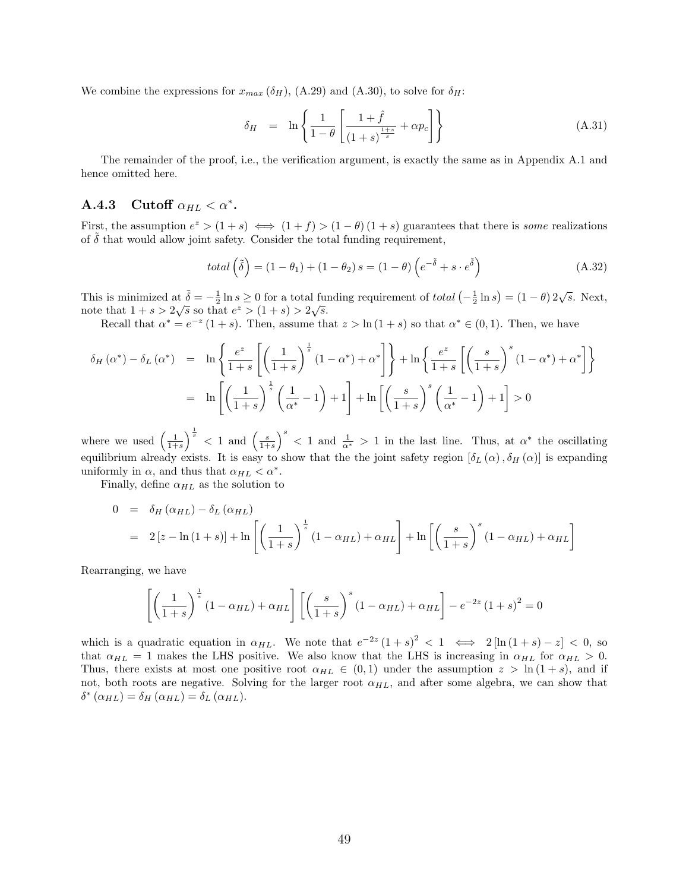We combine the expressions for $x_{max}(\delta_H)$, (A.29) and (A.30), to solve for $\delta_H$:

$$\delta_H = \ln\left\{\frac{1}{1-\theta}\left[\frac{1+\hat{f}}{(1+s)^{\frac{1+s}{s}}}+\alpha p_c\right]\right\} \tag{A.31}$$

The remainder of the proof, i.e., the verification argument, is exactly the same as in Appendix A.1 and hence omitted here.

### A.4.3 Cutoff $\alpha_{HL} < \alpha^*$.

First, the assumption $e^z > (1+s) \iff (1+f) > (1-\theta)(1+s)$ guarantees that there is *some* realizations of $\tilde{\delta}$ that would allow joint safety. Consider the total funding requirement,

$$total\left(\tilde{\delta}\right) = (1-\theta_1) + (1-\theta_2)s = (1-\theta)\left(e^{-\tilde{\delta}} + s\cdot e^{\tilde{\delta}}\right) \tag{A.32}$$

This is minimized at $\tilde{\delta} = -\frac{1}{2}\ln s \geq 0$ for a total funding requirement of $total\left(-\frac{1}{2}\ln s\right) = (1-\theta)2\sqrt{s}$. Next, note that $1+s > 2\sqrt{s}$ so that $e^z > (1+s) > 2\sqrt{s}$.

Recall that $\alpha^* = e^{-z}(1+s)$. Then, assume that $z > \ln(1+s)$ so that $\alpha^* \in (0,1)$. Then, we have

$$\begin{aligned}
\delta_H(\alpha^*) - \delta_L(\alpha^*) &= \ln\left\{\frac{e^z}{1+s}\left[\left(\frac{1}{1+s}\right)^{\frac{1}{s}}(1-\alpha^*)+\alpha^*\right]\right\} + \ln\left\{\frac{e^z}{1+s}\left[\left(\frac{s}{1+s}\right)^{s}(1-\alpha^*)+\alpha^*\right]\right\} \\
&= \ln\left[\left(\frac{1}{1+s}\right)^{\frac{1}{s}}\left(\frac{1}{\alpha^*}-1\right)+1\right] + \ln\left[\left(\frac{s}{1+s}\right)^{s}\left(\frac{1}{\alpha^*}-1\right)+1\right] > 0
\end{aligned}$$

where we used $\left(\frac{1}{1+s}\right)^{\frac{1}{s}} < 1$ and $\left(\frac{s}{1+s}\right)^{s} < 1$ and $\frac{1}{\alpha^*} > 1$ in the last line. Thus, at $\alpha^*$ the oscillating equilibrium already exists. It is easy to show that the the joint safety region $[\delta_L(\alpha), \delta_H(\alpha)]$ is expanding uniformly in $\alpha$, and thus that $\alpha_{HL} < \alpha^*$.

Finally, define $\alpha_{HL}$ as the solution to

$$\begin{aligned}
0 &= \delta_H(\alpha_{HL}) - \delta_L(\alpha_{HL}) \\
&= 2\left[z - \ln(1+s)\right] + \ln\left[\left(\frac{1}{1+s}\right)^{\frac{1}{s}}(1-\alpha_{HL})+\alpha_{HL}\right] + \ln\left[\left(\frac{s}{1+s}\right)^{s}(1-\alpha_{HL})+\alpha_{HL}\right]
\end{aligned}$$

Rearranging, we have

$$\left[\left(\frac{1}{1+s}\right)^{\frac{1}{s}}(1-\alpha_{HL})+\alpha_{HL}\right]\left[\left(\frac{s}{1+s}\right)^{s}(1-\alpha_{HL})+\alpha_{HL}\right] - e^{-2z}(1+s)^2 = 0$$

which is a quadratic equation in $\alpha_{HL}$. We note that $e^{-2z}(1+s)^2 < 1 \iff 2\left[\ln(1+s) - z\right] < 0$, so that $\alpha_{HL} = 1$ makes the LHS positive. We also know that the LHS is increasing in $\alpha_{HL}$ for $\alpha_{HL} > 0$. Thus, there exists at most one positive root $\alpha_{HL} \in (0,1)$ under the assumption $z > \ln(1+s)$, and if not, both roots are negative. Solving for the larger root $\alpha_{HL}$, and after some algebra, we can show that $\delta^*(\alpha_{HL}) = \delta_H(\alpha_{HL}) = \delta_L(\alpha_{HL})$.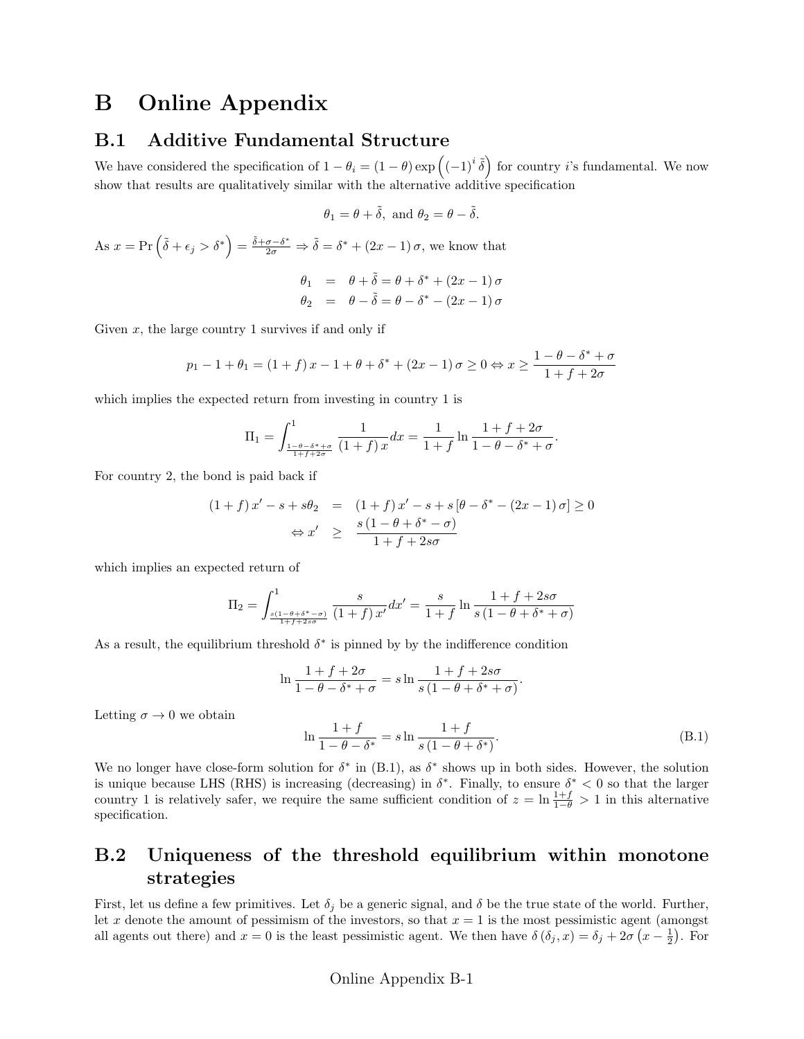# B Online Appendix

## B.1 Additive Fundamental Structure

We have considered the specification of $1-\theta_i = (1-\theta)\exp\left((-1)^i \tilde{\delta}\right)$ for country $i$'s fundamental. We now show that results are qualitatively similar with the alternative additive specification

$$\theta_1 = \theta + \tilde{\delta}, \text{ and } \theta_2 = \theta - \tilde{\delta}.$$

As $x = \Pr\left(\tilde{\delta} + \epsilon_j > \delta^*\right) = \frac{\tilde{\delta}+\sigma-\delta^*}{2\sigma} \Rightarrow \tilde{\delta} = \delta^* + (2x-1)\sigma$, we know that

$$\begin{aligned}
\theta_1 &= \theta + \tilde{\delta} = \theta + \delta^* + (2x-1)\sigma \\
\theta_2 &= \theta - \tilde{\delta} = \theta - \delta^* - (2x-1)\sigma
\end{aligned}$$

Given $x$, the large country 1 survives if and only if

$$p_1 - 1 + \theta_1 = (1+f)x - 1 + \theta + \delta^* + (2x-1)\sigma \geq 0 \Leftrightarrow x \geq \frac{1-\theta-\delta^*+\sigma}{1+f+2\sigma}$$

which implies the expected return from investing in country 1 is

$$\Pi_1 = \int_{\frac{1-\theta-\delta^*+\sigma}{1+f+2\sigma}}^{1} \frac{1}{(1+f)x} dx = \frac{1}{1+f} \ln \frac{1+f+2\sigma}{1-\theta-\delta^*+\sigma}.$$

For country 2, the bond is paid back if

$$\begin{aligned}
(1+f)x' - s + s\theta_2 &= (1+f)x' - s + s\left[\theta - \delta^* - (2x-1)\sigma\right] \geq 0 \\
\Leftrightarrow x' &\geq \frac{s(1-\theta+\delta^*-\sigma)}{1+f+2s\sigma}
\end{aligned}$$

which implies an expected return of

$$\Pi_2 = \int_{\frac{s(1-\theta+\delta^*-\sigma)}{1+f+2s\sigma}}^{1} \frac{s}{(1+f)x'} dx' = \frac{s}{1+f} \ln \frac{1+f+2s\sigma}{s(1-\theta+\delta^*+\sigma)}$$

As a result, the equilibrium threshold $\delta^*$ is pinned by by the indifference condition

$$\ln \frac{1+f+2\sigma}{1-\theta-\delta^*+\sigma} = s \ln \frac{1+f+2s\sigma}{s(1-\theta+\delta^*+\sigma)}.$$

Letting $\sigma \to 0$ we obtain

$$\ln \frac{1+f}{1-\theta-\delta^*} = s \ln \frac{1+f}{s(1-\theta+\delta^*)}. \tag{B.1}$$

We no longer have close-form solution for $\delta^*$ in (B.1), as $\delta^*$ shows up in both sides. However, the solution is unique because LHS (RHS) is increasing (decreasing) in $\delta^*$. Finally, to ensure $\delta^* < 0$ so that the larger country 1 is relatively safer, we require the same sufficient condition of $z = \ln \frac{1+f}{1-\theta} > 1$ in this alternative specification.

## B.2 Uniqueness of the threshold equilibrium within monotone strategies

First, let us define a few primitives. Let $\delta_j$ be a generic signal, and $\delta$ be the true state of the world. Further, let $x$ denote the amount of pessimism of the investors, so that $x = 1$ is the most pessimistic agent (amongst all agents out there) and $x = 0$ is the least pessimistic agent. We then have $\delta(\delta_j, x) = \delta_j + 2\sigma\left(x - \frac{1}{2}\right)$. For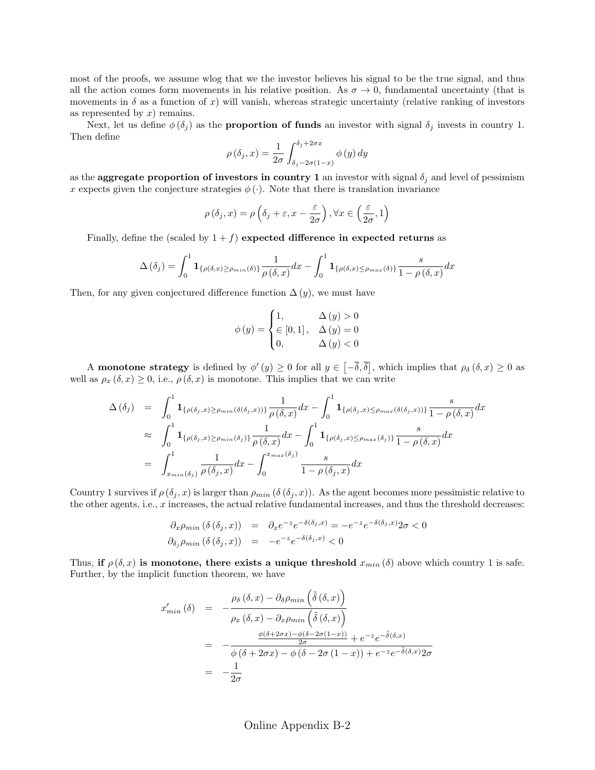most of the proofs, we assume wlog that we the investor believes his signal to be the true signal, and thus all the action comes form movements in his relative position. As $\sigma \to 0$, fundamental uncertainty (that is movements in $\delta$ as a function of $x$) will vanish, whereas strategic uncertainty (relative ranking of investors as represented by $x$) remains.

Next, let us define $\phi(\delta_j)$ as the **proportion of funds** an investor with signal $\delta_j$ invests in country 1. Then define

$$\rho(\delta_j, x) = \frac{1}{2\sigma} \int_{\delta_j - 2\sigma(1-x)}^{\delta_j + 2\sigma x} \phi(y)\, dy$$

as the **aggregate proportion of investors in country 1** an investor with signal $\delta_j$ and level of pessimism $x$ expects given the conjecture strategies $\phi(\cdot)$. Note that there is translation invariance

$$\rho(\delta_j, x) = \rho\left(\delta_j + \varepsilon, x - \frac{\varepsilon}{2\sigma}\right), \forall x \in \left(\frac{\varepsilon}{2\sigma}, 1\right)$$

Finally, define the (scaled by $1+f$) **expected difference in expected returns** as

$$\Delta(\delta_j) = \int_0^1 \mathbf{1}_{\{\rho(\delta,x) \geq \rho_{min}(\delta)\}} \frac{1}{\rho(\delta, x)} dx - \int_0^1 \mathbf{1}_{\{\rho(\delta,x) \leq \rho_{max}(\delta)\}} \frac{s}{1 - \rho(\delta, x)} dx$$

Then, for any given conjectured difference function $\Delta(y)$, we must have

$$\phi(y) = \begin{cases} 1, & \Delta(y) > 0 \\ \in [0,1], & \Delta(y) = 0 \\ 0, & \Delta(y) < 0 \end{cases}$$

A **monotone strategy** is defined by $\phi'(y) \geq 0$ for all $y \in \left[-\bar{\delta}, \bar{\delta}\right]$, which implies that $\rho_\delta(\delta, x) \geq 0$ as well as $\rho_x(\delta, x) \geq 0$, i.e., $\rho(\delta, x)$ is monotone. This implies that we can write

$$\begin{aligned}
\Delta(\delta_j) &= \int_0^1 \mathbf{1}_{\{\rho(\delta_j,x) \geq \rho_{min}(\delta(\delta_j,x))\}} \frac{1}{\rho(\delta, x)} dx - \int_0^1 \mathbf{1}_{\{\rho(\delta_j,x) \leq \rho_{max}(\delta(\delta_j,x))\}} \frac{s}{1 - \rho(\delta, x)} dx \\
&\approx \int_0^1 \mathbf{1}_{\{\rho(\delta_j,x) \geq \rho_{min}(\delta_j)\}} \frac{1}{\rho(\delta, x)} dx - \int_0^1 \mathbf{1}_{\{\rho(\delta_j,x) \leq \rho_{max}(\delta_j)\}} \frac{s}{1 - \rho(\delta, x)} dx \\
&= \int_{x_{min}(\delta_j)}^1 \frac{1}{\rho(\delta_j, x)} dx - \int_0^{x_{max}(\delta_j)} \frac{s}{1 - \rho(\delta_j, x)} dx
\end{aligned}$$

Country 1 survives if $\rho(\delta_j, x)$ is larger than $\rho_{min}(\delta(\delta_j, x))$. As the agent becomes more pessimistic relative to the other agents, i.e., $x$ increases, the actual relative fundamental increases, and thus the threshold decreases:

$$\begin{aligned}
\partial_x \rho_{min}(\delta(\delta_j, x)) &= \partial_x e^{-z} e^{-\delta(\delta_j, x)} = -e^{-z} e^{-\delta(\delta_j,x)} 2\sigma < 0 \\
\partial_{\delta_j} \rho_{min}(\delta(\delta_j, x)) &= -e^{-z} e^{-\delta(\delta_j,x)} < 0
\end{aligned}$$

Thus, **if $\rho(\delta, x)$ is monotone, there exists a unique threshold** $x_{min}(\delta)$ above which country 1 is safe. Further, by the implicit function theorem, we have

$$\begin{aligned}
x'_{min}(\delta) &= -\frac{\rho_\delta(\delta, x) - \partial_\delta \rho_{min}\left(\tilde{\delta}(\delta, x)\right)}{\rho_x(\delta, x) - \partial_x \rho_{min}\left(\tilde{\delta}(\delta, x)\right)} \\
&= -\frac{\frac{\phi(\delta + 2\sigma x) - \phi(\delta - 2\sigma(1-x))}{2\sigma} + e^{-z} e^{-\tilde{\delta}(\delta,x)}}{\phi(\delta + 2\sigma x) - \phi(\delta - 2\sigma(1-x)) + e^{-z} e^{-\tilde{\delta}(\delta,x)} 2\sigma} \\
&= -\frac{1}{2\sigma}
\end{aligned}$$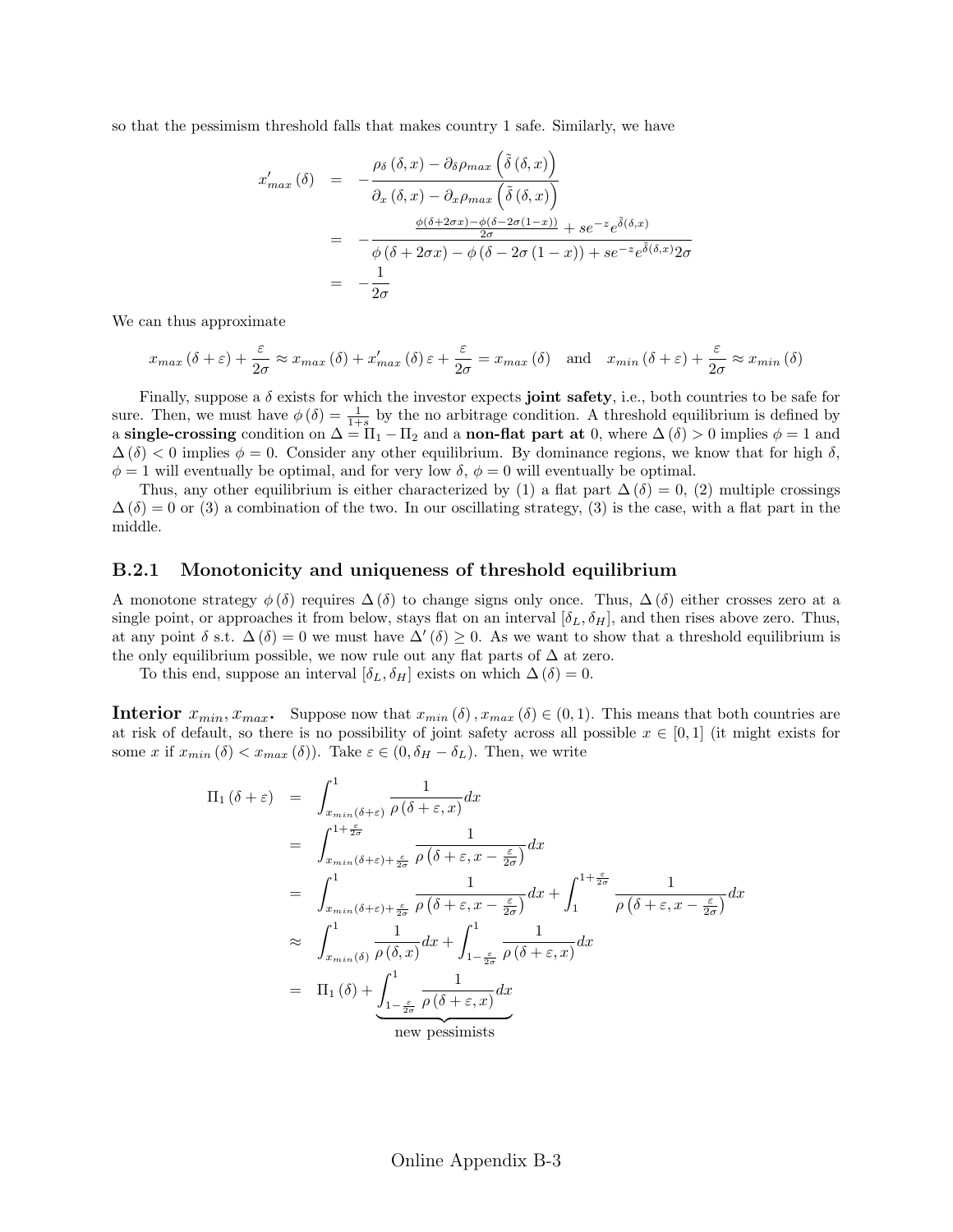so that the pessimism threshold falls that makes country 1 safe. Similarly, we have

$$
\begin{aligned}
x'_{max}(\delta) &= -\frac{\rho_\delta(\delta, x) - \partial_\delta \rho_{max}\left(\tilde{\delta}(\delta, x)\right)}{\partial_x(\delta, x) - \partial_x \rho_{max}\left(\tilde{\delta}(\delta, x)\right)} \\
&= -\frac{\frac{\phi(\delta+2\sigma x)-\phi(\delta-2\sigma(1-x))}{2\sigma} + se^{-z}e^{\tilde{\delta}(\delta,x)}}{\phi(\delta+2\sigma x) - \phi(\delta - 2\sigma(1-x)) + se^{-z}e^{\tilde{\delta}(\delta,x)}2\sigma} \\
&= -\frac{1}{2\sigma}
\end{aligned}
$$

We can thus approximate

$$
x_{max}(\delta+\varepsilon) + \frac{\varepsilon}{2\sigma} \approx x_{max}(\delta) + x'_{max}(\delta)\varepsilon + \frac{\varepsilon}{2\sigma} = x_{max}(\delta) \quad \text{and} \quad x_{min}(\delta+\varepsilon) + \frac{\varepsilon}{2\sigma} \approx x_{min}(\delta)
$$

Finally, suppose a $\delta$ exists for which the investor expects **joint safety**, i.e., both countries to be safe for sure. Then, we must have $\phi(\delta) = \frac{1}{1+s}$ by the no arbitrage condition. A threshold equilibrium is defined by a **single-crossing** condition on $\Delta = \Pi_1 - \Pi_2$ and a **non-flat part at** 0, where $\Delta(\delta) > 0$ implies $\phi = 1$ and $\Delta(\delta) < 0$ implies $\phi = 0$. Consider any other equilibrium. By dominance regions, we know that for high $\delta$, $\phi = 1$ will eventually be optimal, and for very low $\delta$, $\phi = 0$ will eventually be optimal.

Thus, any other equilibrium is either characterized by (1) a flat part $\Delta(\delta) = 0$, (2) multiple crossings $\Delta(\delta) = 0$ or (3) a combination of the two. In our oscillating strategy, (3) is the case, with a flat part in the middle.

### B.2.1 Monotonicity and uniqueness of threshold equilibrium

A monotone strategy $\phi(\delta)$ requires $\Delta(\delta)$ to change signs only once. Thus, $\Delta(\delta)$ either crosses zero at a single point, or approaches it from below, stays flat on an interval $[\delta_L, \delta_H]$, and then rises above zero. Thus, at any point $\delta$ s.t. $\Delta(\delta) = 0$ we must have $\Delta'(\delta) \geq 0$. As we want to show that a threshold equilibrium is the only equilibrium possible, we now rule out any flat parts of $\Delta$ at zero.

To this end, suppose an interval $[\delta_L, \delta_H]$ exists on which $\Delta(\delta) = 0$.

**Interior $x_{min}, x_{max}$.** Suppose now that $x_{min}(\delta), x_{max}(\delta) \in (0, 1)$. This means that both countries are at risk of default, so there is no possibility of joint safety across all possible $x \in [0, 1]$ (it might exists for some $x$ if $x_{min}(\delta) < x_{max}(\delta)$). Take $\varepsilon \in (0, \delta_H - \delta_L)$. Then, we write

$$
\begin{aligned}
\Pi_1(\delta+\varepsilon) &= \int_{x_{min}(\delta+\varepsilon)}^{1} \frac{1}{\rho(\delta+\varepsilon, x)} dx \\
&= \int_{x_{min}(\delta+\varepsilon)+\frac{\varepsilon}{2\sigma}}^{1+\frac{\varepsilon}{2\sigma}} \frac{1}{\rho\left(\delta+\varepsilon, x - \frac{\varepsilon}{2\sigma}\right)} dx \\
&= \int_{x_{min}(\delta+\varepsilon)+\frac{\varepsilon}{2\sigma}}^{1} \frac{1}{\rho\left(\delta+\varepsilon, x - \frac{\varepsilon}{2\sigma}\right)} dx + \int_{1}^{1+\frac{\varepsilon}{2\sigma}} \frac{1}{\rho\left(\delta+\varepsilon, x - \frac{\varepsilon}{2\sigma}\right)} dx \\
&\approx \int_{x_{min}(\delta)}^{1} \frac{1}{\rho(\delta, x)} dx + \int_{1-\frac{\varepsilon}{2\sigma}}^{1} \frac{1}{\rho(\delta+\varepsilon, x)} dx \\
&= \Pi_1(\delta) + \underbrace{\int_{1-\frac{\varepsilon}{2\sigma}}^{1} \frac{1}{\rho(\delta+\varepsilon, x)} dx}_{\text{new pessimists}}
\end{aligned}
$$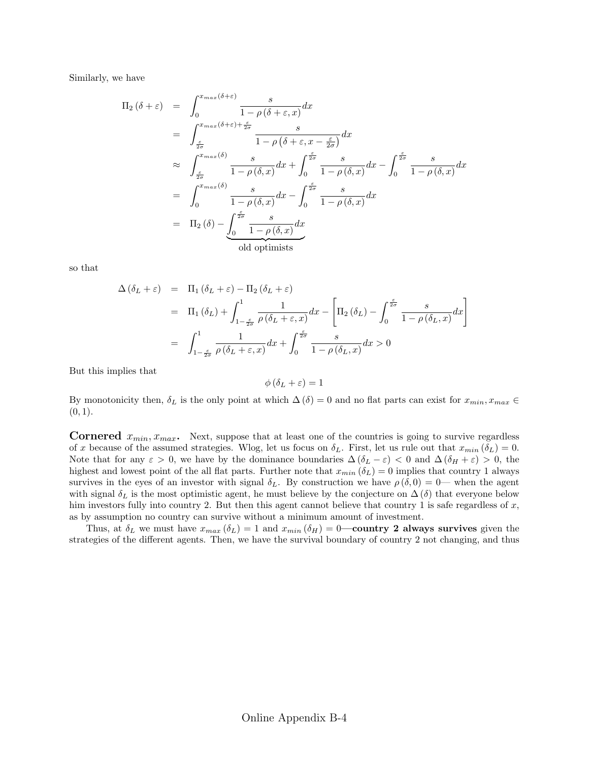Similarly, we have

$$
\begin{aligned}
\Pi_2(\delta+\varepsilon) &= \int_0^{x_{max}(\delta+\varepsilon)} \frac{s}{1-\rho(\delta+\varepsilon,x)}dx \\
&= \int_{\frac{\varepsilon}{2\sigma}}^{x_{max}(\delta+\varepsilon)+\frac{\varepsilon}{2\sigma}} \frac{s}{1-\rho\left(\delta+\varepsilon,x-\frac{\varepsilon}{2\sigma}\right)}dx \\
&\approx \int_{\frac{\varepsilon}{2\sigma}}^{x_{max}(\delta)} \frac{s}{1-\rho(\delta,x)}dx + \int_0^{\frac{\varepsilon}{2\sigma}} \frac{s}{1-\rho(\delta,x)}dx - \int_0^{\frac{\varepsilon}{2\sigma}} \frac{s}{1-\rho(\delta,x)}dx \\
&= \int_0^{x_{max}(\delta)} \frac{s}{1-\rho(\delta,x)}dx - \int_0^{\frac{\varepsilon}{2\sigma}} \frac{s}{1-\rho(\delta,x)}dx \\
&= \Pi_2(\delta) - \underbrace{\int_0^{\frac{\varepsilon}{2\sigma}} \frac{s}{1-\rho(\delta,x)}dx}_{\text{old optimists}}
\end{aligned}
$$

so that

$$
\begin{aligned}
\Delta(\delta_L+\varepsilon) &= \Pi_1(\delta_L+\varepsilon) - \Pi_2(\delta_L+\varepsilon) \\
&= \Pi_1(\delta_L) + \int_{1-\frac{\varepsilon}{2\sigma}}^1 \frac{1}{\rho(\delta_L+\varepsilon,x)}dx - \left[\Pi_2(\delta_L) - \int_0^{\frac{\varepsilon}{2\sigma}} \frac{s}{1-\rho(\delta_L,x)}dx\right] \\
&= \int_{1-\frac{\varepsilon}{2\sigma}}^1 \frac{1}{\rho(\delta_L+\varepsilon,x)}dx + \int_0^{\frac{\varepsilon}{2\sigma}} \frac{s}{1-\rho(\delta_L,x)}dx > 0
\end{aligned}
$$

But this implies that

$$
\phi(\delta_L+\varepsilon) = 1
$$

By monotonicity then, $\delta_L$ is the only point at which $\Delta(\delta) = 0$ and no flat parts can exist for $x_{min}, x_{max} \in (0,1)$.

**Cornered $x_{min}, x_{max}$.** Next, suppose that at least one of the countries is going to survive regardless of $x$ because of the assumed strategies. Wlog, let us focus on $\delta_L$. First, let us rule out that $x_{min}(\delta_L) = 0$. Note that for any $\varepsilon > 0$, we have by the dominance boundaries $\Delta(\delta_L - \varepsilon) < 0$ and $\Delta(\delta_H + \varepsilon) > 0$, the highest and lowest point of the all flat parts. Further note that $x_{min}(\delta_L) = 0$ implies that country 1 always survives in the eyes of an investor with signal $\delta_L$. By construction we have $\rho(\delta, 0) = 0$— when the agent with signal $\delta_L$ is the most optimistic agent, he must believe by the conjecture on $\Delta(\delta)$ that everyone below him investors fully into country 2. But then this agent cannot believe that country 1 is safe regardless of $x$, as by assumption no country can survive without a minimum amount of investment.

Thus, at $\delta_L$ we must have $x_{max}(\delta_L) = 1$ and $x_{min}(\delta_H) = 0$—**country 2 always survives** given the strategies of the different agents. Then, we have the survival boundary of country 2 not changing, and thus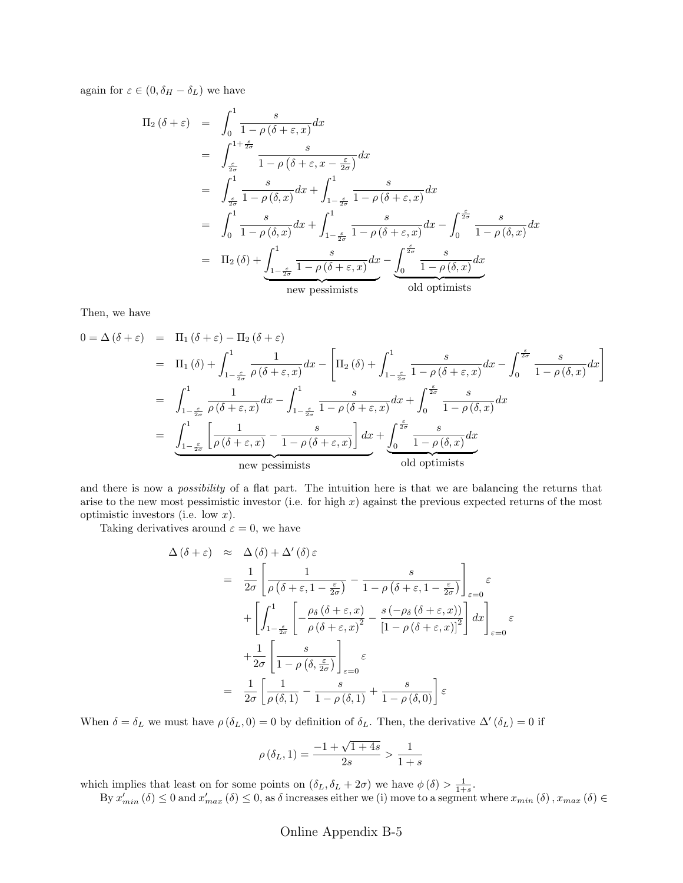again for $\varepsilon \in (0, \delta_H - \delta_L)$ we have

$$
\begin{aligned}
\Pi_2(\delta+\varepsilon) &= \int_0^1 \frac{s}{1-\rho(\delta+\varepsilon,x)}dx \\
&= \int_{\frac{\varepsilon}{2\sigma}}^{1+\frac{\varepsilon}{2\sigma}} \frac{s}{1-\rho\left(\delta+\varepsilon, x-\frac{\varepsilon}{2\sigma}\right)}dx \\
&= \int_{\frac{\varepsilon}{2\sigma}}^{1} \frac{s}{1-\rho(\delta,x)}dx + \int_{1-\frac{\varepsilon}{2\sigma}}^{1} \frac{s}{1-\rho(\delta+\varepsilon,x)}dx \\
&= \int_0^1 \frac{s}{1-\rho(\delta,x)}dx + \int_{1-\frac{\varepsilon}{2\sigma}}^{1} \frac{s}{1-\rho(\delta+\varepsilon,x)}dx - \int_0^{\frac{\varepsilon}{2\sigma}} \frac{s}{1-\rho(\delta,x)}dx \\
&= \Pi_2(\delta) + \underbrace{\int_{1-\frac{\varepsilon}{2\sigma}}^{1} \frac{s}{1-\rho(\delta+\varepsilon,x)}dx}_{\text{new pessimists}} - \underbrace{\int_0^{\frac{\varepsilon}{2\sigma}} \frac{s}{1-\rho(\delta,x)}dx}_{\text{old optimists}}
\end{aligned}
$$

Then, we have

$$
\begin{aligned}
0 = \Delta(\delta+\varepsilon) &= \Pi_1(\delta+\varepsilon) - \Pi_2(\delta+\varepsilon) \\
&= \Pi_1(\delta) + \int_{1-\frac{\varepsilon}{2\sigma}}^{1} \frac{1}{\rho(\delta+\varepsilon,x)}dx - \left[\Pi_2(\delta) + \int_{1-\frac{\varepsilon}{2\sigma}}^{1} \frac{s}{1-\rho(\delta+\varepsilon,x)}dx - \int_0^{\frac{\varepsilon}{2\sigma}} \frac{s}{1-\rho(\delta,x)}dx\right] \\
&= \int_{1-\frac{\varepsilon}{2\sigma}}^{1} \frac{1}{\rho(\delta+\varepsilon,x)}dx - \int_{1-\frac{\varepsilon}{2\sigma}}^{1} \frac{s}{1-\rho(\delta+\varepsilon,x)}dx + \int_0^{\frac{\varepsilon}{2\sigma}} \frac{s}{1-\rho(\delta,x)}dx \\
&= \underbrace{\int_{1-\frac{\varepsilon}{2\sigma}}^{1} \left[\frac{1}{\rho(\delta+\varepsilon,x)} - \frac{s}{1-\rho(\delta+\varepsilon,x)}\right]dx}_{\text{new pessimists}} + \underbrace{\int_0^{\frac{\varepsilon}{2\sigma}} \frac{s}{1-\rho(\delta,x)}dx}_{\text{old optimists}}
\end{aligned}
$$

and there is now a *possibility* of a flat part. The intuition here is that we are balancing the returns that arise to the new most pessimistic investor (i.e. for high $x$) against the previous expected returns of the most optimistic investors (i.e. low $x$).

Taking derivatives around $\varepsilon = 0$, we have

$$
\begin{aligned}
\Delta(\delta+\varepsilon) &\approx \Delta(\delta) + \Delta'(\delta)\varepsilon \\
&= \frac{1}{2\sigma}\left[\frac{1}{\rho\left(\delta+\varepsilon, 1-\frac{\varepsilon}{2\sigma}\right)} - \frac{s}{1-\rho\left(\delta+\varepsilon, 1-\frac{\varepsilon}{2\sigma}\right)}\right]_{\varepsilon=0}\varepsilon \\
&\quad + \left[\int_{1-\frac{\varepsilon}{2\sigma}}^{1}\left[-\frac{\rho_\delta(\delta+\varepsilon,x)}{\rho(\delta+\varepsilon,x)^2} - \frac{s(-\rho_\delta(\delta+\varepsilon,x))}{\left[1-\rho(\delta+\varepsilon,x)\right]^2}\right]dx\right]_{\varepsilon=0}\varepsilon \\
&\quad + \frac{1}{2\sigma}\left[\frac{s}{1-\rho\left(\delta,\frac{\varepsilon}{2\sigma}\right)}\right]_{\varepsilon=0}\varepsilon \\
&= \frac{1}{2\sigma}\left[\frac{1}{\rho(\delta,1)} - \frac{s}{1-\rho(\delta,1)} + \frac{s}{1-\rho(\delta,0)}\right]\varepsilon
\end{aligned}
$$

When $\delta = \delta_L$ we must have $\rho(\delta_L, 0) = 0$ by definition of $\delta_L$. Then, the derivative $\Delta'(\delta_L) = 0$ if

$$
\rho(\delta_L, 1) = \frac{-1+\sqrt{1+4s}}{2s} > \frac{1}{1+s}
$$

which implies that least on for some points on $(\delta_L, \delta_L + 2\sigma)$ we have $\phi(\delta) > \frac{1}{1+s}$.

By $x'_{min}(\delta) \leq 0$ and $x'_{max}(\delta) \leq 0$, as $\delta$ increases either we (i) move to a segment where $x_{min}(\delta), x_{max}(\delta) \in$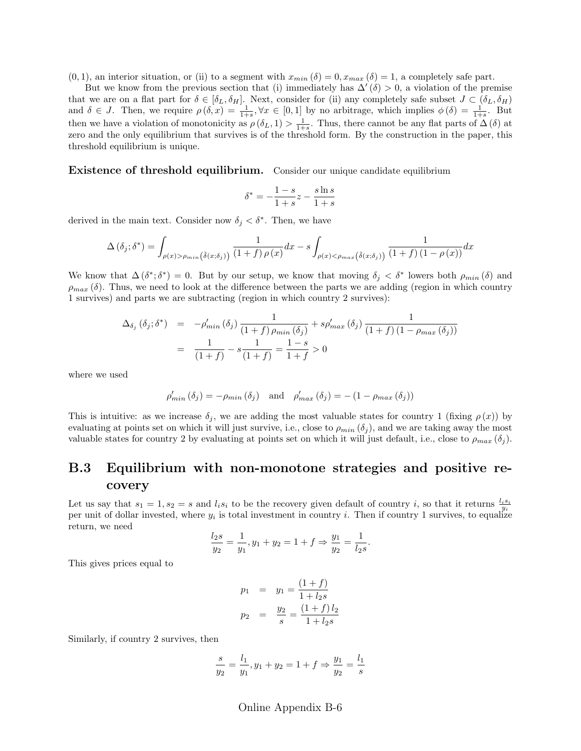$(0,1)$, an interior situation, or (ii) to a segment with $x_{min}(\delta) = 0, x_{max}(\delta) = 1$, a completely safe part.

But we know from the previous section that (i) immediately has $\Delta'(\delta) > 0$, a violation of the premise that we are on a flat part for $\delta \in [\delta_L, \delta_H]$. Next, consider for (ii) any completely safe subset $J \subset (\delta_L, \delta_H)$ and $\delta \in J$. Then, we require $\rho(\delta, x) = \frac{1}{1+s}, \forall x \in [0,1]$ by no arbitrage, which implies $\phi(\delta) = \frac{1}{1+s}$. But then we have a violation of monotonicity as $\rho(\delta_L, 1) > \frac{1}{1+s}$. Thus, there cannot be any flat parts of $\Delta(\delta)$ at zero and the only equilibrium that survives is of the threshold form. By the construction in the paper, this threshold equilibrium is unique.

**Existence of threshold equilibrium.** Consider our unique candidate equilibrium

$$\delta^* = -\frac{1-s}{1+s}z - \frac{s \ln s}{1+s}$$

derived in the main text. Consider now $\delta_j < \delta^*$. Then, we have

$$\Delta(\delta_j; \delta^*) = \int_{\rho(x) > \rho_{min}\left(\tilde{\delta}(x;\delta_j)\right)} \frac{1}{(1+f)\,\rho(x)}dx - s\int_{\rho(x) < \rho_{max}\left(\tilde{\delta}(x;\delta_j)\right)} \frac{1}{(1+f)(1-\rho(x))}dx$$

We know that $\Delta(\delta^*; \delta^*) = 0$. But by our setup, we know that moving $\delta_j < \delta^*$ lowers both $\rho_{min}(\delta)$ and $\rho_{max}(\delta)$. Thus, we need to look at the difference between the parts we are adding (region in which country 1 survives) and parts we are subtracting (region in which country 2 survives):

$$\begin{aligned}
\Delta_{\delta_j}(\delta_j; \delta^*) &= -\rho'_{min}(\delta_j)\frac{1}{(1+f)\,\rho_{min}(\delta_j)} + s\rho'_{max}(\delta_j)\frac{1}{(1+f)(1-\rho_{max}(\delta_j))} \\
&= \frac{1}{(1+f)} - s\frac{1}{(1+f)} = \frac{1-s}{1+f} > 0
\end{aligned}$$

where we used

$$\rho'_{min}(\delta_j) = -\rho_{min}(\delta_j) \quad \text{and} \quad \rho'_{max}(\delta_j) = -(1-\rho_{max}(\delta_j))$$

This is intuitive: as we increase $\delta_j$, we are adding the most valuable states for country 1 (fixing $\rho(x)$) by evaluating at points set on which it will just survive, i.e., close to $\rho_{min}(\delta_j)$, and we are taking away the most valuable states for country 2 by evaluating at points set on which it will just default, i.e., close to $\rho_{max}(\delta_j)$.

## B.3 Equilibrium with non-monotone strategies and positive recovery

Let us say that $s_1 = 1, s_2 = s$ and $l_i s_i$ to be the recovery given default of country $i$, so that it returns $\frac{l_i s_i}{y_i}$ per unit of dollar invested, where $y_i$ is total investment in country $i$. Then if country 1 survives, to equalize return, we need

$$\frac{l_2 s}{y_2} = \frac{1}{y_1}, y_1 + y_2 = 1 + f \Rightarrow \frac{y_1}{y_2} = \frac{1}{l_2 s}.$$

This gives prices equal to

$$\begin{aligned}
p_1 &= y_1 = \frac{(1+f)}{1+l_2 s} \\
p_2 &= \frac{y_2}{s} = \frac{(1+f)\,l_2}{1+l_2 s}
\end{aligned}$$

Similarly, if country 2 survives, then

$$\frac{s}{y_2} = \frac{l_1}{y_1}, y_1 + y_2 = 1 + f \Rightarrow \frac{y_1}{y_2} = \frac{l_1}{s}$$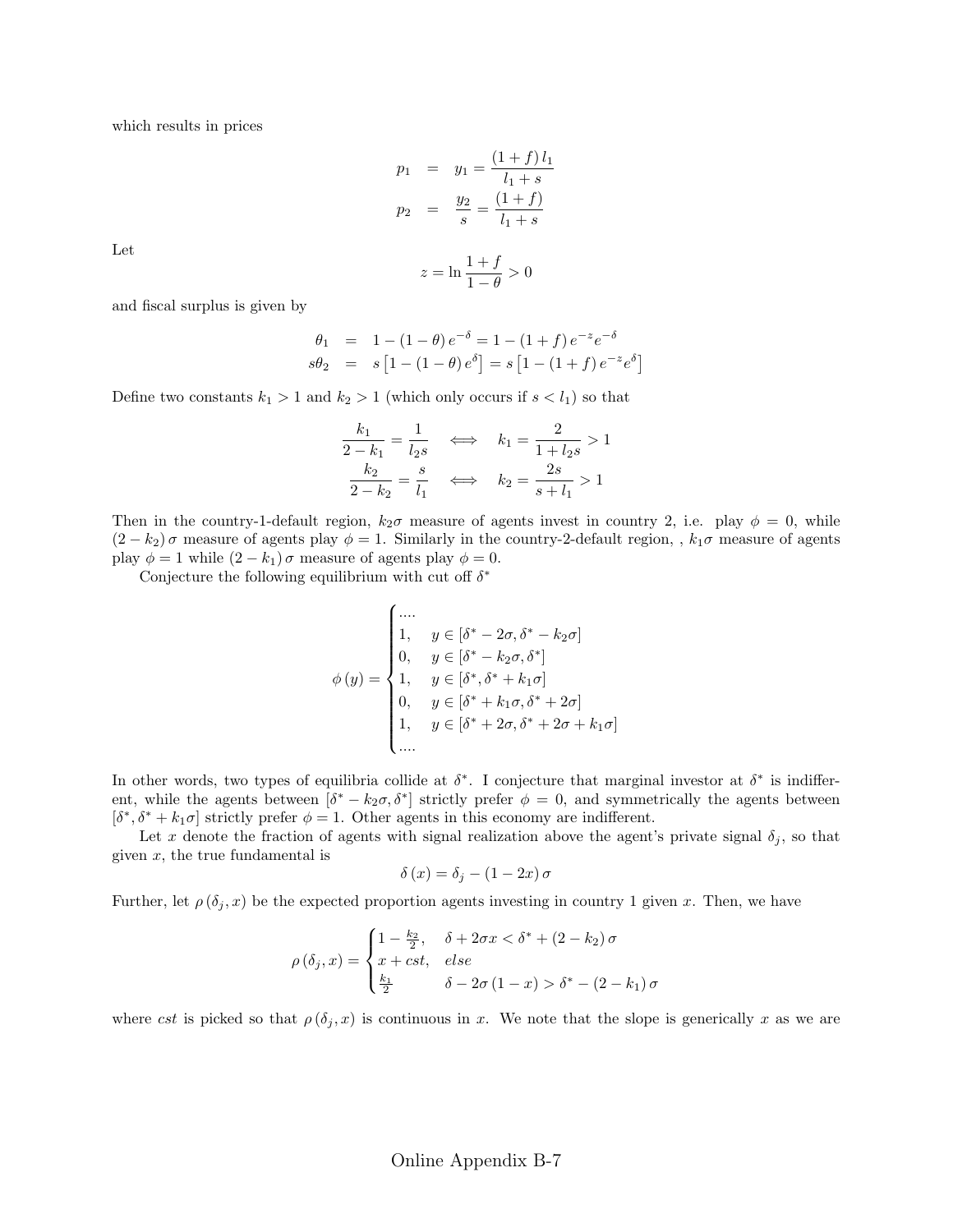which results in prices

$$
\begin{aligned}
p_1 &= y_1 = \frac{(1+f)\, l_1}{l_1 + s} \\
p_2 &= \frac{y_2}{s} = \frac{(1+f)}{l_1 + s}
\end{aligned}
$$

Let

$$
z = \ln \frac{1+f}{1-\theta} > 0
$$

and fiscal surplus is given by

$$
\begin{aligned}
\theta_1 &= 1 - (1-\theta)\, e^{-\delta} = 1 - (1+f)\, e^{-z} e^{-\delta} \\
s\theta_2 &= s\left[1 - (1-\theta)\, e^{\delta}\right] = s\left[1 - (1+f)\, e^{-z} e^{\delta}\right]
\end{aligned}
$$

Define two constants $k_1 > 1$ and $k_2 > 1$ (which only occurs if $s < l_1$) so that

$$
\begin{aligned}
\frac{k_1}{2-k_1} &= \frac{1}{l_2 s} \quad \Longleftrightarrow \quad k_1 = \frac{2}{1 + l_2 s} > 1 \\
\frac{k_2}{2-k_2} &= \frac{s}{l_1} \quad \Longleftrightarrow \quad k_2 = \frac{2s}{s + l_1} > 1
\end{aligned}
$$

Then in the country-1-default region, $k_2\sigma$ measure of agents invest in country 2, i.e. play $\phi = 0$, while $(2-k_2)\,\sigma$ measure of agents play $\phi = 1$. Similarly in the country-2-default region, , $k_1\sigma$ measure of agents play $\phi = 1$ while $(2-k_1)\,\sigma$ measure of agents play $\phi = 0$.

Conjecture the following equilibrium with cut off $\delta^*$

$$
\phi(y) = \begin{cases}
.... \\
1, & y \in [\delta^* - 2\sigma, \delta^* - k_2\sigma] \\
0, & y \in [\delta^* - k_2\sigma, \delta^*] \\
1, & y \in [\delta^*, \delta^* + k_1\sigma] \\
0, & y \in [\delta^* + k_1\sigma, \delta^* + 2\sigma] \\
1, & y \in [\delta^* + 2\sigma, \delta^* + 2\sigma + k_1\sigma] \\
....
\end{cases}
$$

In other words, two types of equilibria collide at $\delta^*$. I conjecture that marginal investor at $\delta^*$ is indifferent, while the agents between $[\delta^* - k_2\sigma, \delta^*]$ strictly prefer $\phi = 0$, and symmetrically the agents between $[\delta^*, \delta^* + k_1\sigma]$ strictly prefer $\phi = 1$. Other agents in this economy are indifferent.

Let $x$ denote the fraction of agents with signal realization above the agent's private signal $\delta_j$, so that given $x$, the true fundamental is

$$
\delta(x) = \delta_j - (1-2x)\,\sigma
$$

Further, let $\rho(\delta_j, x)$ be the expected proportion agents investing in country 1 given $x$. Then, we have

$$
\rho(\delta_j, x) = \begin{cases}
1 - \frac{k_2}{2}, & \delta + 2\sigma x < \delta^* + (2-k_2)\,\sigma \\
x + cst, & else \\
\frac{k_1}{2} & \delta - 2\sigma(1-x) > \delta^* - (2-k_1)\,\sigma
\end{cases}
$$

where $cst$ is picked so that $\rho(\delta_j, x)$ is continuous in $x$. We note that the slope is generically $x$ as we are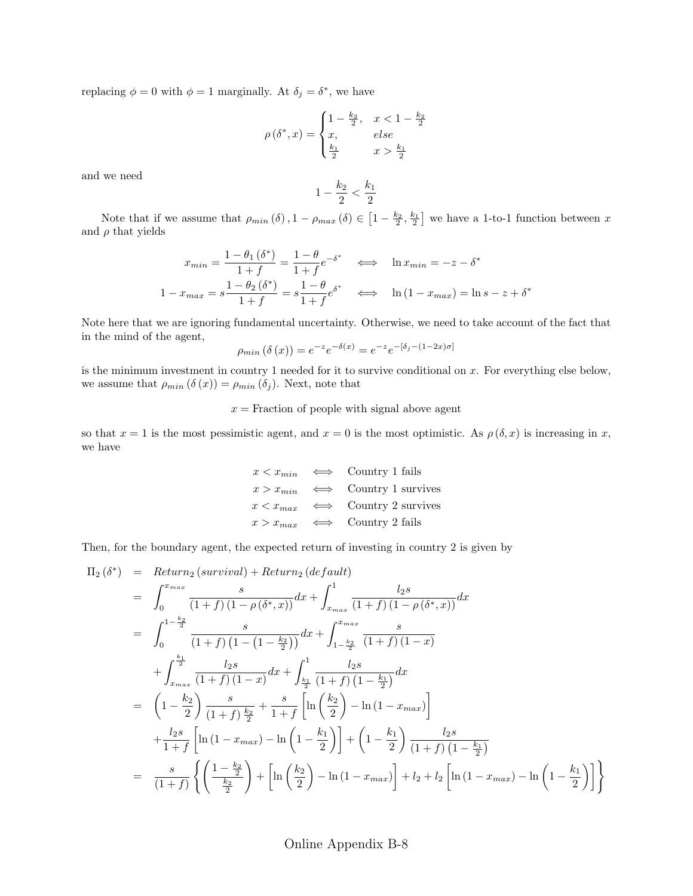replacing $\phi = 0$ with $\phi = 1$ marginally. At $\delta_j = \delta^*$, we have

$$\rho(\delta^*, x) = \begin{cases} 1 - \frac{k_2}{2}, & x < 1 - \frac{k_2}{2} \\ x, & else \\ \frac{k_1}{2} & x > \frac{k_1}{2} \end{cases}$$

and we need

$$1 - \frac{k_2}{2} < \frac{k_1}{2}$$

Note that if we assume that $\rho_{min}(\delta), 1 - \rho_{max}(\delta) \in \left[1 - \frac{k_2}{2}, \frac{k_1}{2}\right]$ we have a 1-to-1 function between $x$ and $\rho$ that yields

$$\begin{aligned} x_{min} = \frac{1 - \theta_1(\delta^*)}{1+f} &= \frac{1-\theta}{1+f} e^{-\delta^*} \quad \iff \quad \ln x_{min} = -z - \delta^* \\ 1 - x_{max} = s\frac{1 - \theta_2(\delta^*)}{1+f} &= s\frac{1-\theta}{1+f} e^{\delta^*} \quad \iff \quad \ln(1 - x_{max}) = \ln s - z + \delta^* \end{aligned}$$

Note here that we are ignoring fundamental uncertainty. Otherwise, we need to take account of the fact that in the mind of the agent,

$$\rho_{min}(\delta(x)) = e^{-z} e^{-\delta(x)} = e^{-z} e^{-[\delta_j - (1-2x)\sigma]}$$

is the minimum investment in country 1 needed for it to survive conditional on $x$. For everything else below, we assume that $\rho_{min}(\delta(x)) = \rho_{min}(\delta_j)$. Next, note that

$$x = \text{Fraction of people with signal above agent}$$

so that $x = 1$ is the most pessimistic agent, and $x = 0$ is the most optimistic. As $\rho(\delta, x)$ is increasing in $x$, we have

$$\begin{aligned} x < x_{min} &\iff \text{Country 1 fails} \\ x > x_{min} &\iff \text{Country 1 survives} \\ x < x_{max} &\iff \text{Country 2 survives} \\ x > x_{max} &\iff \text{Country 2 fails} \end{aligned}$$

Then, for the boundary agent, the expected return of investing in country 2 is given by

$$\begin{aligned} \Pi_2(\delta^*) &= Return_2(survival) + Return_2(default) \\ &= \int_0^{x_{max}} \frac{s}{(1+f)(1-\rho(\delta^*, x))} dx + \int_{x_{max}}^1 \frac{l_2 s}{(1+f)(1-\rho(\delta^*, x))} dx \\ &= \int_0^{1-\frac{k_2}{2}} \frac{s}{(1+f)\left(1 - \left(1 - \frac{k_2}{2}\right)\right)} dx + \int_{1-\frac{k_2}{2}}^{x_{max}} \frac{s}{(1+f)(1-x)} \\ &\quad + \int_{x_{max}}^{\frac{k_1}{2}} \frac{l_2 s}{(1+f)(1-x)} dx + \int_{\frac{k_1}{2}}^1 \frac{l_2 s}{(1+f)\left(1 - \frac{k_1}{2}\right)} dx \\ &= \left(1 - \frac{k_2}{2}\right) \frac{s}{(1+f)\frac{k_2}{2}} + \frac{s}{1+f}\left[\ln\left(\frac{k_2}{2}\right) - \ln(1 - x_{max})\right] \\ &\quad + \frac{l_2 s}{1+f}\left[\ln(1 - x_{max}) - \ln\left(1 - \frac{k_1}{2}\right)\right] + \left(1 - \frac{k_1}{2}\right) \frac{l_2 s}{(1+f)\left(1 - \frac{k_1}{2}\right)} \\ &= \frac{s}{(1+f)}\left\{\left(\frac{1 - \frac{k_2}{2}}{\frac{k_2}{2}}\right) + \left[\ln\left(\frac{k_2}{2}\right) - \ln(1 - x_{max})\right] + l_2 + l_2\left[\ln(1 - x_{max}) - \ln\left(1 - \frac{k_1}{2}\right)\right]\right\} \end{aligned}$$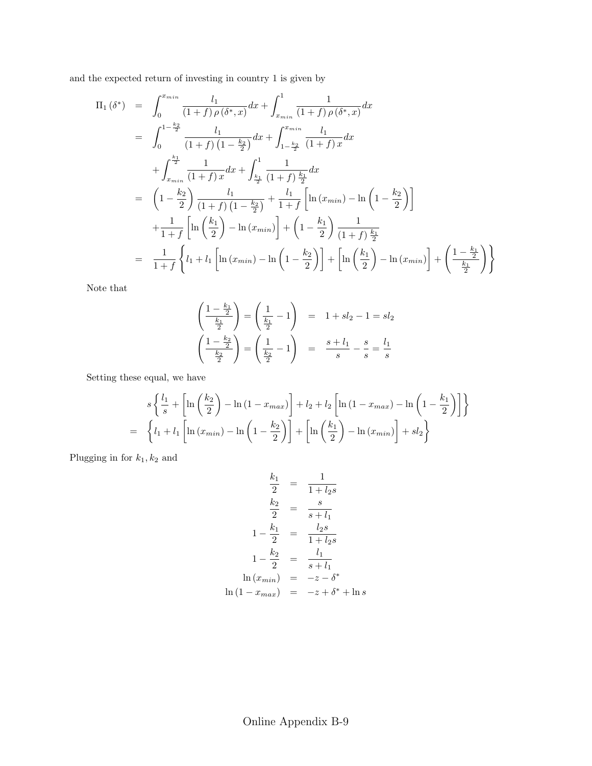and the expected return of investing in country 1 is given by

$$
\begin{aligned}
\Pi_1(\delta^*) &= \int_0^{x_{min}} \frac{l_1}{(1+f)\,\rho(\delta^*,x)}dx + \int_{x_{min}}^1 \frac{1}{(1+f)\,\rho(\delta^*,x)}dx \\
&= \int_0^{1-\frac{k_2}{2}} \frac{l_1}{(1+f)\left(1-\frac{k_2}{2}\right)}dx + \int_{1-\frac{k_2}{2}}^{x_{min}} \frac{l_1}{(1+f)\,x}dx \\
&\quad + \int_{x_{min}}^{\frac{k_1}{2}} \frac{1}{(1+f)\,x}dx + \int_{\frac{k_1}{2}}^1 \frac{1}{(1+f)\,\frac{k_1}{2}}dx \\
&= \left(1-\frac{k_2}{2}\right)\frac{l_1}{(1+f)\left(1-\frac{k_2}{2}\right)} + \frac{l_1}{1+f}\left[\ln(x_{min}) - \ln\left(1-\frac{k_2}{2}\right)\right] \\
&\quad + \frac{1}{1+f}\left[\ln\left(\frac{k_1}{2}\right) - \ln(x_{min})\right] + \left(1-\frac{k_1}{2}\right)\frac{1}{(1+f)\,\frac{k_1}{2}} \\
&= \frac{1}{1+f}\left\{l_1 + l_1\left[\ln(x_{min}) - \ln\left(1-\frac{k_2}{2}\right)\right] + \left[\ln\left(\frac{k_1}{2}\right) - \ln(x_{min})\right] + \left(\frac{1-\frac{k_1}{2}}{\frac{k_1}{2}}\right)\right\}
\end{aligned}
$$

Note that

$$
\begin{aligned}
\left(\frac{1-\frac{k_1}{2}}{\frac{k_1}{2}}\right) = \left(\frac{1}{\frac{k_1}{2}}-1\right) &= 1 + sl_2 - 1 = sl_2 \\
\left(\frac{1-\frac{k_2}{2}}{\frac{k_2}{2}}\right) = \left(\frac{1}{\frac{k_2}{2}}-1\right) &= \frac{s+l_1}{s} - \frac{s}{s} = \frac{l_1}{s}
\end{aligned}
$$

Setting these equal, we have

$$
\begin{aligned}
& s\left\{\frac{l_1}{s} + \left[\ln\left(\frac{k_2}{2}\right) - \ln(1-x_{max})\right] + l_2 + l_2\left[\ln(1-x_{max}) - \ln\left(1-\frac{k_1}{2}\right)\right]\right\} \\
=\; & \left\{l_1 + l_1\left[\ln(x_{min}) - \ln\left(1-\frac{k_2}{2}\right)\right] + \left[\ln\left(\frac{k_1}{2}\right) - \ln(x_{min})\right] + sl_2\right\}
\end{aligned}
$$

Plugging in for $k_1, k_2$ and

$$
\begin{aligned}
\frac{k_1}{2} &= \frac{1}{1+l_2 s} \\
\frac{k_2}{2} &= \frac{s}{s+l_1} \\
1-\frac{k_1}{2} &= \frac{l_2 s}{1+l_2 s} \\
1-\frac{k_2}{2} &= \frac{l_1}{s+l_1} \\
\ln(x_{min}) &= -z - \delta^* \\
\ln(1-x_{max}) &= -z + \delta^* + \ln s
\end{aligned}
$$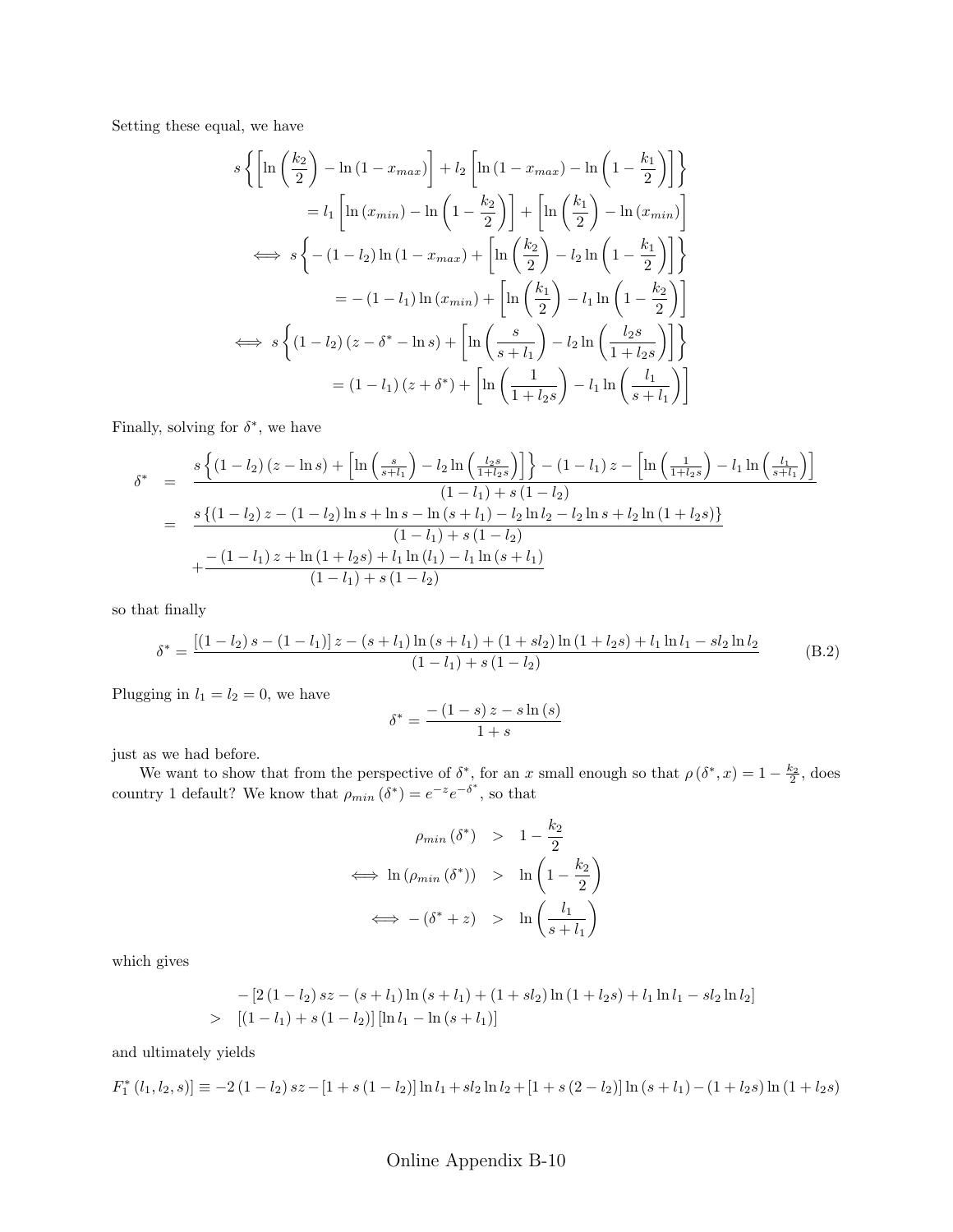Setting these equal, we have

$$
\begin{aligned}
& s\left\{\left[\ln\left(\frac{k_2}{2}\right)-\ln\left(1-x_{max}\right)\right]+l_2\left[\ln\left(1-x_{max}\right)-\ln\left(1-\frac{k_1}{2}\right)\right]\right\} \\
&\quad = l_1\left[\ln\left(x_{min}\right)-\ln\left(1-\frac{k_2}{2}\right)\right]+\left[\ln\left(\frac{k_1}{2}\right)-\ln\left(x_{min}\right)\right] \\
\iff & s\left\{-\left(1-l_2\right)\ln\left(1-x_{max}\right)+\left[\ln\left(\frac{k_2}{2}\right)-l_2\ln\left(1-\frac{k_1}{2}\right)\right]\right\} \\
&\quad = -\left(1-l_1\right)\ln\left(x_{min}\right)+\left[\ln\left(\frac{k_1}{2}\right)-l_1\ln\left(1-\frac{k_2}{2}\right)\right] \\
\iff & s\left\{\left(1-l_2\right)\left(z-\delta^*-\ln s\right)+\left[\ln\left(\frac{s}{s+l_1}\right)-l_2\ln\left(\frac{l_2 s}{1+l_2 s}\right)\right]\right\} \\
&\quad = \left(1-l_1\right)\left(z+\delta^*\right)+\left[\ln\left(\frac{1}{1+l_2 s}\right)-l_1\ln\left(\frac{l_1}{s+l_1}\right)\right]
\end{aligned}
$$

Finally, solving for $\delta^*$, we have

$$
\begin{aligned}
\delta^* &= \frac{s\left\{\left(1-l_2\right)\left(z-\ln s\right)+\left[\ln\left(\frac{s}{s+l_1}\right)-l_2\ln\left(\frac{l_2 s}{1+l_2 s}\right)\right]\right\}-\left(1-l_1\right)z-\left[\ln\left(\frac{1}{1+l_2 s}\right)-l_1\ln\left(\frac{l_1}{s+l_1}\right)\right]}{\left(1-l_1\right)+s\left(1-l_2\right)} \\
&= \frac{s\left\{\left(1-l_2\right)z-\left(1-l_2\right)\ln s+\ln s-\ln\left(s+l_1\right)-l_2\ln l_2-l_2\ln s+l_2\ln\left(1+l_2 s\right)\right\}}{\left(1-l_1\right)+s\left(1-l_2\right)} \\
&\quad +\frac{-\left(1-l_1\right)z+\ln\left(1+l_2 s\right)+l_1\ln\left(l_1\right)-l_1\ln\left(s+l_1\right)}{\left(1-l_1\right)+s\left(1-l_2\right)}
\end{aligned}
$$

so that finally

$$
\delta^* = \frac{\left[\left(1-l_2\right)s-\left(1-l_1\right)\right]z-\left(s+l_1\right)\ln\left(s+l_1\right)+\left(1+sl_2\right)\ln\left(1+l_2 s\right)+l_1\ln l_1-sl_2\ln l_2}{\left(1-l_1\right)+s\left(1-l_2\right)} \tag{B.2}
$$

Plugging in $l_1 = l_2 = 0$, we have

$$
\delta^* = \frac{-\left(1-s\right)z-s\ln\left(s\right)}{1+s}
$$

just as we had before.

We want to show that from the perspective of $\delta^*$, for an $x$ small enough so that $\rho\left(\delta^*, x\right) = 1-\frac{k_2}{2}$, does country 1 default? We know that $\rho_{min}\left(\delta^*\right) = e^{-z}e^{-\delta^*}$, so that

$$
\begin{aligned}
\rho_{min}\left(\delta^*\right) &> 1-\frac{k_2}{2} \\
\iff \ln\left(\rho_{min}\left(\delta^*\right)\right) &> \ln\left(1-\frac{k_2}{2}\right) \\
\iff -\left(\delta^*+z\right) &> \ln\left(\frac{l_1}{s+l_1}\right)
\end{aligned}
$$

which gives

$$
\begin{aligned}
& -\left[2\left(1-l_2\right)sz-\left(s+l_1\right)\ln\left(s+l_1\right)+\left(1+sl_2\right)\ln\left(1+l_2 s\right)+l_1\ln l_1-sl_2\ln l_2\right] \\
> \;& \left[\left(1-l_1\right)+s\left(1-l_2\right)\right]\left[\ln l_1-\ln\left(s+l_1\right)\right]
\end{aligned}
$$

and ultimately yields

$$
F_1^*\left(l_1, l_2, s\right)] \equiv -2\left(1-l_2\right)sz-\left[1+s\left(1-l_2\right)\right]\ln l_1+sl_2\ln l_2+\left[1+s\left(2-l_2\right)\right]\ln\left(s+l_1\right)-\left(1+l_2 s\right)\ln\left(1+l_2 s\right)
$$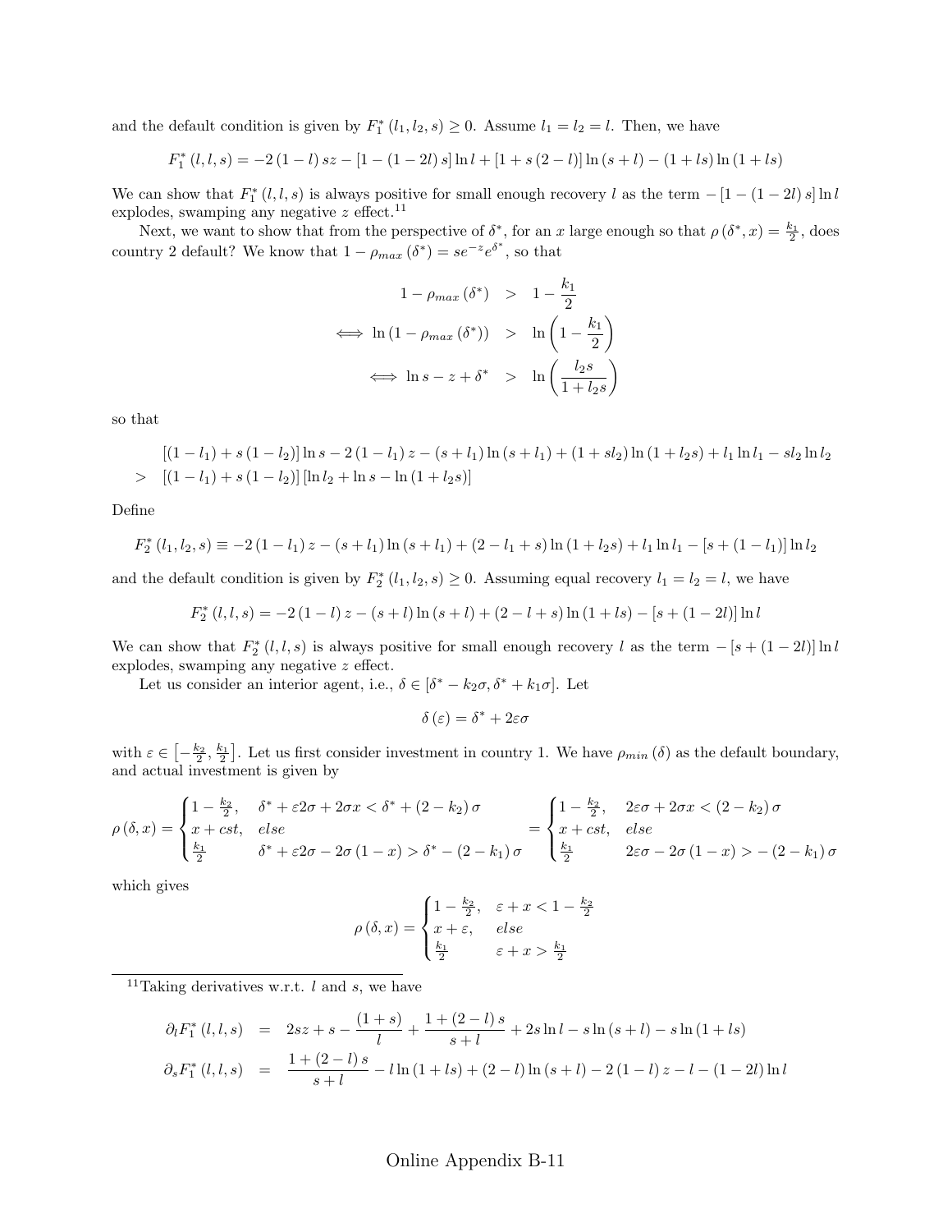and the default condition is given by $F_1^*(l_1,l_2,s) \geq 0$. Assume $l_1 = l_2 = l$. Then, we have

$$F_1^*(l,l,s) = -2(1-l)sz - [1-(1-2l)s]\ln l + [1+s(2-l)]\ln(s+l) - (1+ls)\ln(1+ls)$$

We can show that $F_1^*(l,l,s)$ is always positive for small enough recovery $l$ as the term $-[1-(1-2l)s]\ln l$ explodes, swamping any negative $z$ effect.[11]

Next, we want to show that from the perspective of $\delta^*$, for an $x$ large enough so that $\rho(\delta^*, x) = \frac{k_1}{2}$, does country 2 default? We know that $1 - \rho_{max}(\delta^*) = se^{-z}e^{\delta^*}$, so that

$$\begin{aligned}
1-\rho_{max}(\delta^*) &> 1-\frac{k_1}{2} \\
\iff \ln(1-\rho_{max}(\delta^*)) &> \ln\left(1-\frac{k_1}{2}\right) \\
\iff \ln s - z + \delta^* &> \ln\left(\frac{l_2 s}{1+l_2 s}\right)
\end{aligned}$$

so that

$$\begin{aligned}
&[(1-l_1)+s(1-l_2)]\ln s - 2(1-l_1)z - (s+l_1)\ln(s+l_1) + (1+sl_2)\ln(1+l_2 s) + l_1\ln l_1 - sl_2\ln l_2 \\
> \ & [(1-l_1)+s(1-l_2)][\ln l_2 + \ln s - \ln(1+l_2 s)]
\end{aligned}$$

Define

$$F_2^*(l_1,l_2,s) \equiv -2(1-l_1)z - (s+l_1)\ln(s+l_1) + (2-l_1+s)\ln(1+l_2 s) + l_1\ln l_1 - [s+(1-l_1)]\ln l_2$$

and the default condition is given by $F_2^*(l_1,l_2,s) \geq 0$. Assuming equal recovery $l_1 = l_2 = l$, we have

$$F_2^*(l,l,s) = -2(1-l)z - (s+l)\ln(s+l) + (2-l+s)\ln(1+ls) - [s+(1-2l)]\ln l$$

We can show that $F_2^*(l,l,s)$ is always positive for small enough recovery $l$ as the term $-[s+(1-2l)]\ln l$ explodes, swamping any negative $z$ effect.

Let us consider an interior agent, i.e., $\delta \in [\delta^* - k_2\sigma, \delta^* + k_1\sigma]$. Let

$$\delta(\varepsilon) = \delta^* + 2\varepsilon\sigma$$

with $\varepsilon \in \left[-\frac{k_2}{2}, \frac{k_1}{2}\right]$. Let us first consider investment in country 1. We have $\rho_{min}(\delta)$ as the default boundary, and actual investment is given by

$$\rho(\delta,x) = \begin{cases} 1-\frac{k_2}{2}, & \delta^* + \varepsilon 2\sigma + 2\sigma x < \delta^* + (2-k_2)\sigma \\ x + cst, & else \\ \frac{k_1}{2} & \delta^* + \varepsilon 2\sigma - 2\sigma(1-x) > \delta^* - (2-k_1)\sigma \end{cases} = \begin{cases} 1-\frac{k_2}{2}, & 2\varepsilon\sigma + 2\sigma x < (2-k_2)\sigma \\ x + cst, & else \\ \frac{k_1}{2} & 2\varepsilon\sigma - 2\sigma(1-x) > -(2-k_1)\sigma \end{cases}$$

which gives

$$\rho(\delta,x) = \begin{cases} 1-\frac{k_2}{2}, & \varepsilon + x < 1-\frac{k_2}{2} \\ x+\varepsilon, & else \\ \frac{k_1}{2} & \varepsilon + x > \frac{k_1}{2} \end{cases}$$

[11] Taking derivatives w.r.t. $l$ and $s$, we have

$$\begin{aligned}
\partial_l F_1^*(l,l,s) &= 2sz + s - \frac{(1+s)}{l} + \frac{1+(2-l)s}{s+l} + 2s\ln l - s\ln(s+l) - s\ln(1+ls) \\
\partial_s F_1^*(l,l,s) &= \frac{1+(2-l)s}{s+l} - l\ln(1+ls) + (2-l)\ln(s+l) - 2(1-l)z - l - (1-2l)\ln l
\end{aligned}$$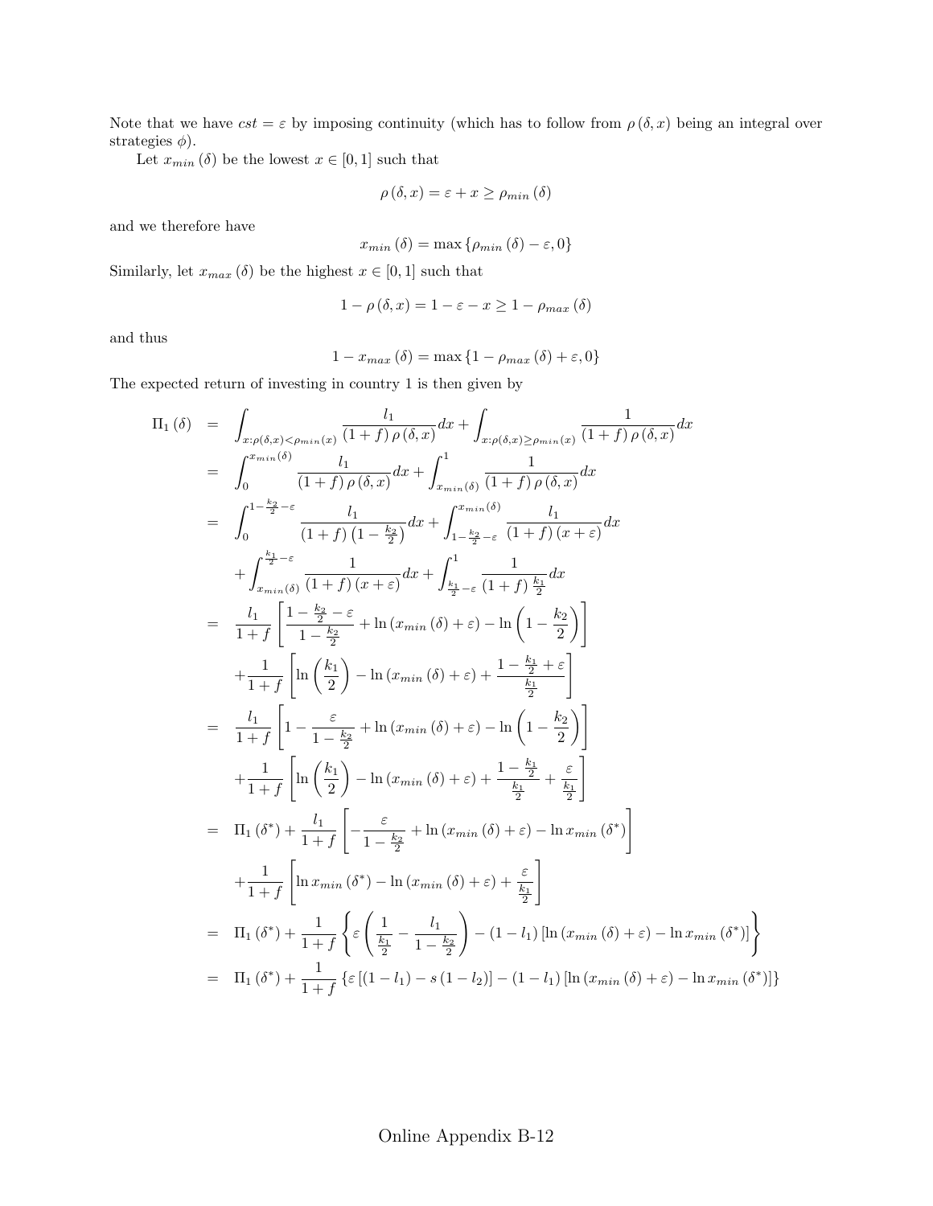Note that we have $cst = \varepsilon$ by imposing continuity (which has to follow from $\rho(\delta, x)$ being an integral over strategies $\phi$).

Let $x_{min}(\delta)$ be the lowest $x \in [0,1]$ such that

$$\rho(\delta, x) = \varepsilon + x \geq \rho_{min}(\delta)$$

and we therefore have

$$x_{min}(\delta) = \max\{\rho_{min}(\delta) - \varepsilon, 0\}$$

Similarly, let $x_{max}(\delta)$ be the highest $x \in [0,1]$ such that

$$1 - \rho(\delta, x) = 1 - \varepsilon - x \geq 1 - \rho_{max}(\delta)$$

and thus

$$1 - x_{max}(\delta) = \max\{1 - \rho_{max}(\delta) + \varepsilon, 0\}$$

The expected return of investing in country 1 is then given by

$$
\begin{aligned}
\Pi_1(\delta) &= \int_{x:\rho(\delta,x)<\rho_{min}(x)} \frac{l_1}{(1+f)\,\rho(\delta,x)}dx + \int_{x:\rho(\delta,x)\geq\rho_{min}(x)} \frac{1}{(1+f)\,\rho(\delta,x)}dx \\
&= \int_0^{x_{min}(\delta)} \frac{l_1}{(1+f)\,\rho(\delta,x)}dx + \int_{x_{min}(\delta)}^1 \frac{1}{(1+f)\,\rho(\delta,x)}dx \\
&= \int_0^{1-\frac{k_2}{2}-\varepsilon} \frac{l_1}{(1+f)\left(1-\frac{k_2}{2}\right)}dx + \int_{1-\frac{k_2}{2}-\varepsilon}^{x_{min}(\delta)} \frac{l_1}{(1+f)(x+\varepsilon)}dx \\
&\quad + \int_{x_{min}(\delta)}^{\frac{k_1}{2}-\varepsilon} \frac{1}{(1+f)(x+\varepsilon)}dx + \int_{\frac{k_1}{2}-\varepsilon}^1 \frac{1}{(1+f)\,\frac{k_1}{2}}dx \\
&= \frac{l_1}{1+f}\left[\frac{1-\frac{k_2}{2}-\varepsilon}{1-\frac{k_2}{2}} + \ln(x_{min}(\delta)+\varepsilon) - \ln\left(1-\frac{k_2}{2}\right)\right] \\
&\quad + \frac{1}{1+f}\left[\ln\left(\frac{k_1}{2}\right) - \ln(x_{min}(\delta)+\varepsilon) + \frac{1-\frac{k_1}{2}+\varepsilon}{\frac{k_1}{2}}\right] \\
&= \frac{l_1}{1+f}\left[1 - \frac{\varepsilon}{1-\frac{k_2}{2}} + \ln(x_{min}(\delta)+\varepsilon) - \ln\left(1-\frac{k_2}{2}\right)\right] \\
&\quad + \frac{1}{1+f}\left[\ln\left(\frac{k_1}{2}\right) - \ln(x_{min}(\delta)+\varepsilon) + \frac{1-\frac{k_1}{2}}{\frac{k_1}{2}} + \frac{\varepsilon}{\frac{k_1}{2}}\right] \\
&= \Pi_1(\delta^*) + \frac{l_1}{1+f}\left[-\frac{\varepsilon}{1-\frac{k_2}{2}} + \ln(x_{min}(\delta)+\varepsilon) - \ln x_{min}(\delta^*)\right] \\
&\quad + \frac{1}{1+f}\left[\ln x_{min}(\delta^*) - \ln(x_{min}(\delta)+\varepsilon) + \frac{\varepsilon}{\frac{k_1}{2}}\right] \\
&= \Pi_1(\delta^*) + \frac{1}{1+f}\left\{\varepsilon\left(\frac{1}{\frac{k_1}{2}} - \frac{l_1}{1-\frac{k_2}{2}}\right) - (1-l_1)\left[\ln(x_{min}(\delta)+\varepsilon) - \ln x_{min}(\delta^*)\right]\right\} \\
&= \Pi_1(\delta^*) + \frac{1}{1+f}\left\{\varepsilon\left[(1-l_1) - s(1-l_2)\right] - (1-l_1)\left[\ln(x_{min}(\delta)+\varepsilon) - \ln x_{min}(\delta^*)\right]\right\}
\end{aligned}
$$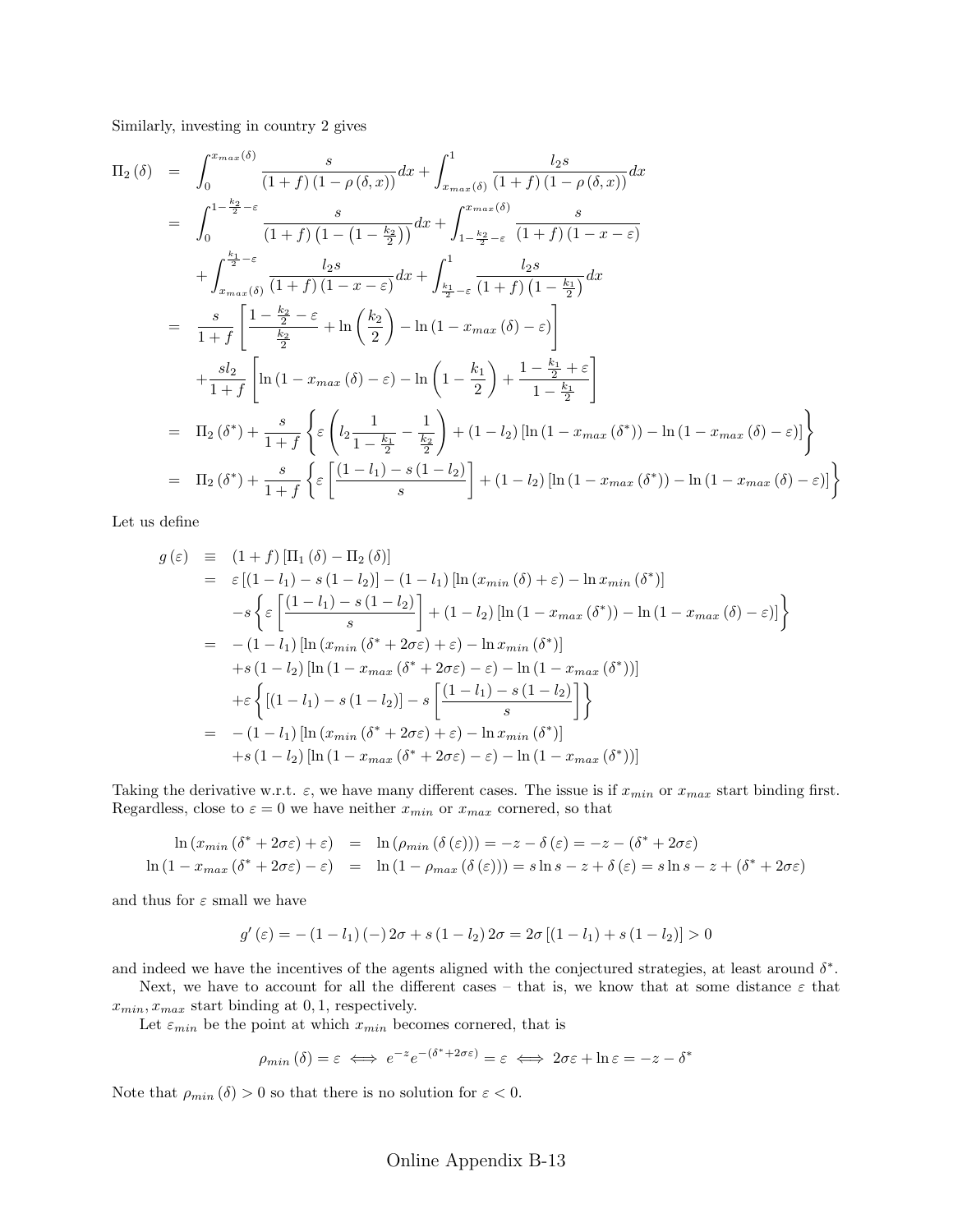Similarly, investing in country 2 gives

$$
\begin{aligned}
\Pi_2(\delta) &= \int_0^{x_{max}(\delta)} \frac{s}{(1+f)(1-\rho(\delta,x))}dx + \int_{x_{max}(\delta)}^1 \frac{l_2 s}{(1+f)(1-\rho(\delta,x))}dx \\
&= \int_0^{1-\frac{k_2}{2}-\varepsilon} \frac{s}{(1+f)\left(1-\left(1-\frac{k_2}{2}\right)\right)}dx + \int_{1-\frac{k_2}{2}-\varepsilon}^{x_{max}(\delta)} \frac{s}{(1+f)(1-x-\varepsilon)} \\
&\quad + \int_{x_{max}(\delta)}^{\frac{k_1}{2}-\varepsilon} \frac{l_2 s}{(1+f)(1-x-\varepsilon)}dx + \int_{\frac{k_1}{2}-\varepsilon}^1 \frac{l_2 s}{(1+f)\left(1-\frac{k_1}{2}\right)}dx \\
&= \frac{s}{1+f}\left[\frac{1-\frac{k_2}{2}-\varepsilon}{\frac{k_2}{2}} + \ln\left(\frac{k_2}{2}\right) - \ln\left(1-x_{max}(\delta)-\varepsilon\right)\right] \\
&\quad + \frac{s l_2}{1+f}\left[\ln\left(1-x_{max}(\delta)-\varepsilon\right) - \ln\left(1-\frac{k_1}{2}\right) + \frac{1-\frac{k_1}{2}+\varepsilon}{1-\frac{k_1}{2}}\right] \\
&= \Pi_2(\delta^*) + \frac{s}{1+f}\left\{\varepsilon\left(l_2\frac{1}{1-\frac{k_1}{2}} - \frac{1}{\frac{k_2}{2}}\right) + (1-l_2)\left[\ln\left(1-x_{max}(\delta^*)\right) - \ln\left(1-x_{max}(\delta)-\varepsilon\right)\right]\right\} \\
&= \Pi_2(\delta^*) + \frac{s}{1+f}\left\{\varepsilon\left[\frac{(1-l_1)-s(1-l_2)}{s}\right] + (1-l_2)\left[\ln\left(1-x_{max}(\delta^*)\right) - \ln\left(1-x_{max}(\delta)-\varepsilon\right)\right]\right\}
\end{aligned}
$$

Let us define

$$
\begin{aligned}
g(\varepsilon) &\equiv (1+f)\left[\Pi_1(\delta) - \Pi_2(\delta)\right] \\
&= \varepsilon\left[(1-l_1) - s(1-l_2)\right] - (1-l_1)\left[\ln\left(x_{min}(\delta)+\varepsilon\right) - \ln x_{min}(\delta^*)\right] \\
&\quad - s\left\{\varepsilon\left[\frac{(1-l_1)-s(1-l_2)}{s}\right] + (1-l_2)\left[\ln\left(1-x_{max}(\delta^*)\right) - \ln\left(1-x_{max}(\delta)-\varepsilon\right)\right]\right\} \\
&= -(1-l_1)\left[\ln\left(x_{min}(\delta^*+2\sigma\varepsilon)+\varepsilon\right) - \ln x_{min}(\delta^*)\right] \\
&\quad + s(1-l_2)\left[\ln\left(1-x_{max}(\delta^*+2\sigma\varepsilon)-\varepsilon\right) - \ln\left(1-x_{max}(\delta^*)\right)\right] \\
&\quad + \varepsilon\left\{\left[(1-l_1)-s(1-l_2)\right] - s\left[\frac{(1-l_1)-s(1-l_2)}{s}\right]\right\} \\
&= -(1-l_1)\left[\ln\left(x_{min}(\delta^*+2\sigma\varepsilon)+\varepsilon\right) - \ln x_{min}(\delta^*)\right] \\
&\quad + s(1-l_2)\left[\ln\left(1-x_{max}(\delta^*+2\sigma\varepsilon)-\varepsilon\right) - \ln\left(1-x_{max}(\delta^*)\right)\right]
\end{aligned}
$$

Taking the derivative w.r.t. $\varepsilon$, we have many different cases. The issue is if $x_{min}$ or $x_{max}$ start binding first. Regardless, close to $\varepsilon = 0$ we have neither $x_{min}$ or $x_{max}$ cornered, so that

$$
\begin{aligned}
\ln\left(x_{min}(\delta^*+2\sigma\varepsilon)+\varepsilon\right) &= \ln\left(\rho_{min}(\delta(\varepsilon))\right) = -z - \delta(\varepsilon) = -z - (\delta^*+2\sigma\varepsilon) \\
\ln\left(1-x_{max}(\delta^*+2\sigma\varepsilon)-\varepsilon\right) &= \ln\left(1-\rho_{max}(\delta(\varepsilon))\right) = s\ln s - z + \delta(\varepsilon) = s\ln s - z + (\delta^*+2\sigma\varepsilon)
\end{aligned}
$$

and thus for $\varepsilon$ small we have

$$
g'(\varepsilon) = -(1-l_1)(-)2\sigma + s(1-l_2)2\sigma = 2\sigma\left[(1-l_1) + s(1-l_2)\right] > 0
$$

and indeed we have the incentives of the agents aligned with the conjectured strategies, at least around $\delta^*$.

Next, we have to account for all the different cases – that is, we know that at some distance $\varepsilon$ that $x_{min}, x_{max}$ start binding at $0, 1$, respectively.

Let $\varepsilon_{min}$ be the point at which $x_{min}$ becomes cornered, that is

$$
\rho_{min}(\delta) = \varepsilon \iff e^{-z}e^{-(\delta^*+2\sigma\varepsilon)} = \varepsilon \iff 2\sigma\varepsilon + \ln\varepsilon = -z - \delta^*
$$

Note that $\rho_{min}(\delta) > 0$ so that there is no solution for $\varepsilon < 0$.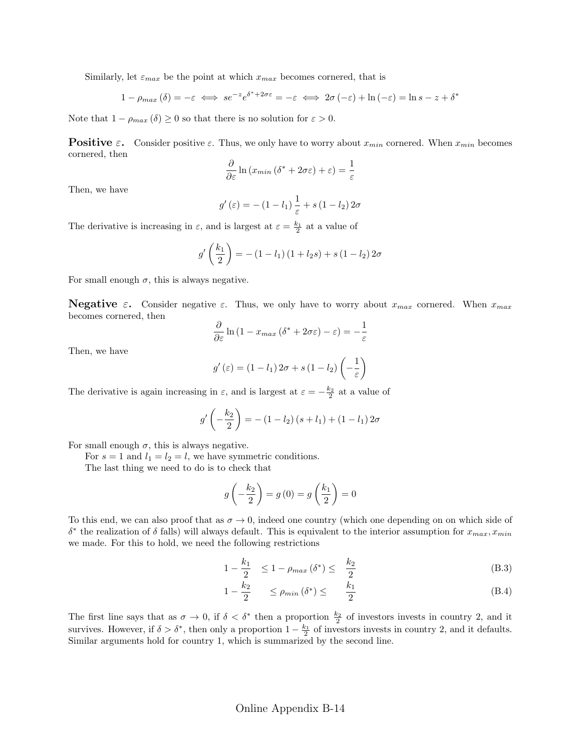Similarly, let $\varepsilon_{max}$ be the point at which $x_{max}$ becomes cornered, that is

$$1 - \rho_{max}(\delta) = -\varepsilon \iff se^{-z}e^{\delta^* + 2\sigma\varepsilon} = -\varepsilon \iff 2\sigma(-\varepsilon) + \ln(-\varepsilon) = \ln s - z + \delta^*$$

Note that $1 - \rho_{max}(\delta) \geq 0$ so that there is no solution for $\varepsilon > 0$.

**Positive $\varepsilon$.** Consider positive $\varepsilon$. Thus, we only have to worry about $x_{min}$ cornered. When $x_{min}$ becomes cornered, then

$$\frac{\partial}{\partial \varepsilon} \ln(x_{min}(\delta^* + 2\sigma\varepsilon) + \varepsilon) = \frac{1}{\varepsilon}$$

Then, we have

$$g'(\varepsilon) = -(1 - l_1)\frac{1}{\varepsilon} + s(1 - l_2) 2\sigma$$

The derivative is increasing in $\varepsilon$, and is largest at $\varepsilon = \frac{k_1}{2}$ at a value of

$$g'\left(\frac{k_1}{2}\right) = -(1 - l_1)(1 + l_2 s) + s(1 - l_2) 2\sigma$$

For small enough $\sigma$, this is always negative.

**Negative $\varepsilon$.** Consider negative $\varepsilon$. Thus, we only have to worry about $x_{max}$ cornered. When $x_{max}$ becomes cornered, then

$$\frac{\partial}{\partial \varepsilon} \ln(1 - x_{max}(\delta^* + 2\sigma\varepsilon) - \varepsilon) = -\frac{1}{\varepsilon}$$

Then, we have

$$g'(\varepsilon) = (1 - l_1) 2\sigma + s(1 - l_2)\left(-\frac{1}{\varepsilon}\right)$$

The derivative is again increasing in $\varepsilon$, and is largest at $\varepsilon = -\frac{k_2}{2}$ at a value of

$$g'\left(-\frac{k_2}{2}\right) = -(1 - l_2)(s + l_1) + (1 - l_1) 2\sigma$$

For small enough $\sigma$, this is always negative.

For $s = 1$ and $l_1 = l_2 = l$, we have symmetric conditions.

The last thing we need to do is to check that

$$g\left(-\frac{k_2}{2}\right) = g(0) = g\left(\frac{k_1}{2}\right) = 0$$

To this end, we can also proof that as $\sigma \to 0$, indeed one country (which one depending on on which side of $\delta^*$ the realization of $\delta$ falls) will always default. This is equivalent to the interior assumption for $x_{max}, x_{min}$ we made. For this to hold, we need the following restrictions

$$1 - \frac{k_1}{2} \leq 1 - \rho_{max}(\delta^*) \leq \frac{k_2}{2} \tag{B.3}$$

$$1 - \frac{k_2}{2} \leq \rho_{min}(\delta^*) \leq \frac{k_1}{2} \tag{B.4}$$

The first line says that as $\sigma \to 0$, if $\delta < \delta^*$ then a proportion $\frac{k_2}{2}$ of investors invests in country 2, and it survives. However, if $\delta > \delta^*$, then only a proportion $1 - \frac{k_1}{2}$ of investors invests in country 2, and it defaults. Similar arguments hold for country 1, which is summarized by the second line.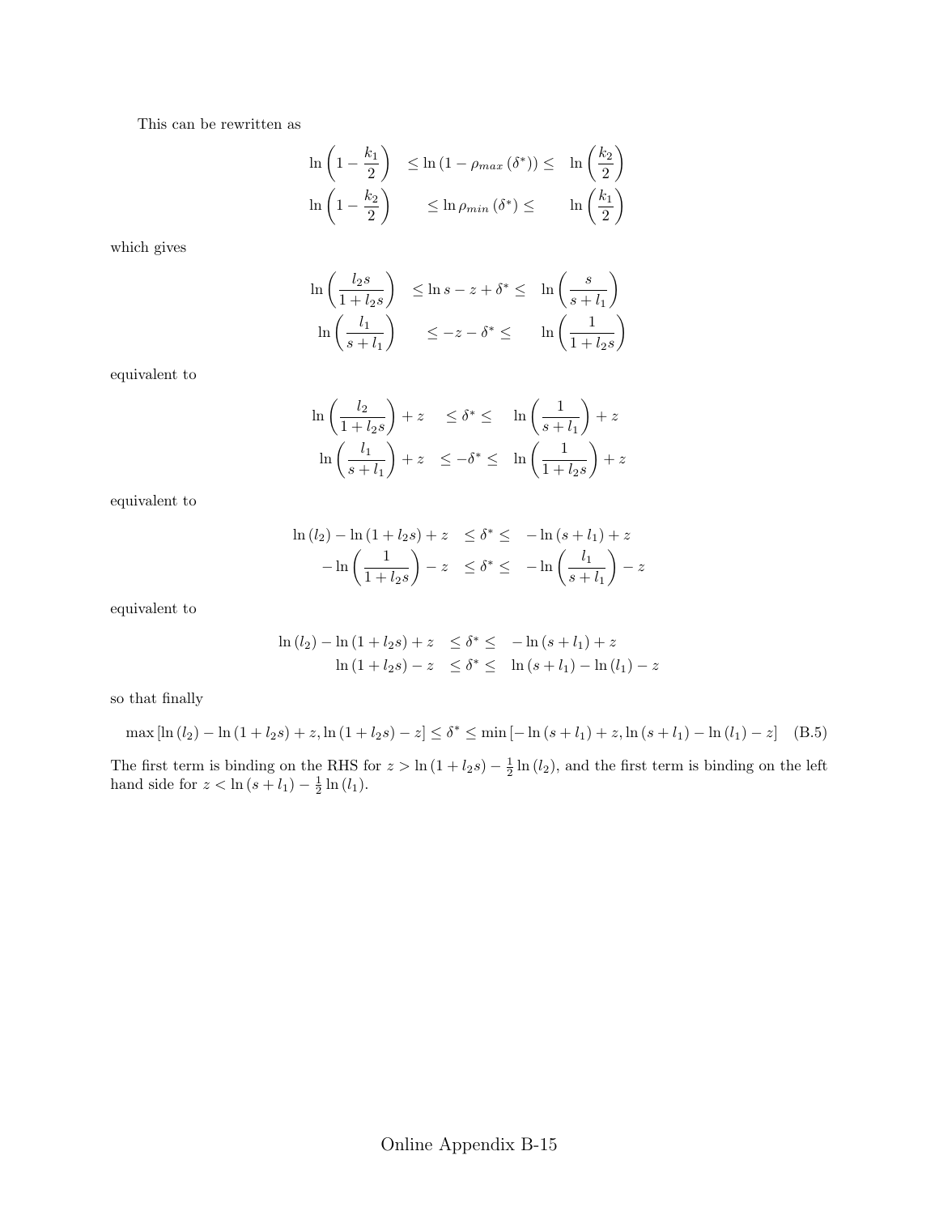This can be rewritten as

$$
\begin{aligned}
\ln\left(1 - \frac{k_1}{2}\right) \quad &\leq \ln\left(1 - \rho_{max}\left(\delta^*\right)\right) \leq \quad \ln\left(\frac{k_2}{2}\right) \\
\ln\left(1 - \frac{k_2}{2}\right) \qquad &\leq \ln \rho_{min}\left(\delta^*\right) \leq \qquad \ln\left(\frac{k_1}{2}\right)
\end{aligned}
$$

which gives

$$
\begin{aligned}
\ln\left(\frac{l_2 s}{1 + l_2 s}\right) \quad &\leq \ln s - z + \delta^* \leq \quad \ln\left(\frac{s}{s + l_1}\right) \\
\ln\left(\frac{l_1}{s + l_1}\right) \qquad &\leq -z - \delta^* \leq \qquad \ln\left(\frac{1}{1 + l_2 s}\right)
\end{aligned}
$$

equivalent to

$$
\begin{aligned}
\ln\left(\frac{l_2}{1 + l_2 s}\right) + z \quad &\leq \delta^* \leq \quad \ln\left(\frac{1}{s + l_1}\right) + z \\
\ln\left(\frac{l_1}{s + l_1}\right) + z \quad &\leq -\delta^* \leq \quad \ln\left(\frac{1}{1 + l_2 s}\right) + z
\end{aligned}
$$

equivalent to

$$
\begin{aligned}
\ln\left(l_2\right) - \ln\left(1 + l_2 s\right) + z \quad &\leq \delta^* \leq \quad -\ln\left(s + l_1\right) + z \\
-\ln\left(\frac{1}{1 + l_2 s}\right) - z \quad &\leq \delta^* \leq \quad -\ln\left(\frac{l_1}{s + l_1}\right) - z
\end{aligned}
$$

equivalent to

$$
\begin{aligned}
\ln\left(l_2\right) - \ln\left(1 + l_2 s\right) + z \quad &\leq \delta^* \leq \quad -\ln\left(s + l_1\right) + z \\
\ln\left(1 + l_2 s\right) - z \quad &\leq \delta^* \leq \quad \ln\left(s + l_1\right) - \ln\left(l_1\right) - z
\end{aligned}
$$

so that finally

$$
\max\left[\ln\left(l_2\right) - \ln\left(1 + l_2 s\right) + z, \ln\left(1 + l_2 s\right) - z\right] \leq \delta^* \leq \min\left[-\ln\left(s + l_1\right) + z, \ln\left(s + l_1\right) - \ln\left(l_1\right) - z\right] \quad \text{(B.5)}
$$

The first term is binding on the RHS for $z > \ln\left(1 + l_2 s\right) - \frac{1}{2}\ln\left(l_2\right)$, and the first term is binding on the left hand side for $z < \ln\left(s + l_1\right) - \frac{1}{2}\ln\left(l_1\right)$.